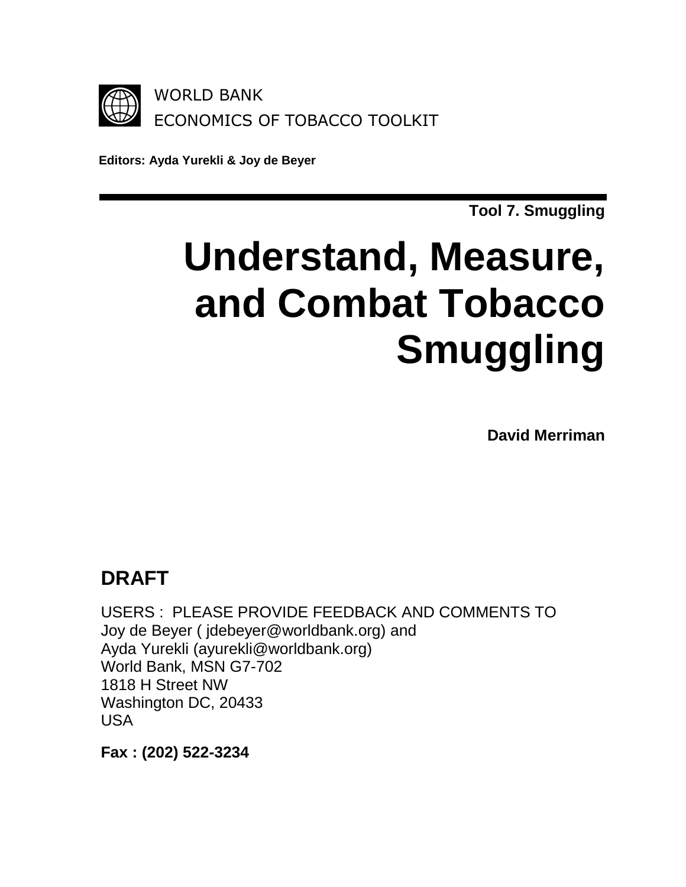WORLD BANK
ECONOMICS OF TOBACCO TOOLKIT

**Editors: Ayda Yurekli & Joy de Beyer**

---

**Tool 7. Smuggling**

# Understand, Measure, and Combat Tobacco Smuggling

**David Merriman**

## DRAFT

USERS : PLEASE PROVIDE FEEDBACK AND COMMENTS TO
Joy de Beyer ( jdebeyer@worldbank.org) and
Ayda Yurekli (ayurekli@worldbank.org)
World Bank, MSN G7-702
1818 H Street NW
Washington DC, 20433
USA

**Fax : (202) 522-3234**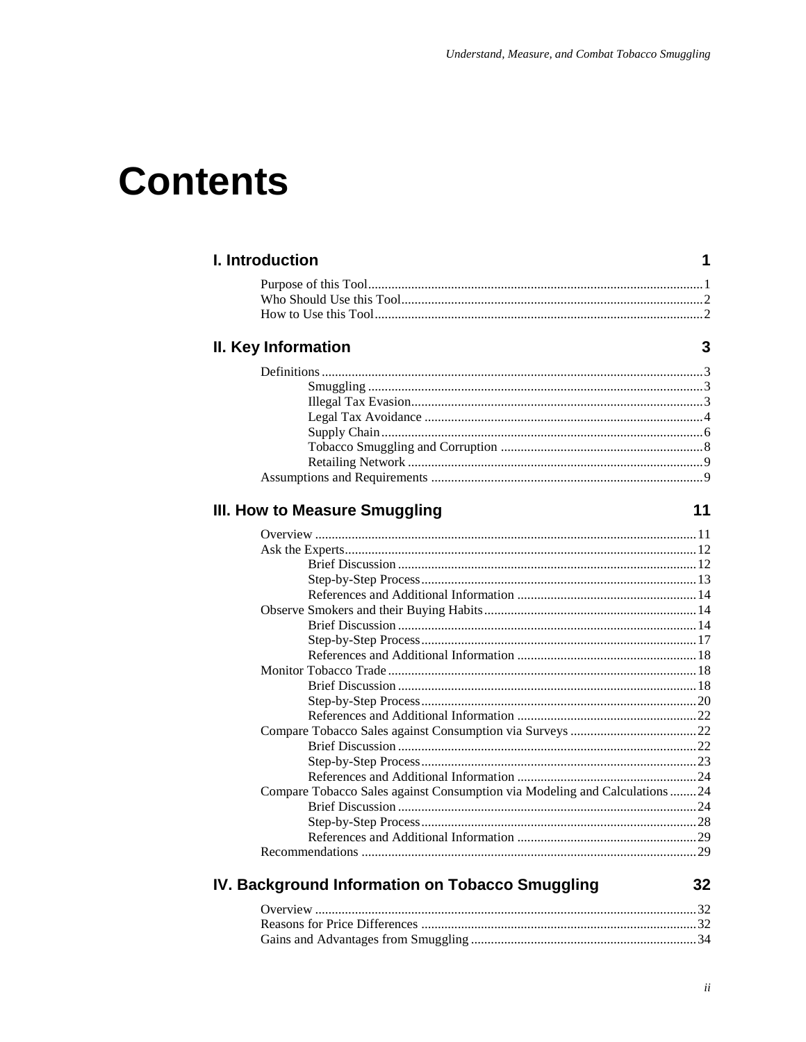# Contents

## I. Introduction — 1

- Purpose of this Tool — 1
- Who Should Use this Tool — 2
- How to Use this Tool — 2

## II. Key Information — 3

- Definitions — 3
  - Smuggling — 3
  - Illegal Tax Evasion — 3
  - Legal Tax Avoidance — 4
  - Supply Chain — 6
  - Tobacco Smuggling and Corruption — 8
  - Retailing Network — 9
- Assumptions and Requirements — 9

## III. How to Measure Smuggling — 11

- Overview — 11
- Ask the Experts — 12
  - Brief Discussion — 12
  - Step-by-Step Process — 13
  - References and Additional Information — 14
- Observe Smokers and their Buying Habits — 14
  - Brief Discussion — 14
  - Step-by-Step Process — 17
  - References and Additional Information — 18
- Monitor Tobacco Trade — 18
  - Brief Discussion — 18
  - Step-by-Step Process — 20
  - References and Additional Information — 22
- Compare Tobacco Sales against Consumption via Surveys — 22
  - Brief Discussion — 22
  - Step-by-Step Process — 23
  - References and Additional Information — 24
- Compare Tobacco Sales against Consumption via Modeling and Calculations — 24
  - Brief Discussion — 24
  - Step-by-Step Process — 28
  - References and Additional Information — 29
- Recommendations — 29

## IV. Background Information on Tobacco Smuggling — 32

- Overview — 32
- Reasons for Price Differences — 32
- Gains and Advantages from Smuggling — 34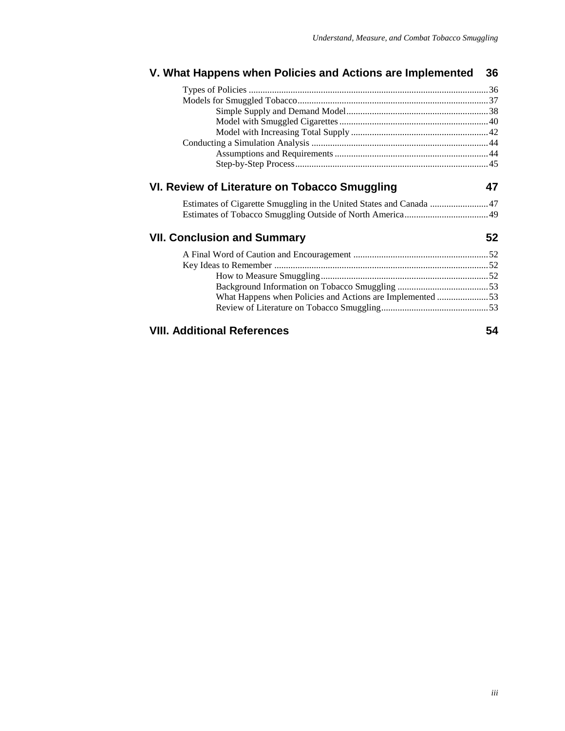## V. What Happens when Policies and Actions are Implemented 36

- Types of Policies ........ 36
- Models for Smuggled Tobacco ........ 37
  - Simple Supply and Demand Model ........ 38
  - Model with Smuggled Cigarettes ........ 40
  - Model with Increasing Total Supply ........ 42
- Conducting a Simulation Analysis ........ 44
  - Assumptions and Requirements ........ 44
  - Step-by-Step Process ........ 45

## VI. Review of Literature on Tobacco Smuggling 47

- Estimates of Cigarette Smuggling in the United States and Canada ........ 47
- Estimates of Tobacco Smuggling Outside of North America ........ 49

## VII. Conclusion and Summary 52

- A Final Word of Caution and Encouragement ........ 52
- Key Ideas to Remember ........ 52
  - How to Measure Smuggling ........ 52
  - Background Information on Tobacco Smuggling ........ 53
  - What Happens when Policies and Actions are Implemented ........ 53
  - Review of Literature on Tobacco Smuggling ........ 53

## VIII. Additional References 54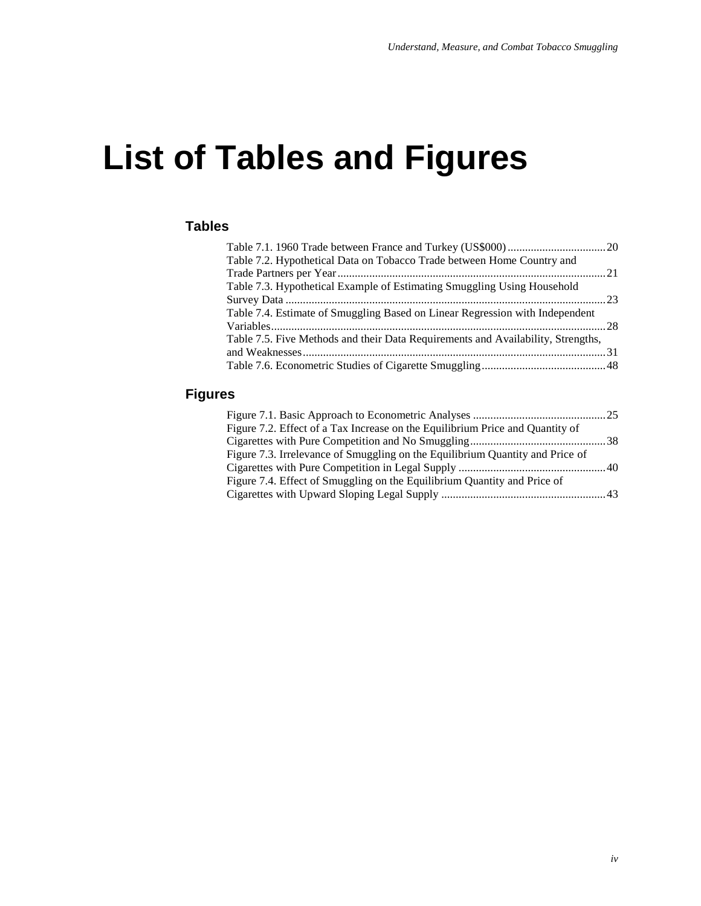# List of Tables and Figures

## Tables

Table 7.1. 1960 Trade between France and Turkey (US$000) .................................. 20
Table 7.2. Hypothetical Data on Tobacco Trade between Home Country and Trade Partners per Year ......................................................................................... 21
Table 7.3. Hypothetical Example of Estimating Smuggling Using Household Survey Data ............................................................................................................ 23
Table 7.4. Estimate of Smuggling Based on Linear Regression with Independent Variables ................................................................................................................ 28
Table 7.5. Five Methods and their Data Requirements and Availability, Strengths, and Weaknesses ..................................................................................................... 31
Table 7.6. Econometric Studies of Cigarette Smuggling .......................................... 48

## Figures

Figure 7.1. Basic Approach to Econometric Analyses ............................................. 25
Figure 7.2. Effect of a Tax Increase on the Equilibrium Price and Quantity of Cigarettes with Pure Competition and No Smuggling .............................................. 38
Figure 7.3. Irrelevance of Smuggling on the Equilibrium Quantity and Price of Cigarettes with Pure Competition in Legal Supply .................................................. 40
Figure 7.4. Effect of Smuggling on the Equilibrium Quantity and Price of Cigarettes with Upward Sloping Legal Supply ........................................................ 43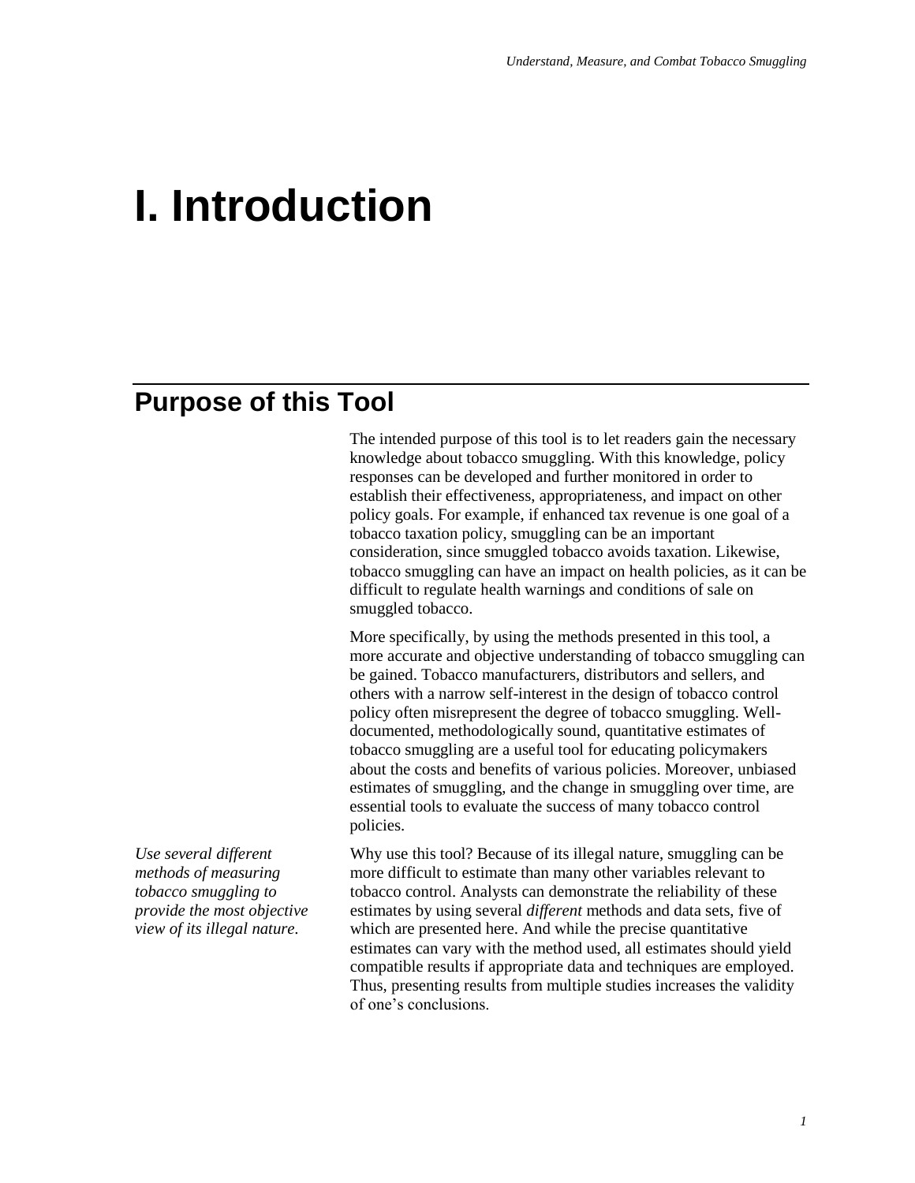# I. Introduction

## Purpose of this Tool

The intended purpose of this tool is to let readers gain the necessary knowledge about tobacco smuggling. With this knowledge, policy responses can be developed and further monitored in order to establish their effectiveness, appropriateness, and impact on other policy goals. For example, if enhanced tax revenue is one goal of a tobacco taxation policy, smuggling can be an important consideration, since smuggled tobacco avoids taxation. Likewise, tobacco smuggling can have an impact on health policies, as it can be difficult to regulate health warnings and conditions of sale on smuggled tobacco.

More specifically, by using the methods presented in this tool, a more accurate and objective understanding of tobacco smuggling can be gained. Tobacco manufacturers, distributors and sellers, and others with a narrow self-interest in the design of tobacco control policy often misrepresent the degree of tobacco smuggling. Well-documented, methodologically sound, quantitative estimates of tobacco smuggling are a useful tool for educating policymakers about the costs and benefits of various policies. Moreover, unbiased estimates of smuggling, and the change in smuggling over time, are essential tools to evaluate the success of many tobacco control policies.

*Use several different methods of measuring tobacco smuggling to provide the most objective view of its illegal nature.*

Why use this tool? Because of its illegal nature, smuggling can be more difficult to estimate than many other variables relevant to tobacco control. Analysts can demonstrate the reliability of these estimates by using several *different* methods and data sets, five of which are presented here. And while the precise quantitative estimates can vary with the method used, all estimates should yield compatible results if appropriate data and techniques are employed. Thus, presenting results from multiple studies increases the validity of one's conclusions.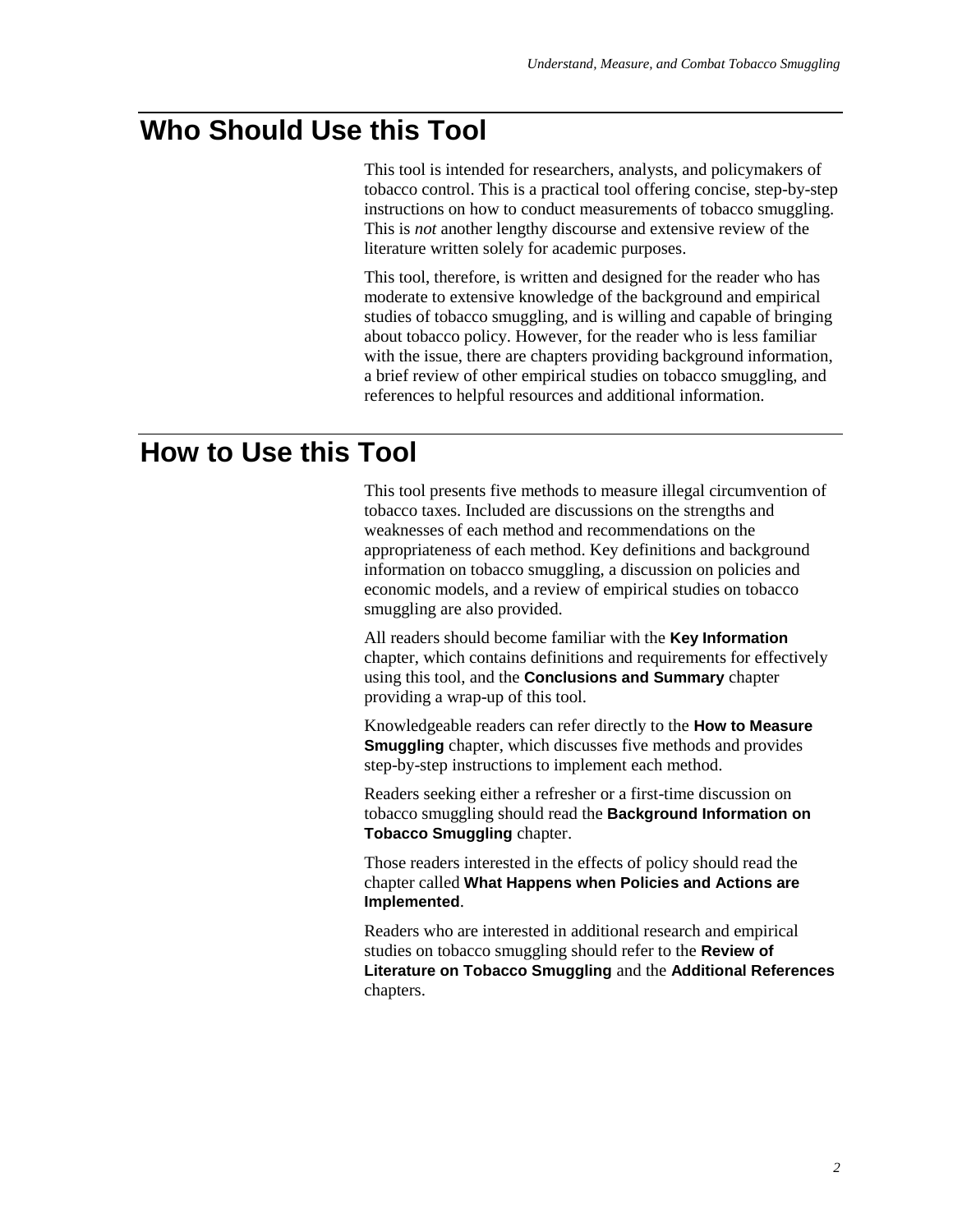## Who Should Use this Tool

This tool is intended for researchers, analysts, and policymakers of tobacco control. This is a practical tool offering concise, step-by-step instructions on how to conduct measurements of tobacco smuggling. This is *not* another lengthy discourse and extensive review of the literature written solely for academic purposes.

This tool, therefore, is written and designed for the reader who has moderate to extensive knowledge of the background and empirical studies of tobacco smuggling, and is willing and capable of bringing about tobacco policy. However, for the reader who is less familiar with the issue, there are chapters providing background information, a brief review of other empirical studies on tobacco smuggling, and references to helpful resources and additional information.

## How to Use this Tool

This tool presents five methods to measure illegal circumvention of tobacco taxes. Included are discussions on the strengths and weaknesses of each method and recommendations on the appropriateness of each method. Key definitions and background information on tobacco smuggling, a discussion on policies and economic models, and a review of empirical studies on tobacco smuggling are also provided.

All readers should become familiar with the **Key Information** chapter, which contains definitions and requirements for effectively using this tool, and the **Conclusions and Summary** chapter providing a wrap-up of this tool.

Knowledgeable readers can refer directly to the **How to Measure Smuggling** chapter, which discusses five methods and provides step-by-step instructions to implement each method.

Readers seeking either a refresher or a first-time discussion on tobacco smuggling should read the **Background Information on Tobacco Smuggling** chapter.

Those readers interested in the effects of policy should read the chapter called **What Happens when Policies and Actions are Implemented**.

Readers who are interested in additional research and empirical studies on tobacco smuggling should refer to the **Review of Literature on Tobacco Smuggling** and the **Additional References** chapters.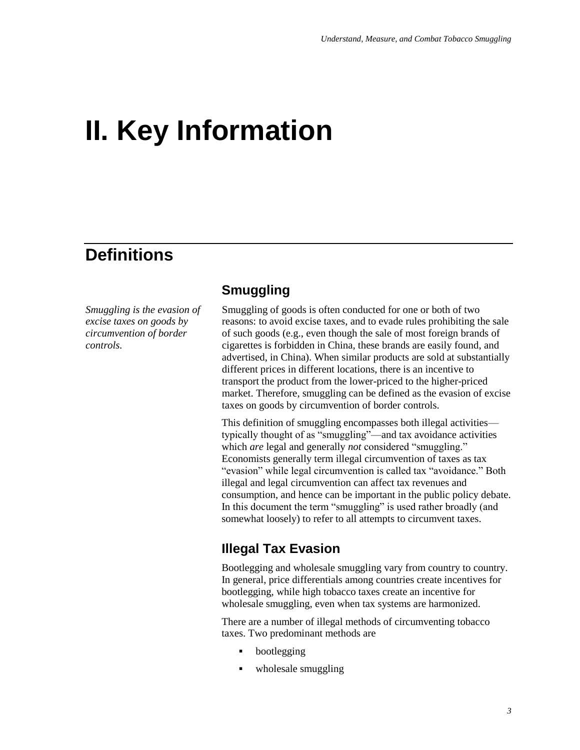# II. Key Information

## Definitions

### Smuggling

*Smuggling is the evasion of excise taxes on goods by circumvention of border controls.*

Smuggling of goods is often conducted for one or both of two reasons: to avoid excise taxes, and to evade rules prohibiting the sale of such goods (e.g., even though the sale of most foreign brands of cigarettes is forbidden in China, these brands are easily found, and advertised, in China). When similar products are sold at substantially different prices in different locations, there is an incentive to transport the product from the lower-priced to the higher-priced market. Therefore, smuggling can be defined as the evasion of excise taxes on goods by circumvention of border controls.

This definition of smuggling encompasses both illegal activities—typically thought of as "smuggling"—and tax avoidance activities which *are* legal and generally *not* considered "smuggling." Economists generally term illegal circumvention of taxes as tax "evasion" while legal circumvention is called tax "avoidance." Both illegal and legal circumvention can affect tax revenues and consumption, and hence can be important in the public policy debate. In this document the term "smuggling" is used rather broadly (and somewhat loosely) to refer to all attempts to circumvent taxes.

### Illegal Tax Evasion

Bootlegging and wholesale smuggling vary from country to country. In general, price differentials among countries create incentives for bootlegging, while high tobacco taxes create an incentive for wholesale smuggling, even when tax systems are harmonized.

There are a number of illegal methods of circumventing tobacco taxes. Two predominant methods are

- bootlegging
- wholesale smuggling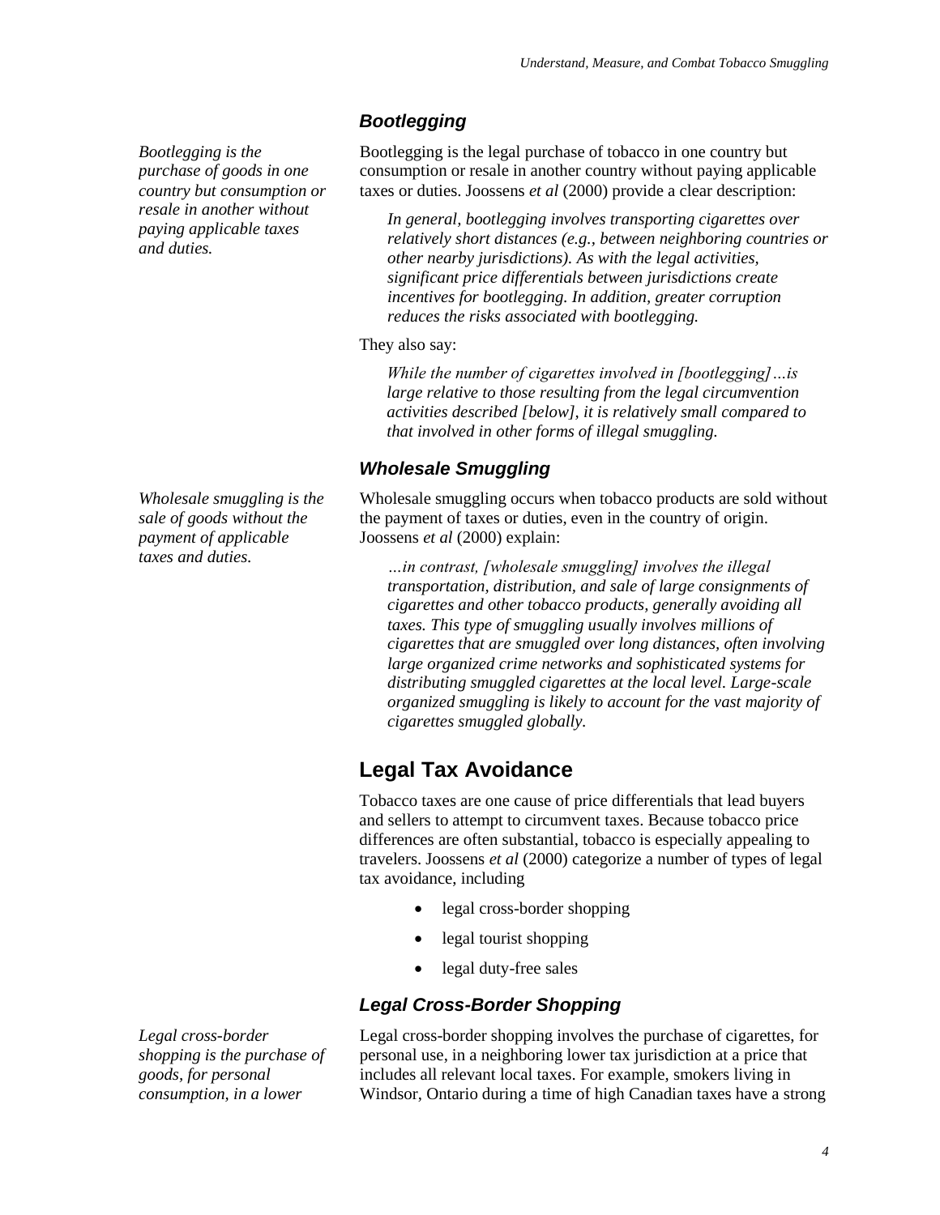### Bootlegging

*Bootlegging is the purchase of goods in one country but consumption or resale in another without paying applicable taxes and duties.*

Bootlegging is the legal purchase of tobacco in one country but consumption or resale in another country without paying applicable taxes or duties. Joossens *et al* (2000) provide a clear description:

> *In general, bootlegging involves transporting cigarettes over relatively short distances (e.g., between neighboring countries or other nearby jurisdictions). As with the legal activities, significant price differentials between jurisdictions create incentives for bootlegging. In addition, greater corruption reduces the risks associated with bootlegging.*

They also say:

> *While the number of cigarettes involved in [bootlegging]…is large relative to those resulting from the legal circumvention activities described [below], it is relatively small compared to that involved in other forms of illegal smuggling.*

### Wholesale Smuggling

*Wholesale smuggling is the sale of goods without the payment of applicable taxes and duties.*

Wholesale smuggling occurs when tobacco products are sold without the payment of taxes or duties, even in the country of origin. Joossens *et al* (2000) explain:

> *…in contrast, [wholesale smuggling] involves the illegal transportation, distribution, and sale of large consignments of cigarettes and other tobacco products, generally avoiding all taxes. This type of smuggling usually involves millions of cigarettes that are smuggled over long distances, often involving large organized crime networks and sophisticated systems for distributing smuggled cigarettes at the local level. Large-scale organized smuggling is likely to account for the vast majority of cigarettes smuggled globally.*

## Legal Tax Avoidance

Tobacco taxes are one cause of price differentials that lead buyers and sellers to attempt to circumvent taxes. Because tobacco price differences are often substantial, tobacco is especially appealing to travelers. Joossens *et al* (2000) categorize a number of types of legal tax avoidance, including

- legal cross-border shopping
- legal tourist shopping
- legal duty-free sales

### Legal Cross-Border Shopping

*Legal cross-border shopping is the purchase of goods, for personal consumption, in a lower*

Legal cross-border shopping involves the purchase of cigarettes, for personal use, in a neighboring lower tax jurisdiction at a price that includes all relevant local taxes. For example, smokers living in Windsor, Ontario during a time of high Canadian taxes have a strong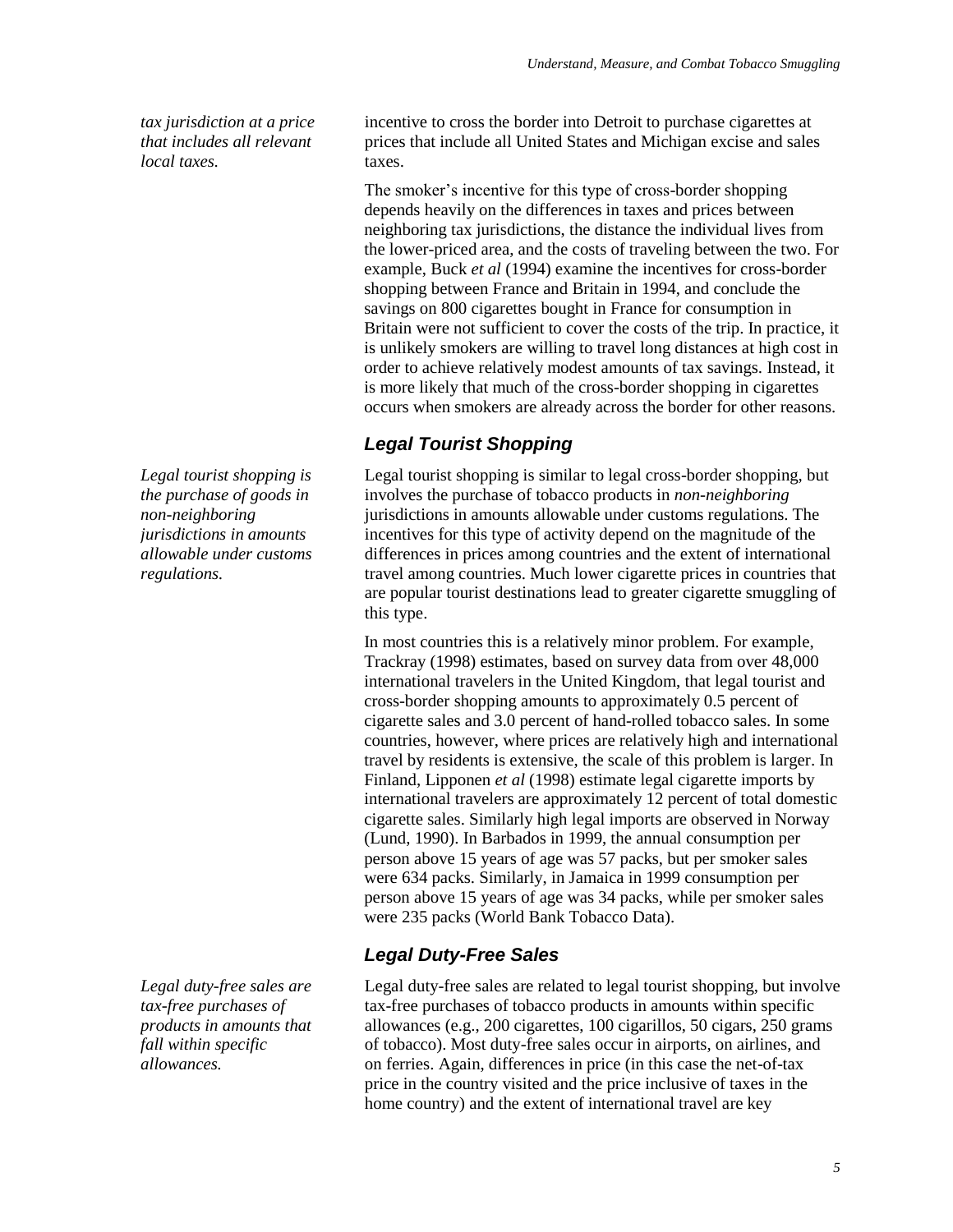*tax jurisdiction at a price that includes all relevant local taxes.*

incentive to cross the border into Detroit to purchase cigarettes at prices that include all United States and Michigan excise and sales taxes.

The smoker's incentive for this type of cross-border shopping depends heavily on the differences in taxes and prices between neighboring tax jurisdictions, the distance the individual lives from the lower-priced area, and the costs of traveling between the two. For example, Buck *et al* (1994) examine the incentives for cross-border shopping between France and Britain in 1994, and conclude the savings on 800 cigarettes bought in France for consumption in Britain were not sufficient to cover the costs of the trip. In practice, it is unlikely smokers are willing to travel long distances at high cost in order to achieve relatively modest amounts of tax savings. Instead, it is more likely that much of the cross-border shopping in cigarettes occurs when smokers are already across the border for other reasons.

### Legal Tourist Shopping

*Legal tourist shopping is the purchase of goods in non-neighboring jurisdictions in amounts allowable under customs regulations.*

Legal tourist shopping is similar to legal cross-border shopping, but involves the purchase of tobacco products in *non-neighboring* jurisdictions in amounts allowable under customs regulations. The incentives for this type of activity depend on the magnitude of the differences in prices among countries and the extent of international travel among countries. Much lower cigarette prices in countries that are popular tourist destinations lead to greater cigarette smuggling of this type.

In most countries this is a relatively minor problem. For example, Trackray (1998) estimates, based on survey data from over 48,000 international travelers in the United Kingdom, that legal tourist and cross-border shopping amounts to approximately 0.5 percent of cigarette sales and 3.0 percent of hand-rolled tobacco sales. In some countries, however, where prices are relatively high and international travel by residents is extensive, the scale of this problem is larger. In Finland, Lipponen *et al* (1998) estimate legal cigarette imports by international travelers are approximately 12 percent of total domestic cigarette sales. Similarly high legal imports are observed in Norway (Lund, 1990). In Barbados in 1999, the annual consumption per person above 15 years of age was 57 packs, but per smoker sales were 634 packs. Similarly, in Jamaica in 1999 consumption per person above 15 years of age was 34 packs, while per smoker sales were 235 packs (World Bank Tobacco Data).

### Legal Duty-Free Sales

*Legal duty-free sales are tax-free purchases of products in amounts that fall within specific allowances.*

Legal duty-free sales are related to legal tourist shopping, but involve tax-free purchases of tobacco products in amounts within specific allowances (e.g., 200 cigarettes, 100 cigarillos, 50 cigars, 250 grams of tobacco). Most duty-free sales occur in airports, on airlines, and on ferries. Again, differences in price (in this case the net-of-tax price in the country visited and the price inclusive of taxes in the home country) and the extent of international travel are key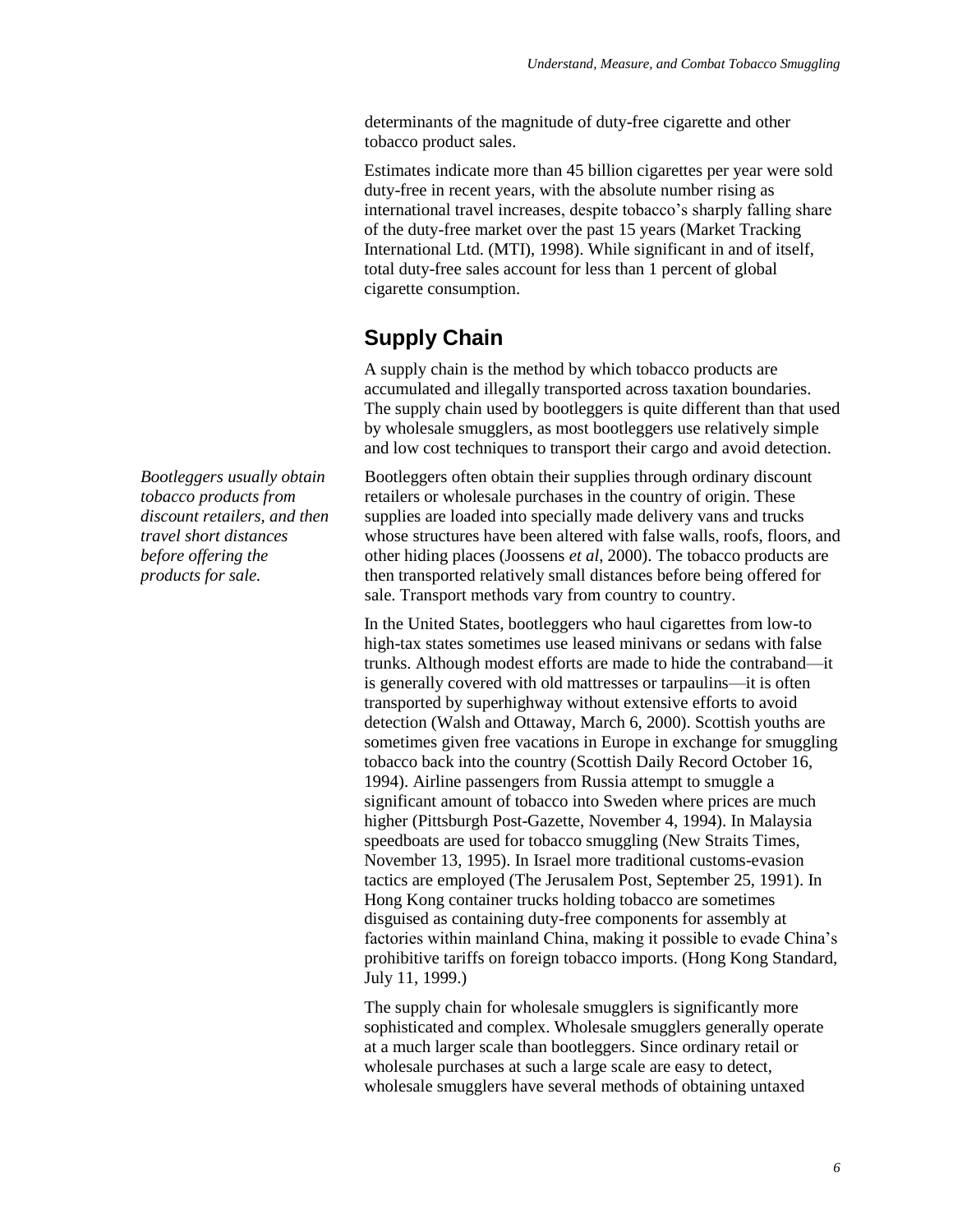determinants of the magnitude of duty-free cigarette and other tobacco product sales.

Estimates indicate more than 45 billion cigarettes per year were sold duty-free in recent years, with the absolute number rising as international travel increases, despite tobacco's sharply falling share of the duty-free market over the past 15 years (Market Tracking International Ltd. (MTI), 1998). While significant in and of itself, total duty-free sales account for less than 1 percent of global cigarette consumption.

## Supply Chain

A supply chain is the method by which tobacco products are accumulated and illegally transported across taxation boundaries. The supply chain used by bootleggers is quite different than that used by wholesale smugglers, as most bootleggers use relatively simple and low cost techniques to transport their cargo and avoid detection.

*Bootleggers usually obtain tobacco products from discount retailers, and then travel short distances before offering the products for sale.*

Bootleggers often obtain their supplies through ordinary discount retailers or wholesale purchases in the country of origin. These supplies are loaded into specially made delivery vans and trucks whose structures have been altered with false walls, roofs, floors, and other hiding places (Joossens *et al*, 2000). The tobacco products are then transported relatively small distances before being offered for sale. Transport methods vary from country to country.

In the United States, bootleggers who haul cigarettes from low-to high-tax states sometimes use leased minivans or sedans with false trunks. Although modest efforts are made to hide the contraband—it is generally covered with old mattresses or tarpaulins—it is often transported by superhighway without extensive efforts to avoid detection (Walsh and Ottaway, March 6, 2000). Scottish youths are sometimes given free vacations in Europe in exchange for smuggling tobacco back into the country (Scottish Daily Record October 16, 1994). Airline passengers from Russia attempt to smuggle a significant amount of tobacco into Sweden where prices are much higher (Pittsburgh Post-Gazette, November 4, 1994). In Malaysia speedboats are used for tobacco smuggling (New Straits Times, November 13, 1995). In Israel more traditional customs-evasion tactics are employed (The Jerusalem Post, September 25, 1991). In Hong Kong container trucks holding tobacco are sometimes disguised as containing duty-free components for assembly at factories within mainland China, making it possible to evade China's prohibitive tariffs on foreign tobacco imports. (Hong Kong Standard, July 11, 1999.)

The supply chain for wholesale smugglers is significantly more sophisticated and complex. Wholesale smugglers generally operate at a much larger scale than bootleggers. Since ordinary retail or wholesale purchases at such a large scale are easy to detect, wholesale smugglers have several methods of obtaining untaxed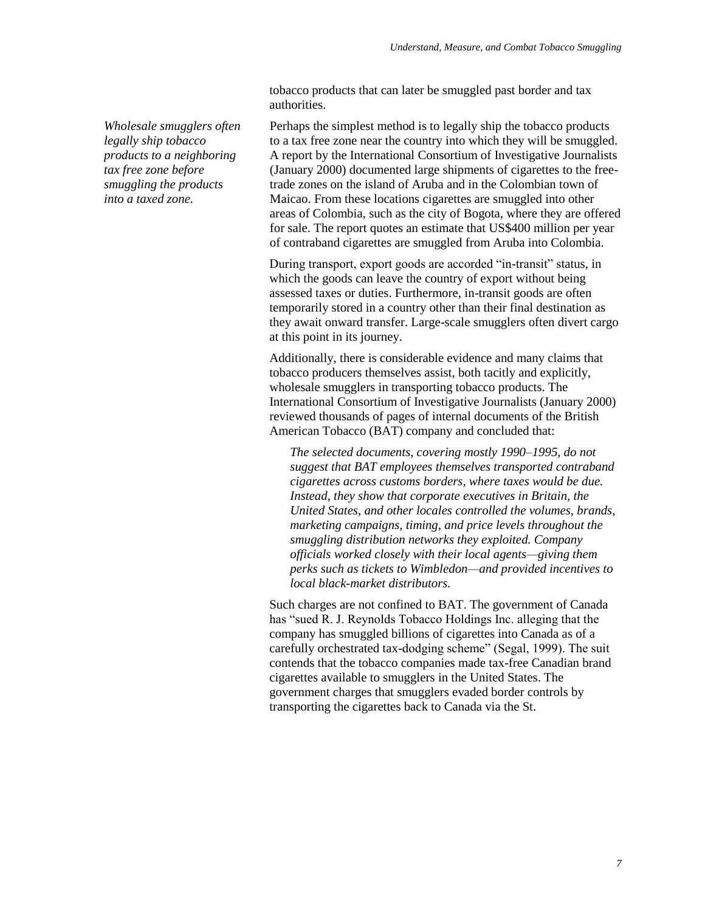tobacco products that can later be smuggled past border and tax authorities.

*Wholesale smugglers often legally ship tobacco products to a neighboring tax free zone before smuggling the products into a taxed zone.*

Perhaps the simplest method is to legally ship the tobacco products to a tax free zone near the country into which they will be smuggled. A report by the International Consortium of Investigative Journalists (January 2000) documented large shipments of cigarettes to the free-trade zones on the island of Aruba and in the Colombian town of Maicao. From these locations cigarettes are smuggled into other areas of Colombia, such as the city of Bogota, where they are offered for sale. The report quotes an estimate that US$400 million per year of contraband cigarettes are smuggled from Aruba into Colombia.

During transport, export goods are accorded "in-transit" status, in which the goods can leave the country of export without being assessed taxes or duties. Furthermore, in-transit goods are often temporarily stored in a country other than their final destination as they await onward transfer. Large-scale smugglers often divert cargo at this point in its journey.

Additionally, there is considerable evidence and many claims that tobacco producers themselves assist, both tacitly and explicitly, wholesale smugglers in transporting tobacco products. The International Consortium of Investigative Journalists (January 2000) reviewed thousands of pages of internal documents of the British American Tobacco (BAT) company and concluded that:

> *The selected documents, covering mostly 1990–1995, do not suggest that BAT employees themselves transported contraband cigarettes across customs borders, where taxes would be due. Instead, they show that corporate executives in Britain, the United States, and other locales controlled the volumes, brands, marketing campaigns, timing, and price levels throughout the smuggling distribution networks they exploited. Company officials worked closely with their local agents—giving them perks such as tickets to Wimbledon—and provided incentives to local black-market distributors.*

Such charges are not confined to BAT. The government of Canada has "sued R. J. Reynolds Tobacco Holdings Inc. alleging that the company has smuggled billions of cigarettes into Canada as of a carefully orchestrated tax-dodging scheme" (Segal, 1999). The suit contends that the tobacco companies made tax-free Canadian brand cigarettes available to smugglers in the United States. The government charges that smugglers evaded border controls by transporting the cigarettes back to Canada via the St.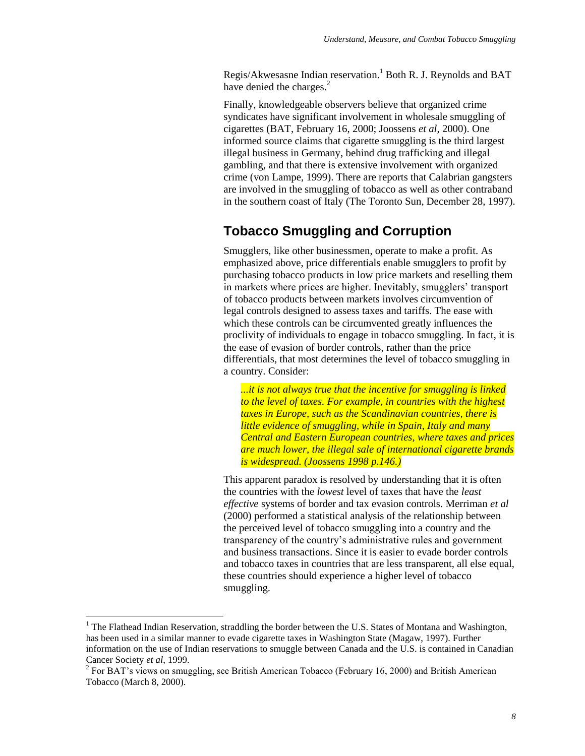Regis/Akwesasne Indian reservation.[1] Both R. J. Reynolds and BAT have denied the charges.[2]

Finally, knowledgeable observers believe that organized crime syndicates have significant involvement in wholesale smuggling of cigarettes (BAT, February 16, 2000; Joossens *et al*, 2000). One informed source claims that cigarette smuggling is the third largest illegal business in Germany, behind drug trafficking and illegal gambling, and that there is extensive involvement with organized crime (von Lampe, 1999). There are reports that Calabrian gangsters are involved in the smuggling of tobacco as well as other contraband in the southern coast of Italy (The Toronto Sun, December 28, 1997).

## Tobacco Smuggling and Corruption

Smugglers, like other businessmen, operate to make a profit. As emphasized above, price differentials enable smugglers to profit by purchasing tobacco products in low price markets and reselling them in markets where prices are higher. Inevitably, smugglers' transport of tobacco products between markets involves circumvention of legal controls designed to assess taxes and tariffs. The ease with which these controls can be circumvented greatly influences the proclivity of individuals to engage in tobacco smuggling. In fact, it is the ease of evasion of border controls, rather than the price differentials, that most determines the level of tobacco smuggling in a country. Consider:

> *...it is not always true that the incentive for smuggling is linked to the level of taxes. For example, in countries with the highest taxes in Europe, such as the Scandinavian countries, there is little evidence of smuggling, while in Spain, Italy and many Central and Eastern European countries, where taxes and prices are much lower, the illegal sale of international cigarette brands is widespread. (Joossens 1998 p.146.)*

This apparent paradox is resolved by understanding that it is often the countries with the *lowest* level of taxes that have the *least effective* systems of border and tax evasion controls. Merriman *et al* (2000) performed a statistical analysis of the relationship between the perceived level of tobacco smuggling into a country and the transparency of the country's administrative rules and government and business transactions. Since it is easier to evade border controls and tobacco taxes in countries that are less transparent, all else equal, these countries should experience a higher level of tobacco smuggling.

[1] The Flathead Indian Reservation, straddling the border between the U.S. States of Montana and Washington, has been used in a similar manner to evade cigarette taxes in Washington State (Magaw, 1997). Further information on the use of Indian reservations to smuggle between Canada and the U.S. is contained in Canadian Cancer Society *et al*, 1999.

[2] For BAT's views on smuggling, see British American Tobacco (February 16, 2000) and British American Tobacco (March 8, 2000).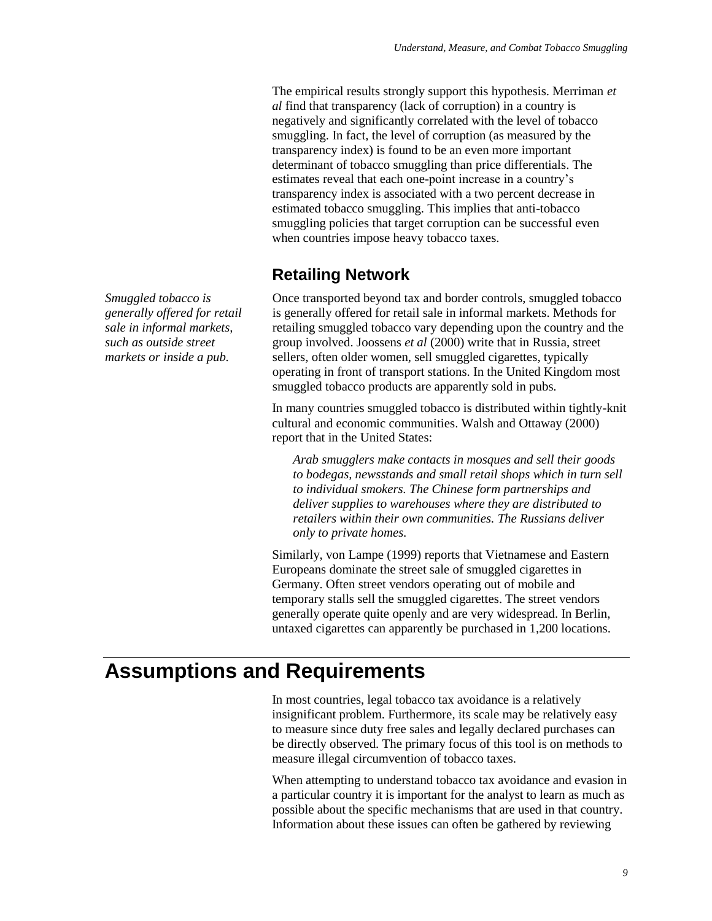The empirical results strongly support this hypothesis. Merriman *et al* find that transparency (lack of corruption) in a country is negatively and significantly correlated with the level of tobacco smuggling. In fact, the level of corruption (as measured by the transparency index) is found to be an even more important determinant of tobacco smuggling than price differentials. The estimates reveal that each one-point increase in a country's transparency index is associated with a two percent decrease in estimated tobacco smuggling. This implies that anti-tobacco smuggling policies that target corruption can be successful even when countries impose heavy tobacco taxes.

### Retailing Network

*Smuggled tobacco is generally offered for retail sale in informal markets, such as outside street markets or inside a pub.*

Once transported beyond tax and border controls, smuggled tobacco is generally offered for retail sale in informal markets. Methods for retailing smuggled tobacco vary depending upon the country and the group involved. Joossens *et al* (2000) write that in Russia, street sellers, often older women, sell smuggled cigarettes, typically operating in front of transport stations. In the United Kingdom most smuggled tobacco products are apparently sold in pubs.

In many countries smuggled tobacco is distributed within tightly-knit cultural and economic communities. Walsh and Ottaway (2000) report that in the United States:

> *Arab smugglers make contacts in mosques and sell their goods to bodegas, newsstands and small retail shops which in turn sell to individual smokers. The Chinese form partnerships and deliver supplies to warehouses where they are distributed to retailers within their own communities. The Russians deliver only to private homes.*

Similarly, von Lampe (1999) reports that Vietnamese and Eastern Europeans dominate the street sale of smuggled cigarettes in Germany. Often street vendors operating out of mobile and temporary stalls sell the smuggled cigarettes. The street vendors generally operate quite openly and are very widespread. In Berlin, untaxed cigarettes can apparently be purchased in 1,200 locations.

## Assumptions and Requirements

In most countries, legal tobacco tax avoidance is a relatively insignificant problem. Furthermore, its scale may be relatively easy to measure since duty free sales and legally declared purchases can be directly observed. The primary focus of this tool is on methods to measure illegal circumvention of tobacco taxes.

When attempting to understand tobacco tax avoidance and evasion in a particular country it is important for the analyst to learn as much as possible about the specific mechanisms that are used in that country. Information about these issues can often be gathered by reviewing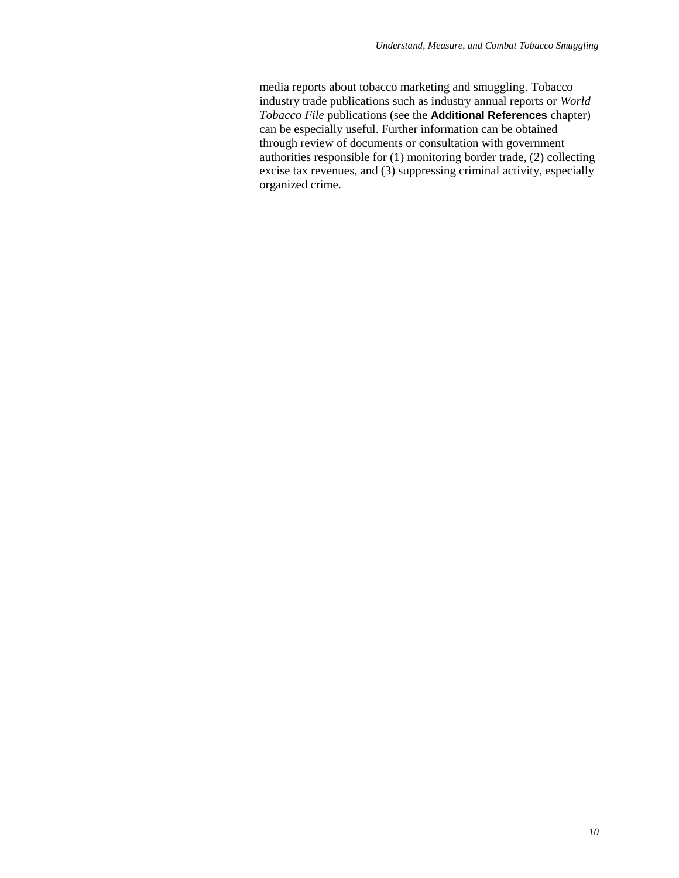media reports about tobacco marketing and smuggling. Tobacco industry trade publications such as industry annual reports or *World Tobacco File* publications (see the **Additional References** chapter) can be especially useful. Further information can be obtained through review of documents or consultation with government authorities responsible for (1) monitoring border trade, (2) collecting excise tax revenues, and (3) suppressing criminal activity, especially organized crime.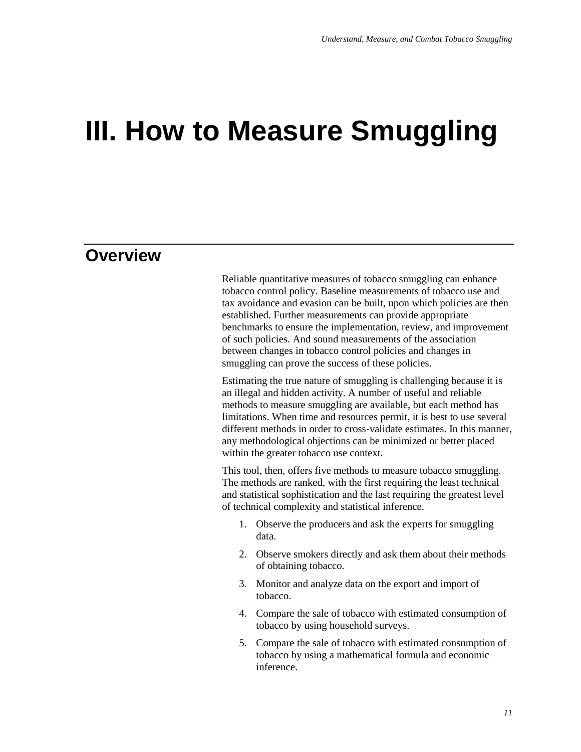# III. How to Measure Smuggling

## Overview

Reliable quantitative measures of tobacco smuggling can enhance tobacco control policy. Baseline measurements of tobacco use and tax avoidance and evasion can be built, upon which policies are then established. Further measurements can provide appropriate benchmarks to ensure the implementation, review, and improvement of such policies. And sound measurements of the association between changes in tobacco control policies and changes in smuggling can prove the success of these policies.

Estimating the true nature of smuggling is challenging because it is an illegal and hidden activity. A number of useful and reliable methods to measure smuggling are available, but each method has limitations. When time and resources permit, it is best to use several different methods in order to cross-validate estimates. In this manner, any methodological objections can be minimized or better placed within the greater tobacco use context.

This tool, then, offers five methods to measure tobacco smuggling. The methods are ranked, with the first requiring the least technical and statistical sophistication and the last requiring the greatest level of technical complexity and statistical inference.

1. Observe the producers and ask the experts for smuggling data.
2. Observe smokers directly and ask them about their methods of obtaining tobacco.
3. Monitor and analyze data on the export and import of tobacco.
4. Compare the sale of tobacco with estimated consumption of tobacco by using household surveys.
5. Compare the sale of tobacco with estimated consumption of tobacco by using a mathematical formula and economic inference.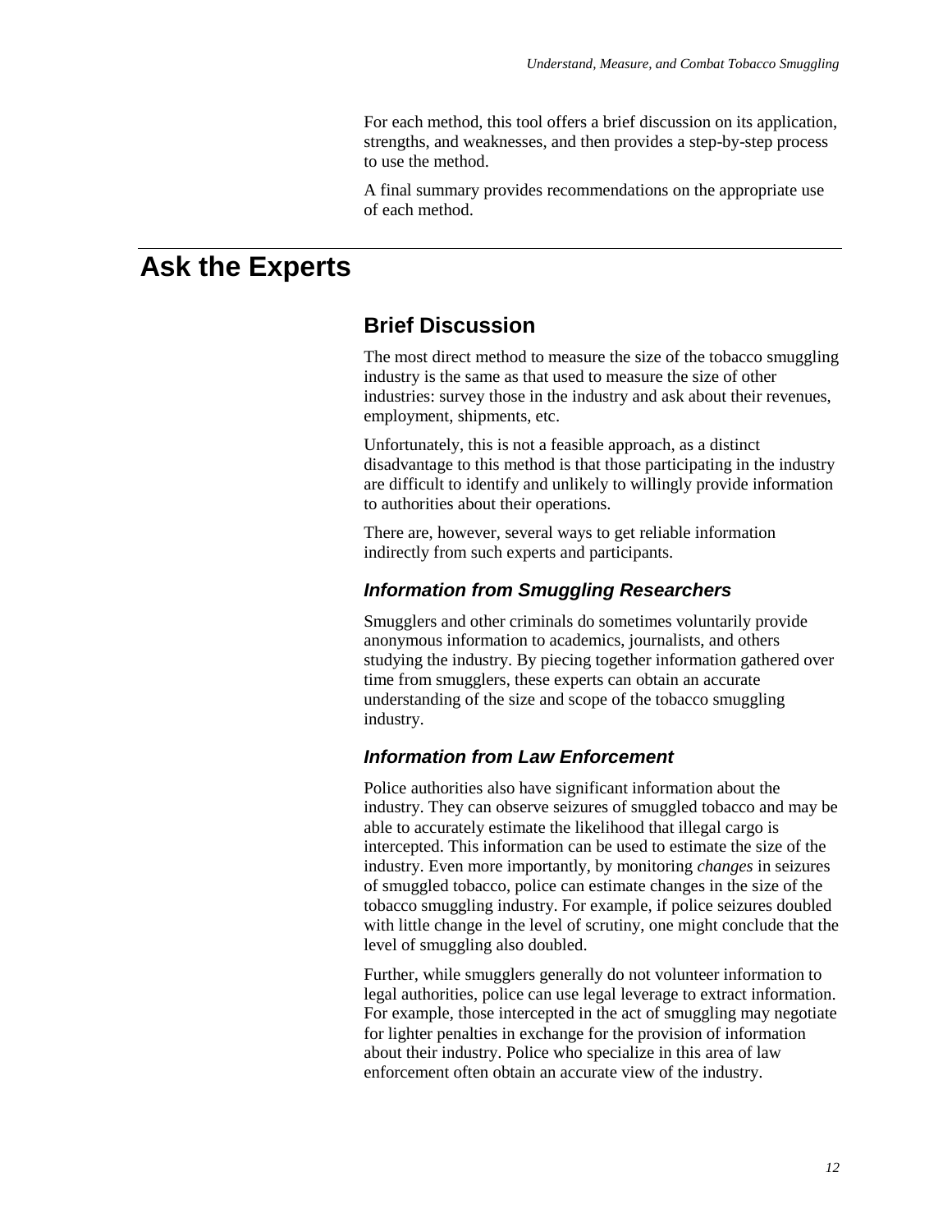For each method, this tool offers a brief discussion on its application, strengths, and weaknesses, and then provides a step-by-step process to use the method.

A final summary provides recommendations on the appropriate use of each method.

# Ask the Experts

## Brief Discussion

The most direct method to measure the size of the tobacco smuggling industry is the same as that used to measure the size of other industries: survey those in the industry and ask about their revenues, employment, shipments, etc.

Unfortunately, this is not a feasible approach, as a distinct disadvantage to this method is that those participating in the industry are difficult to identify and unlikely to willingly provide information to authorities about their operations.

There are, however, several ways to get reliable information indirectly from such experts and participants.

### *Information from Smuggling Researchers*

Smugglers and other criminals do sometimes voluntarily provide anonymous information to academics, journalists, and others studying the industry. By piecing together information gathered over time from smugglers, these experts can obtain an accurate understanding of the size and scope of the tobacco smuggling industry.

### *Information from Law Enforcement*

Police authorities also have significant information about the industry. They can observe seizures of smuggled tobacco and may be able to accurately estimate the likelihood that illegal cargo is intercepted. This information can be used to estimate the size of the industry. Even more importantly, by monitoring *changes* in seizures of smuggled tobacco, police can estimate changes in the size of the tobacco smuggling industry. For example, if police seizures doubled with little change in the level of scrutiny, one might conclude that the level of smuggling also doubled.

Further, while smugglers generally do not volunteer information to legal authorities, police can use legal leverage to extract information. For example, those intercepted in the act of smuggling may negotiate for lighter penalties in exchange for the provision of information about their industry. Police who specialize in this area of law enforcement often obtain an accurate view of the industry.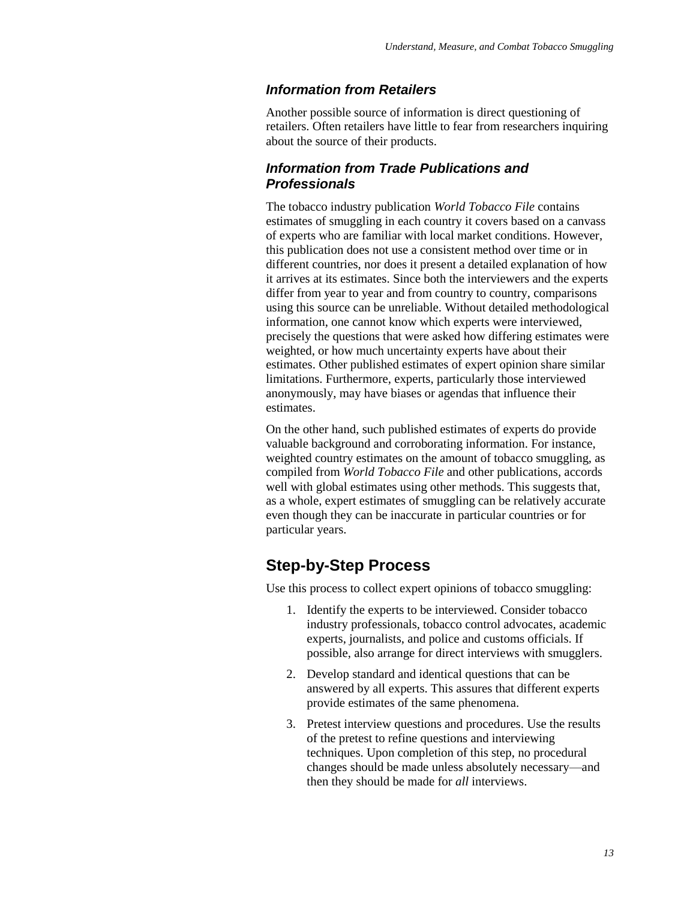### *Information from Retailers*

Another possible source of information is direct questioning of retailers. Often retailers have little to fear from researchers inquiring about the source of their products.

### *Information from Trade Publications and Professionals*

The tobacco industry publication *World Tobacco File* contains estimates of smuggling in each country it covers based on a canvass of experts who are familiar with local market conditions. However, this publication does not use a consistent method over time or in different countries, nor does it present a detailed explanation of how it arrives at its estimates. Since both the interviewers and the experts differ from year to year and from country to country, comparisons using this source can be unreliable. Without detailed methodological information, one cannot know which experts were interviewed, precisely the questions that were asked how differing estimates were weighted, or how much uncertainty experts have about their estimates. Other published estimates of expert opinion share similar limitations. Furthermore, experts, particularly those interviewed anonymously, may have biases or agendas that influence their estimates.

On the other hand, such published estimates of experts do provide valuable background and corroborating information. For instance, weighted country estimates on the amount of tobacco smuggling, as compiled from *World Tobacco File* and other publications, accords well with global estimates using other methods. This suggests that, as a whole, expert estimates of smuggling can be relatively accurate even though they can be inaccurate in particular countries or for particular years.

## Step-by-Step Process

Use this process to collect expert opinions of tobacco smuggling:

1. Identify the experts to be interviewed. Consider tobacco industry professionals, tobacco control advocates, academic experts, journalists, and police and customs officials. If possible, also arrange for direct interviews with smugglers.
2. Develop standard and identical questions that can be answered by all experts. This assures that different experts provide estimates of the same phenomena.
3. Pretest interview questions and procedures. Use the results of the pretest to refine questions and interviewing techniques. Upon completion of this step, no procedural changes should be made unless absolutely necessary—and then they should be made for *all* interviews.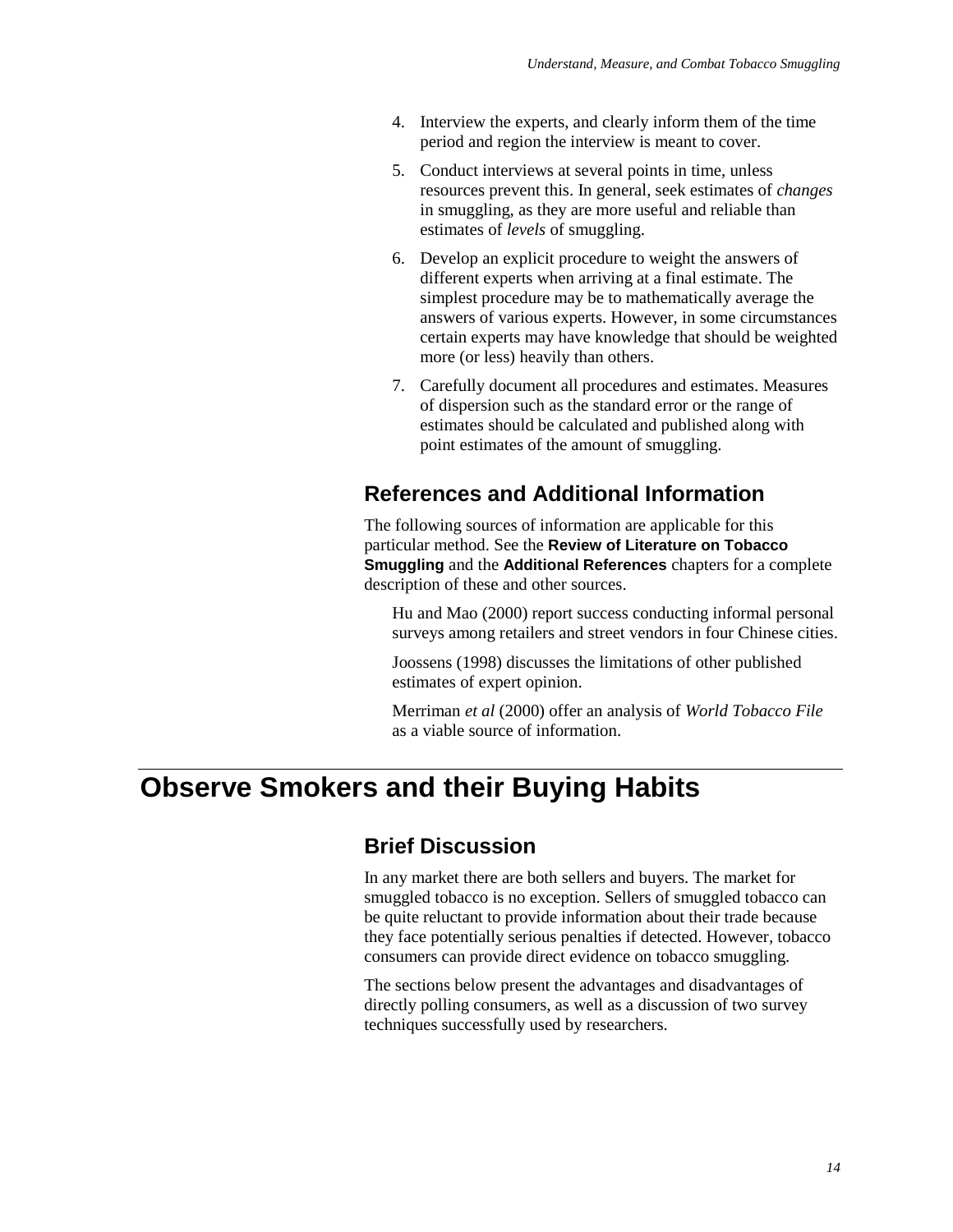4. Interview the experts, and clearly inform them of the time period and region the interview is meant to cover.
5. Conduct interviews at several points in time, unless resources prevent this. In general, seek estimates of *changes* in smuggling, as they are more useful and reliable than estimates of *levels* of smuggling.
6. Develop an explicit procedure to weight the answers of different experts when arriving at a final estimate. The simplest procedure may be to mathematically average the answers of various experts. However, in some circumstances certain experts may have knowledge that should be weighted more (or less) heavily than others.
7. Carefully document all procedures and estimates. Measures of dispersion such as the standard error or the range of estimates should be calculated and published along with point estimates of the amount of smuggling.

## References and Additional Information

The following sources of information are applicable for this particular method. See the **Review of Literature on Tobacco Smuggling** and the **Additional References** chapters for a complete description of these and other sources.

Hu and Mao (2000) report success conducting informal personal surveys among retailers and street vendors in four Chinese cities.

Joossens (1998) discusses the limitations of other published estimates of expert opinion.

Merriman *et al* (2000) offer an analysis of *World Tobacco File* as a viable source of information.

# Observe Smokers and their Buying Habits

## Brief Discussion

In any market there are both sellers and buyers. The market for smuggled tobacco is no exception. Sellers of smuggled tobacco can be quite reluctant to provide information about their trade because they face potentially serious penalties if detected. However, tobacco consumers can provide direct evidence on tobacco smuggling.

The sections below present the advantages and disadvantages of directly polling consumers, as well as a discussion of two survey techniques successfully used by researchers.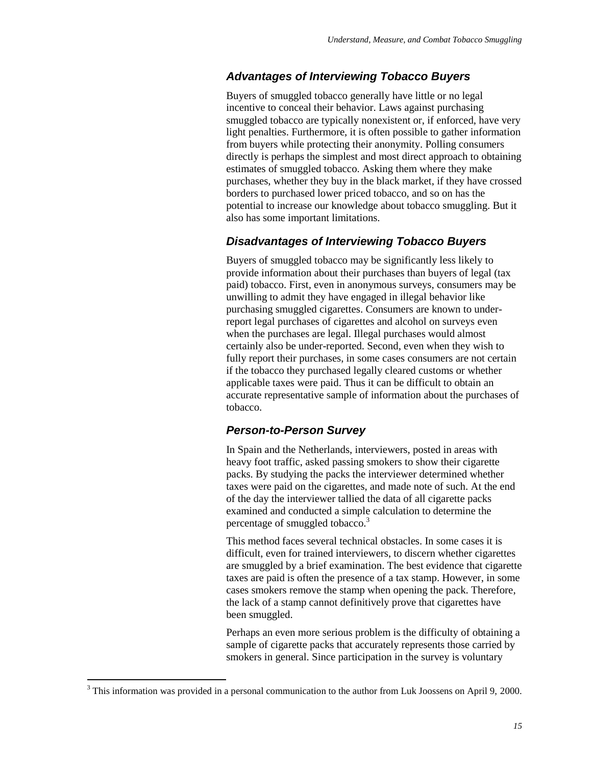### *Advantages of Interviewing Tobacco Buyers*

Buyers of smuggled tobacco generally have little or no legal incentive to conceal their behavior. Laws against purchasing smuggled tobacco are typically nonexistent or, if enforced, have very light penalties. Furthermore, it is often possible to gather information from buyers while protecting their anonymity. Polling consumers directly is perhaps the simplest and most direct approach to obtaining estimates of smuggled tobacco. Asking them where they make purchases, whether they buy in the black market, if they have crossed borders to purchased lower priced tobacco, and so on has the potential to increase our knowledge about tobacco smuggling. But it also has some important limitations.

### *Disadvantages of Interviewing Tobacco Buyers*

Buyers of smuggled tobacco may be significantly less likely to provide information about their purchases than buyers of legal (tax paid) tobacco. First, even in anonymous surveys, consumers may be unwilling to admit they have engaged in illegal behavior like purchasing smuggled cigarettes. Consumers are known to under-report legal purchases of cigarettes and alcohol on surveys even when the purchases are legal. Illegal purchases would almost certainly also be under-reported. Second, even when they wish to fully report their purchases, in some cases consumers are not certain if the tobacco they purchased legally cleared customs or whether applicable taxes were paid. Thus it can be difficult to obtain an accurate representative sample of information about the purchases of tobacco.

### *Person-to-Person Survey*

In Spain and the Netherlands, interviewers, posted in areas with heavy foot traffic, asked passing smokers to show their cigarette packs. By studying the packs the interviewer determined whether taxes were paid on the cigarettes, and made note of such. At the end of the day the interviewer tallied the data of all cigarette packs examined and conducted a simple calculation to determine the percentage of smuggled tobacco.[3]

This method faces several technical obstacles. In some cases it is difficult, even for trained interviewers, to discern whether cigarettes are smuggled by a brief examination. The best evidence that cigarette taxes are paid is often the presence of a tax stamp. However, in some cases smokers remove the stamp when opening the pack. Therefore, the lack of a stamp cannot definitively prove that cigarettes have been smuggled.

Perhaps an even more serious problem is the difficulty of obtaining a sample of cigarette packs that accurately represents those carried by smokers in general. Since participation in the survey is voluntary

[3] This information was provided in a personal communication to the author from Luk Joossens on April 9, 2000.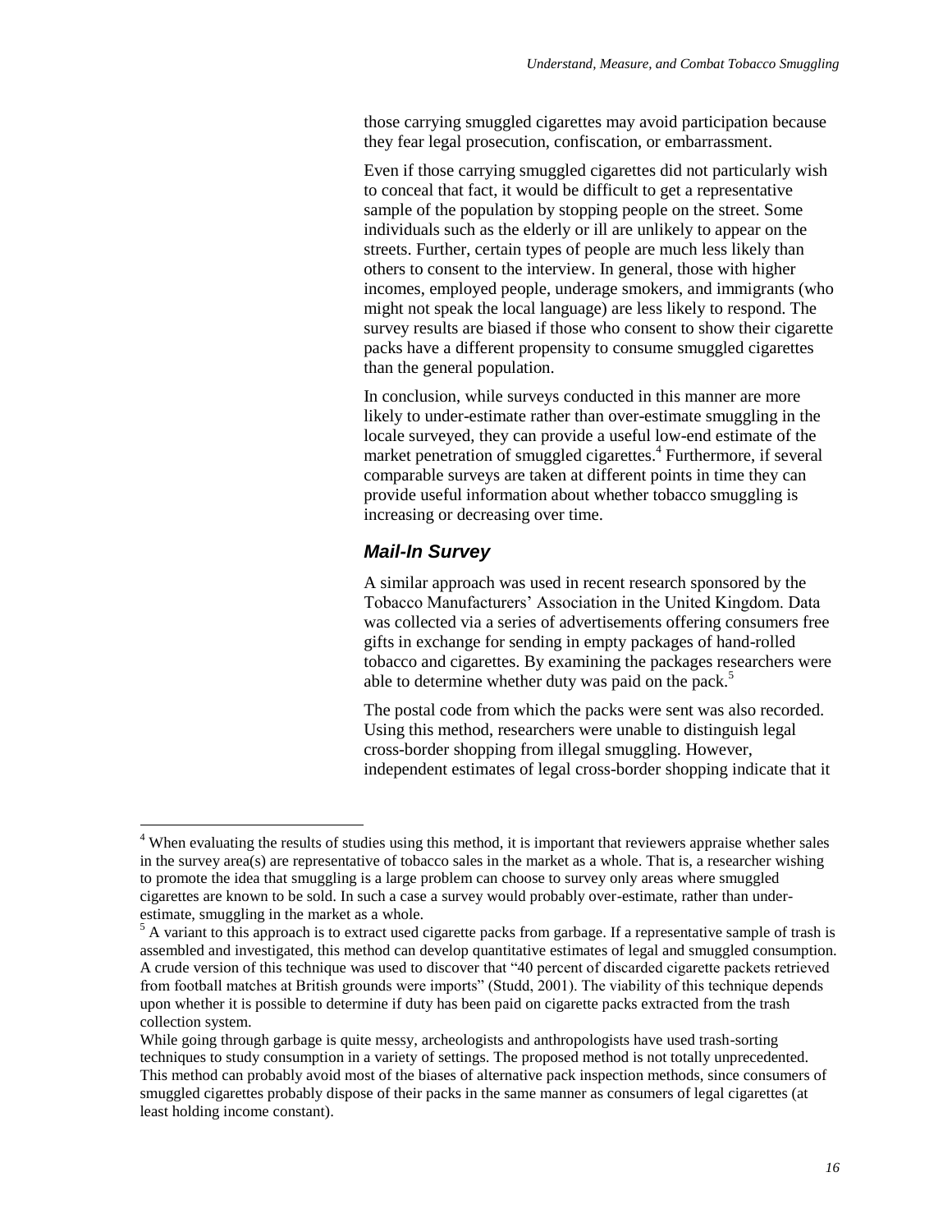those carrying smuggled cigarettes may avoid participation because they fear legal prosecution, confiscation, or embarrassment.

Even if those carrying smuggled cigarettes did not particularly wish to conceal that fact, it would be difficult to get a representative sample of the population by stopping people on the street. Some individuals such as the elderly or ill are unlikely to appear on the streets. Further, certain types of people are much less likely than others to consent to the interview. In general, those with higher incomes, employed people, underage smokers, and immigrants (who might not speak the local language) are less likely to respond. The survey results are biased if those who consent to show their cigarette packs have a different propensity to consume smuggled cigarettes than the general population.

In conclusion, while surveys conducted in this manner are more likely to under-estimate rather than over-estimate smuggling in the locale surveyed, they can provide a useful low-end estimate of the market penetration of smuggled cigarettes.[4] Furthermore, if several comparable surveys are taken at different points in time they can provide useful information about whether tobacco smuggling is increasing or decreasing over time.

### *Mail-In Survey*

A similar approach was used in recent research sponsored by the Tobacco Manufacturers' Association in the United Kingdom. Data was collected via a series of advertisements offering consumers free gifts in exchange for sending in empty packages of hand-rolled tobacco and cigarettes. By examining the packages researchers were able to determine whether duty was paid on the pack.[5]

The postal code from which the packs were sent was also recorded. Using this method, researchers were unable to distinguish legal cross-border shopping from illegal smuggling. However, independent estimates of legal cross-border shopping indicate that it

---

[4] When evaluating the results of studies using this method, it is important that reviewers appraise whether sales in the survey area(s) are representative of tobacco sales in the market as a whole. That is, a researcher wishing to promote the idea that smuggling is a large problem can choose to survey only areas where smuggled cigarettes are known to be sold. In such a case a survey would probably over-estimate, rather than under-estimate, smuggling in the market as a whole.

[5] A variant to this approach is to extract used cigarette packs from garbage. If a representative sample of trash is assembled and investigated, this method can develop quantitative estimates of legal and smuggled consumption. A crude version of this technique was used to discover that "40 percent of discarded cigarette packets retrieved from football matches at British grounds were imports" (Studd, 2001). The viability of this technique depends upon whether it is possible to determine if duty has been paid on cigarette packs extracted from the trash collection system.

While going through garbage is quite messy, archeologists and anthropologists have used trash-sorting techniques to study consumption in a variety of settings. The proposed method is not totally unprecedented. This method can probably avoid most of the biases of alternative pack inspection methods, since consumers of smuggled cigarettes probably dispose of their packs in the same manner as consumers of legal cigarettes (at least holding income constant).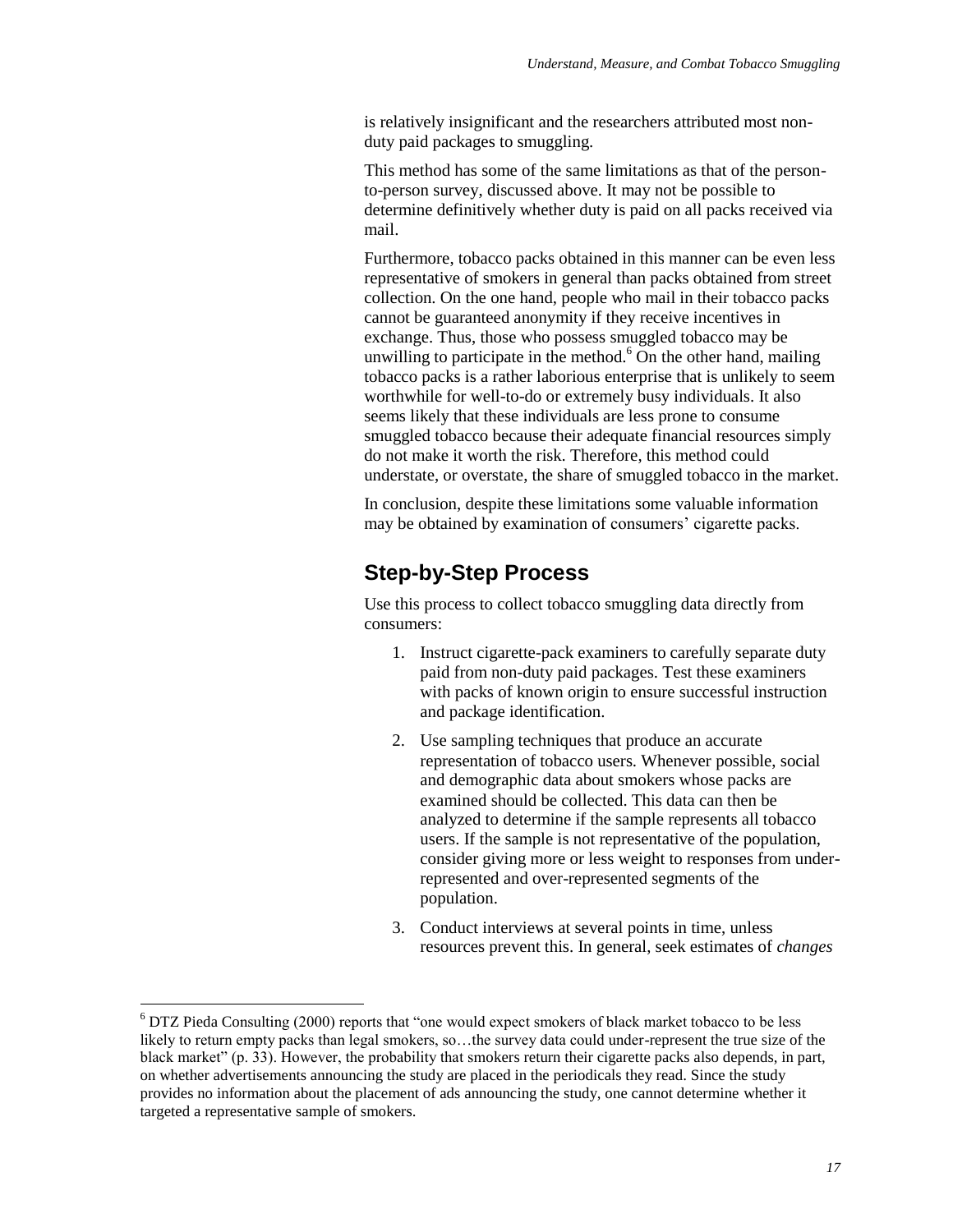is relatively insignificant and the researchers attributed most non-duty paid packages to smuggling.

This method has some of the same limitations as that of the person-to-person survey, discussed above. It may not be possible to determine definitively whether duty is paid on all packs received via mail.

Furthermore, tobacco packs obtained in this manner can be even less representative of smokers in general than packs obtained from street collection. On the one hand, people who mail in their tobacco packs cannot be guaranteed anonymity if they receive incentives in exchange. Thus, those who possess smuggled tobacco may be unwilling to participate in the method.[6] On the other hand, mailing tobacco packs is a rather laborious enterprise that is unlikely to seem worthwhile for well-to-do or extremely busy individuals. It also seems likely that these individuals are less prone to consume smuggled tobacco because their adequate financial resources simply do not make it worth the risk. Therefore, this method could understate, or overstate, the share of smuggled tobacco in the market.

In conclusion, despite these limitations some valuable information may be obtained by examination of consumers' cigarette packs.

## Step-by-Step Process

Use this process to collect tobacco smuggling data directly from consumers:

1. Instruct cigarette-pack examiners to carefully separate duty paid from non-duty paid packages. Test these examiners with packs of known origin to ensure successful instruction and package identification.
2. Use sampling techniques that produce an accurate representation of tobacco users. Whenever possible, social and demographic data about smokers whose packs are examined should be collected. This data can then be analyzed to determine if the sample represents all tobacco users. If the sample is not representative of the population, consider giving more or less weight to responses from under-represented and over-represented segments of the population.
3. Conduct interviews at several points in time, unless resources prevent this. In general, seek estimates of *changes*

---

[6] DTZ Pieda Consulting (2000) reports that "one would expect smokers of black market tobacco to be less likely to return empty packs than legal smokers, so…the survey data could under-represent the true size of the black market" (p. 33). However, the probability that smokers return their cigarette packs also depends, in part, on whether advertisements announcing the study are placed in the periodicals they read. Since the study provides no information about the placement of ads announcing the study, one cannot determine whether it targeted a representative sample of smokers.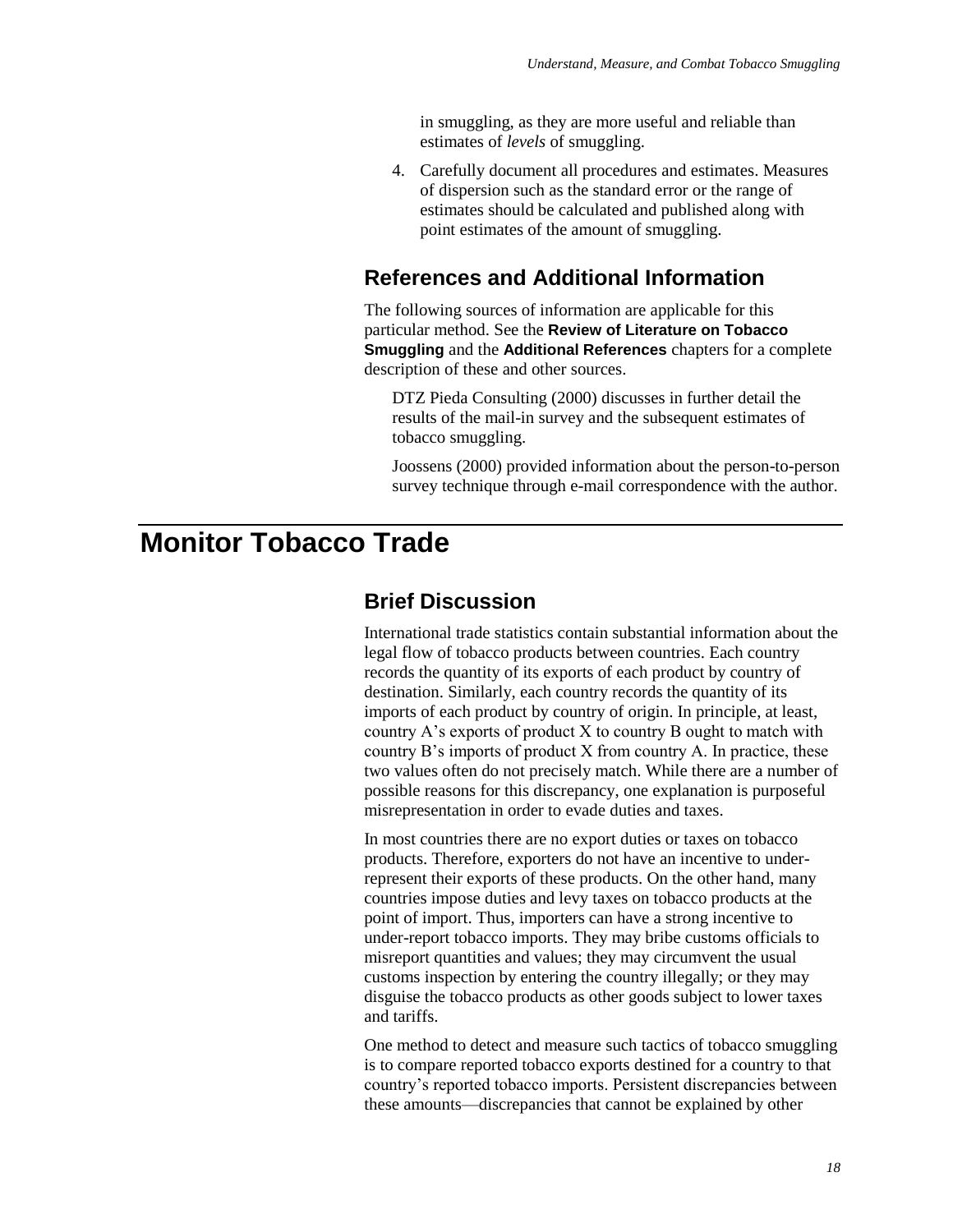in smuggling, as they are more useful and reliable than estimates of *levels* of smuggling.

4. Carefully document all procedures and estimates. Measures of dispersion such as the standard error or the range of estimates should be calculated and published along with point estimates of the amount of smuggling.

## References and Additional Information

The following sources of information are applicable for this particular method. See the **Review of Literature on Tobacco Smuggling** and the **Additional References** chapters for a complete description of these and other sources.

DTZ Pieda Consulting (2000) discusses in further detail the results of the mail-in survey and the subsequent estimates of tobacco smuggling.

Joossens (2000) provided information about the person-to-person survey technique through e-mail correspondence with the author.

# Monitor Tobacco Trade

## Brief Discussion

International trade statistics contain substantial information about the legal flow of tobacco products between countries. Each country records the quantity of its exports of each product by country of destination. Similarly, each country records the quantity of its imports of each product by country of origin. In principle, at least, country A's exports of product X to country B ought to match with country B's imports of product X from country A. In practice, these two values often do not precisely match. While there are a number of possible reasons for this discrepancy, one explanation is purposeful misrepresentation in order to evade duties and taxes.

In most countries there are no export duties or taxes on tobacco products. Therefore, exporters do not have an incentive to under-represent their exports of these products. On the other hand, many countries impose duties and levy taxes on tobacco products at the point of import. Thus, importers can have a strong incentive to under-report tobacco imports. They may bribe customs officials to misreport quantities and values; they may circumvent the usual customs inspection by entering the country illegally; or they may disguise the tobacco products as other goods subject to lower taxes and tariffs.

One method to detect and measure such tactics of tobacco smuggling is to compare reported tobacco exports destined for a country to that country's reported tobacco imports. Persistent discrepancies between these amounts—discrepancies that cannot be explained by other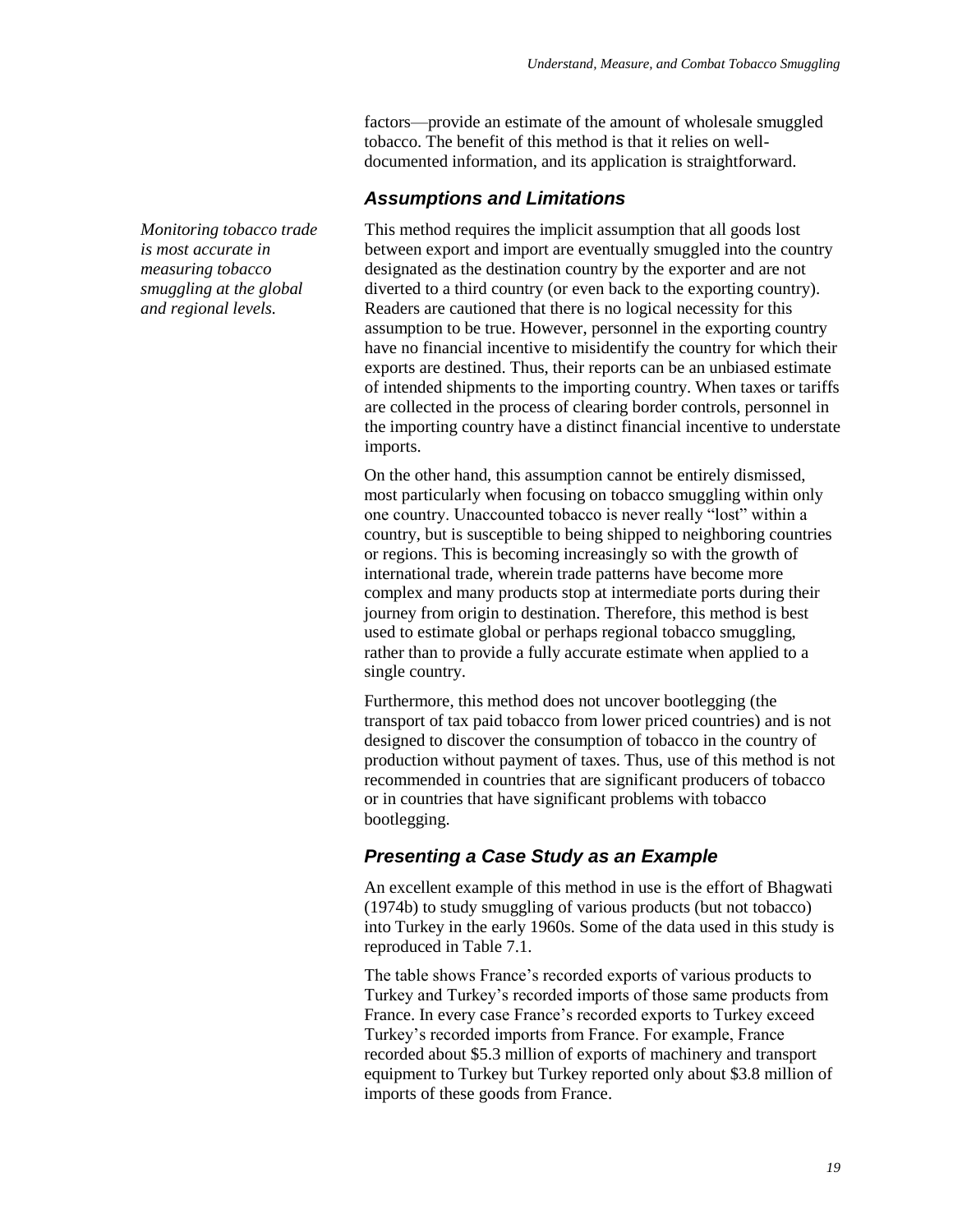factors—provide an estimate of the amount of wholesale smuggled tobacco. The benefit of this method is that it relies on well-documented information, and its application is straightforward.

### Assumptions and Limitations

*Monitoring tobacco trade is most accurate in measuring tobacco smuggling at the global and regional levels.*

This method requires the implicit assumption that all goods lost between export and import are eventually smuggled into the country designated as the destination country by the exporter and are not diverted to a third country (or even back to the exporting country). Readers are cautioned that there is no logical necessity for this assumption to be true. However, personnel in the exporting country have no financial incentive to misidentify the country for which their exports are destined. Thus, their reports can be an unbiased estimate of intended shipments to the importing country. When taxes or tariffs are collected in the process of clearing border controls, personnel in the importing country have a distinct financial incentive to understate imports.

On the other hand, this assumption cannot be entirely dismissed, most particularly when focusing on tobacco smuggling within only one country. Unaccounted tobacco is never really "lost" within a country, but is susceptible to being shipped to neighboring countries or regions. This is becoming increasingly so with the growth of international trade, wherein trade patterns have become more complex and many products stop at intermediate ports during their journey from origin to destination. Therefore, this method is best used to estimate global or perhaps regional tobacco smuggling, rather than to provide a fully accurate estimate when applied to a single country.

Furthermore, this method does not uncover bootlegging (the transport of tax paid tobacco from lower priced countries) and is not designed to discover the consumption of tobacco in the country of production without payment of taxes. Thus, use of this method is not recommended in countries that are significant producers of tobacco or in countries that have significant problems with tobacco bootlegging.

### Presenting a Case Study as an Example

An excellent example of this method in use is the effort of Bhagwati (1974b) to study smuggling of various products (but not tobacco) into Turkey in the early 1960s. Some of the data used in this study is reproduced in Table 7.1.

The table shows France's recorded exports of various products to Turkey and Turkey's recorded imports of those same products from France. In every case France's recorded exports to Turkey exceed Turkey's recorded imports from France. For example, France recorded about \$5.3 million of exports of machinery and transport equipment to Turkey but Turkey reported only about \$3.8 million of imports of these goods from France.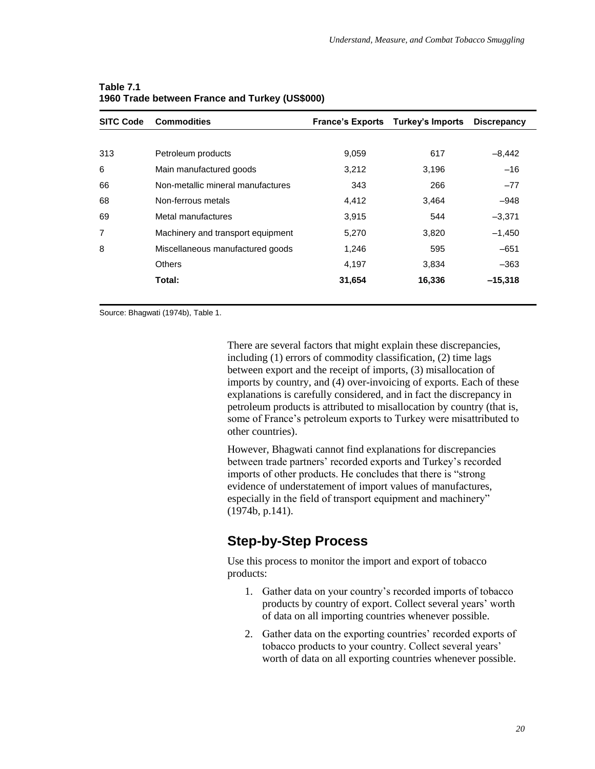**Table 7.1**
**1960 Trade between France and Turkey (US$000)**

| SITC Code | Commodities | France's Exports | Turkey's Imports | Discrepancy |
|---|---|---|---|---|
| 313 | Petroleum products | 9,059 | 617 | –8,442 |
| 6 | Main manufactured goods | 3,212 | 3,196 | –16 |
| 66 | Non-metallic mineral manufactures | 343 | 266 | –77 |
| 68 | Non-ferrous metals | 4,412 | 3,464 | –948 |
| 69 | Metal manufactures | 3,915 | 544 | –3,371 |
| 7 | Machinery and transport equipment | 5,270 | 3,820 | –1,450 |
| 8 | Miscellaneous manufactured goods | 1,246 | 595 | –651 |
| | Others | 4,197 | 3,834 | –363 |
| | **Total:** | **31,654** | **16,336** | **–15,318** |

Source: Bhagwati (1974b), Table 1.

There are several factors that might explain these discrepancies, including (1) errors of commodity classification, (2) time lags between export and the receipt of imports, (3) misallocation of imports by country, and (4) over-invoicing of exports. Each of these explanations is carefully considered, and in fact the discrepancy in petroleum products is attributed to misallocation by country (that is, some of France's petroleum exports to Turkey were misattributed to other countries).

However, Bhagwati cannot find explanations for discrepancies between trade partners' recorded exports and Turkey's recorded imports of other products. He concludes that there is "strong evidence of understatement of import values of manufactures, especially in the field of transport equipment and machinery" (1974b, p.141).

## Step-by-Step Process

Use this process to monitor the import and export of tobacco products:

1. Gather data on your country's recorded imports of tobacco products by country of export. Collect several years' worth of data on all importing countries whenever possible.
2. Gather data on the exporting countries' recorded exports of tobacco products to your country. Collect several years' worth of data on all exporting countries whenever possible.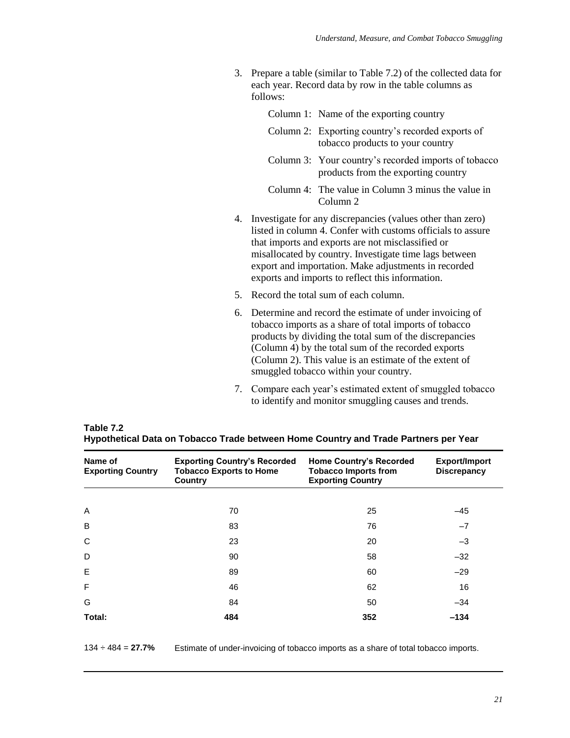3. Prepare a table (similar to Table 7.2) of the collected data for each year. Record data by row in the table columns as follows:

   Column 1: Name of the exporting country

   Column 2: Exporting country's recorded exports of tobacco products to your country

   Column 3: Your country's recorded imports of tobacco products from the exporting country

   Column 4: The value in Column 3 minus the value in Column 2

4. Investigate for any discrepancies (values other than zero) listed in column 4. Confer with customs officials to assure that imports and exports are not misclassified or misallocated by country. Investigate time lags between export and importation. Make adjustments in recorded exports and imports to reflect this information.

5. Record the total sum of each column.

6. Determine and record the estimate of under invoicing of tobacco imports as a share of total imports of tobacco products by dividing the total sum of the discrepancies (Column 4) by the total sum of the recorded exports (Column 2). This value is an estimate of the extent of smuggled tobacco within your country.

7. Compare each year's estimated extent of smuggled tobacco to identify and monitor smuggling causes and trends.

**Table 7.2**
**Hypothetical Data on Tobacco Trade between Home Country and Trade Partners per Year**

| Name of Exporting Country | Exporting Country's Recorded Tobacco Exports to Home Country | Home Country's Recorded Tobacco Imports from Exporting Country | Export/Import Discrepancy |
|---|---|---|---|
| A | 70 | 25 | –45 |
| B | 83 | 76 | –7 |
| C | 23 | 20 | –3 |
| D | 90 | 58 | –32 |
| E | 89 | 60 | –29 |
| F | 46 | 62 | 16 |
| G | 84 | 50 | –34 |
| **Total:** | **484** | **352** | **–134** |

134 ÷ 484 = **27.7%** Estimate of under-invoicing of tobacco imports as a share of total tobacco imports.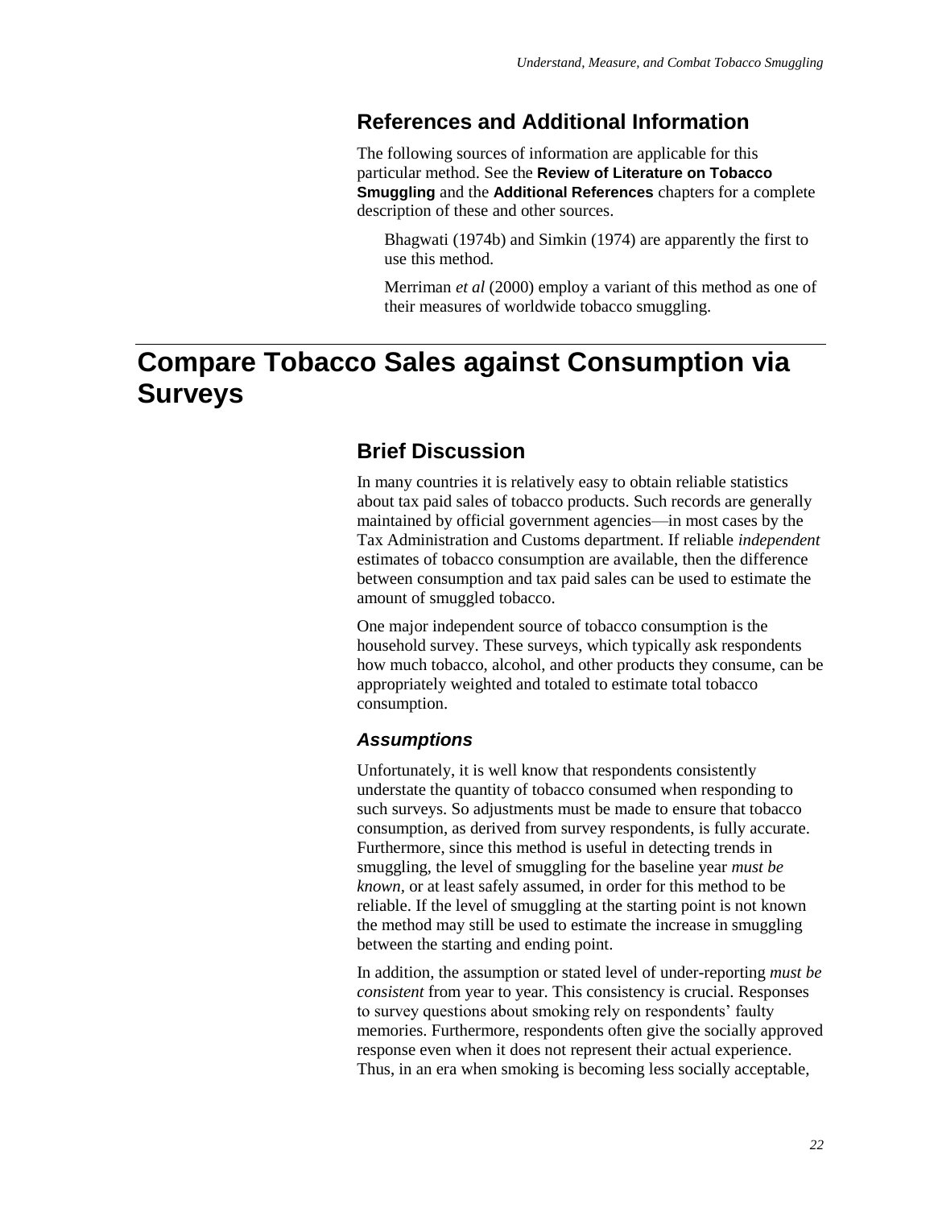## References and Additional Information

The following sources of information are applicable for this particular method. See the **Review of Literature on Tobacco Smuggling** and the **Additional References** chapters for a complete description of these and other sources.

Bhagwati (1974b) and Simkin (1974) are apparently the first to use this method.

Merriman *et al* (2000) employ a variant of this method as one of their measures of worldwide tobacco smuggling.

# Compare Tobacco Sales against Consumption via Surveys

## Brief Discussion

In many countries it is relatively easy to obtain reliable statistics about tax paid sales of tobacco products. Such records are generally maintained by official government agencies—in most cases by the Tax Administration and Customs department. If reliable *independent* estimates of tobacco consumption are available, then the difference between consumption and tax paid sales can be used to estimate the amount of smuggled tobacco.

One major independent source of tobacco consumption is the household survey. These surveys, which typically ask respondents how much tobacco, alcohol, and other products they consume, can be appropriately weighted and totaled to estimate total tobacco consumption.

### *Assumptions*

Unfortunately, it is well know that respondents consistently understate the quantity of tobacco consumed when responding to such surveys. So adjustments must be made to ensure that tobacco consumption, as derived from survey respondents, is fully accurate. Furthermore, since this method is useful in detecting trends in smuggling, the level of smuggling for the baseline year *must be known*, or at least safely assumed, in order for this method to be reliable. If the level of smuggling at the starting point is not known the method may still be used to estimate the increase in smuggling between the starting and ending point.

In addition, the assumption or stated level of under-reporting *must be consistent* from year to year. This consistency is crucial. Responses to survey questions about smoking rely on respondents' faulty memories. Furthermore, respondents often give the socially approved response even when it does not represent their actual experience. Thus, in an era when smoking is becoming less socially acceptable,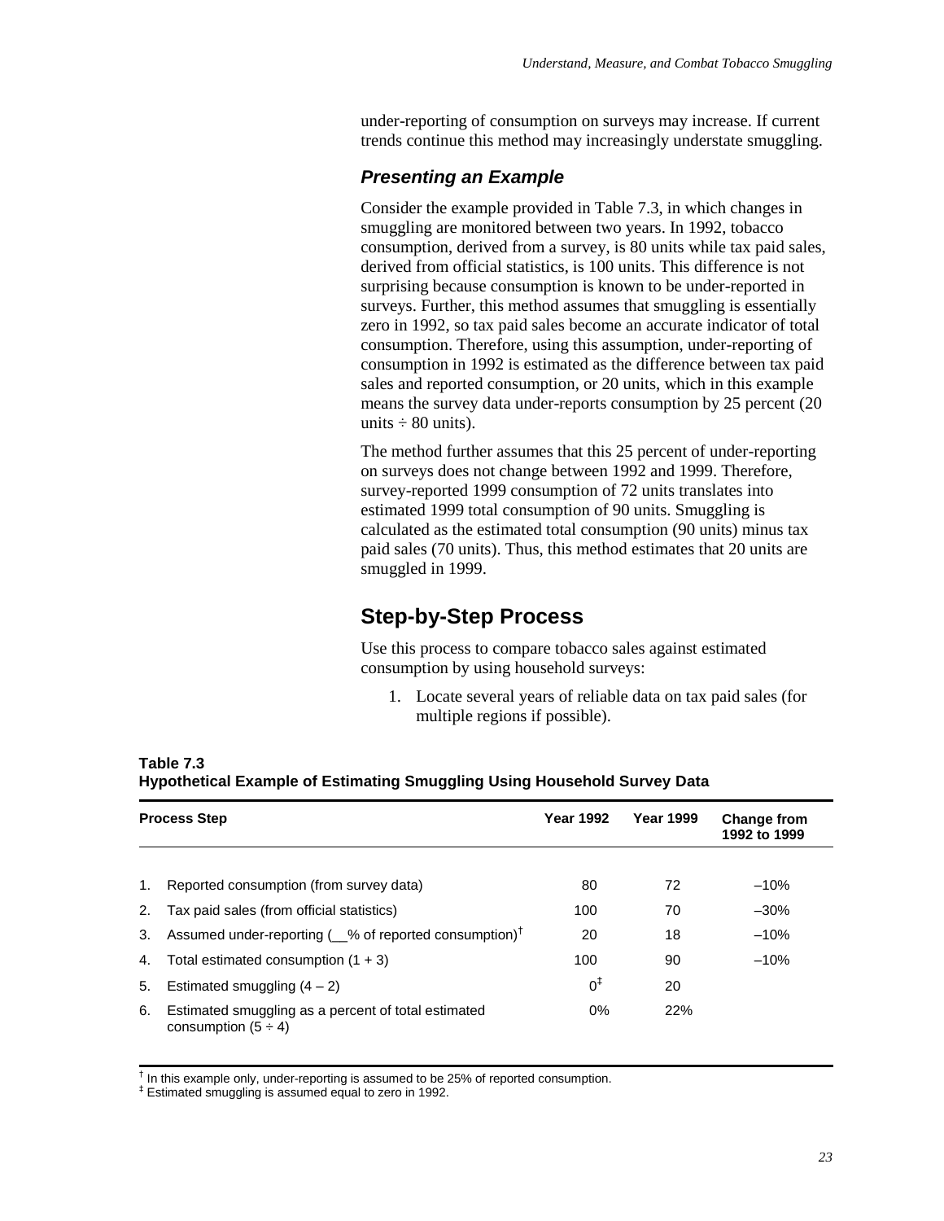under-reporting of consumption on surveys may increase. If current trends continue this method may increasingly understate smuggling.

### *Presenting an Example*

Consider the example provided in Table 7.3, in which changes in smuggling are monitored between two years. In 1992, tobacco consumption, derived from a survey, is 80 units while tax paid sales, derived from official statistics, is 100 units. This difference is not surprising because consumption is known to be under-reported in surveys. Further, this method assumes that smuggling is essentially zero in 1992, so tax paid sales become an accurate indicator of total consumption. Therefore, using this assumption, under-reporting of consumption in 1992 is estimated as the difference between tax paid sales and reported consumption, or 20 units, which in this example means the survey data under-reports consumption by 25 percent (20 units ÷ 80 units).

The method further assumes that this 25 percent of under-reporting on surveys does not change between 1992 and 1999. Therefore, survey-reported 1999 consumption of 72 units translates into estimated 1999 total consumption of 90 units. Smuggling is calculated as the estimated total consumption (90 units) minus tax paid sales (70 units). Thus, this method estimates that 20 units are smuggled in 1999.

## Step-by-Step Process

Use this process to compare tobacco sales against estimated consumption by using household surveys:

1. Locate several years of reliable data on tax paid sales (for multiple regions if possible).

**Table 7.3**
**Hypothetical Example of Estimating Smuggling Using Household Survey Data**

| Process Step | Year 1992 | Year 1999 | Change from 1992 to 1999 |
|---|---|---|---|
| 1. Reported consumption (from survey data) | 80 | 72 | –10% |
| 2. Tax paid sales (from official statistics) | 100 | 70 | –30% |
| 3. Assumed under-reporting (__% of reported consumption)† | 20 | 18 | –10% |
| 4. Total estimated consumption (1 + 3) | 100 | 90 | –10% |
| 5. Estimated smuggling (4 – 2) | 0‡ | 20 | |
| 6. Estimated smuggling as a percent of total estimated consumption (5 ÷ 4) | 0% | 22% | |

† In this example only, under-reporting is assumed to be 25% of reported consumption.
‡ Estimated smuggling is assumed equal to zero in 1992.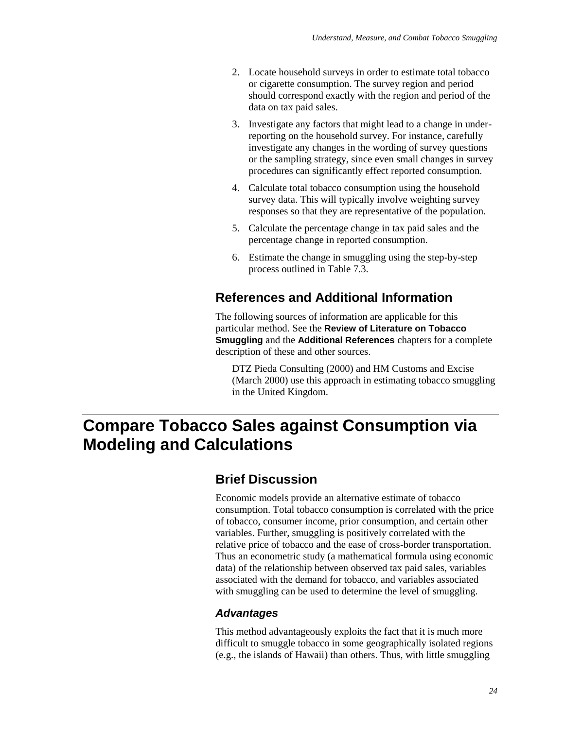2. Locate household surveys in order to estimate total tobacco or cigarette consumption. The survey region and period should correspond exactly with the region and period of the data on tax paid sales.
3. Investigate any factors that might lead to a change in under-reporting on the household survey. For instance, carefully investigate any changes in the wording of survey questions or the sampling strategy, since even small changes in survey procedures can significantly effect reported consumption.
4. Calculate total tobacco consumption using the household survey data. This will typically involve weighting survey responses so that they are representative of the population.
5. Calculate the percentage change in tax paid sales and the percentage change in reported consumption.
6. Estimate the change in smuggling using the step-by-step process outlined in Table 7.3.

### References and Additional Information

The following sources of information are applicable for this particular method. See the **Review of Literature on Tobacco Smuggling** and the **Additional References** chapters for a complete description of these and other sources.

> DTZ Pieda Consulting (2000) and HM Customs and Excise (March 2000) use this approach in estimating tobacco smuggling in the United Kingdom.

## Compare Tobacco Sales against Consumption via Modeling and Calculations

### Brief Discussion

Economic models provide an alternative estimate of tobacco consumption. Total tobacco consumption is correlated with the price of tobacco, consumer income, prior consumption, and certain other variables. Further, smuggling is positively correlated with the relative price of tobacco and the ease of cross-border transportation. Thus an econometric study (a mathematical formula using economic data) of the relationship between observed tax paid sales, variables associated with the demand for tobacco, and variables associated with smuggling can be used to determine the level of smuggling.

#### *Advantages*

This method advantageously exploits the fact that it is much more difficult to smuggle tobacco in some geographically isolated regions (e.g., the islands of Hawaii) than others. Thus, with little smuggling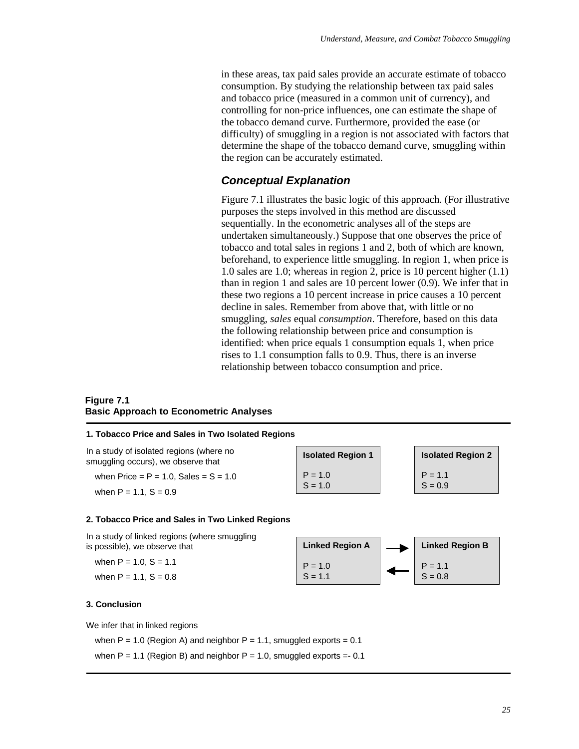in these areas, tax paid sales provide an accurate estimate of tobacco consumption. By studying the relationship between tax paid sales and tobacco price (measured in a common unit of currency), and controlling for non-price influences, one can estimate the shape of the tobacco demand curve. Furthermore, provided the ease (or difficulty) of smuggling in a region is not associated with factors that determine the shape of the tobacco demand curve, smuggling within the region can be accurately estimated.

### *Conceptual Explanation*

Figure 7.1 illustrates the basic logic of this approach. (For illustrative purposes the steps involved in this method are discussed sequentially. In the econometric analyses all of the steps are undertaken simultaneously.) Suppose that one observes the price of tobacco and total sales in regions 1 and 2, both of which are known, beforehand, to experience little smuggling. In region 1, when price is 1.0 sales are 1.0; whereas in region 2, price is 10 percent higher (1.1) than in region 1 and sales are 10 percent lower (0.9). We infer that in these two regions a 10 percent increase in price causes a 10 percent decline in sales. Remember from above that, with little or no smuggling, *sales* equal *consumption*. Therefore, based on this data the following relationship between price and consumption is identified: when price equals 1 consumption equals 1, when price rises to 1.1 consumption falls to 0.9. Thus, there is an inverse relationship between tobacco consumption and price.

**Figure 7.1**
**Basic Approach to Econometric Analyses**

**1. Tobacco Price and Sales in Two Isolated Regions**

In a study of isolated regions (where no smuggling occurs), we observe that

when Price = P = 1.0, Sales = S = 1.0

when P = 1.1, S = 0.9

| Isolated Region 1 | Isolated Region 2 |
|---|---|
| P = 1.0 | P = 1.1 |
| S = 1.0 | S = 0.9 |

**2. Tobacco Price and Sales in Two Linked Regions**

In a study of linked regions (where smuggling is possible), we observe that

when P = 1.0, S = 1.1

when P = 1.1, S = 0.8

| Linked Region A | | Linked Region B |
|---|---|---|
| P = 1.0 | → | P = 1.1 |
| S = 1.1 | ← | S = 0.8 |

**3. Conclusion**

We infer that in linked regions

when P = 1.0 (Region A) and neighbor P = 1.1, smuggled exports = 0.1

when P = 1.1 (Region B) and neighbor P = 1.0, smuggled exports =- 0.1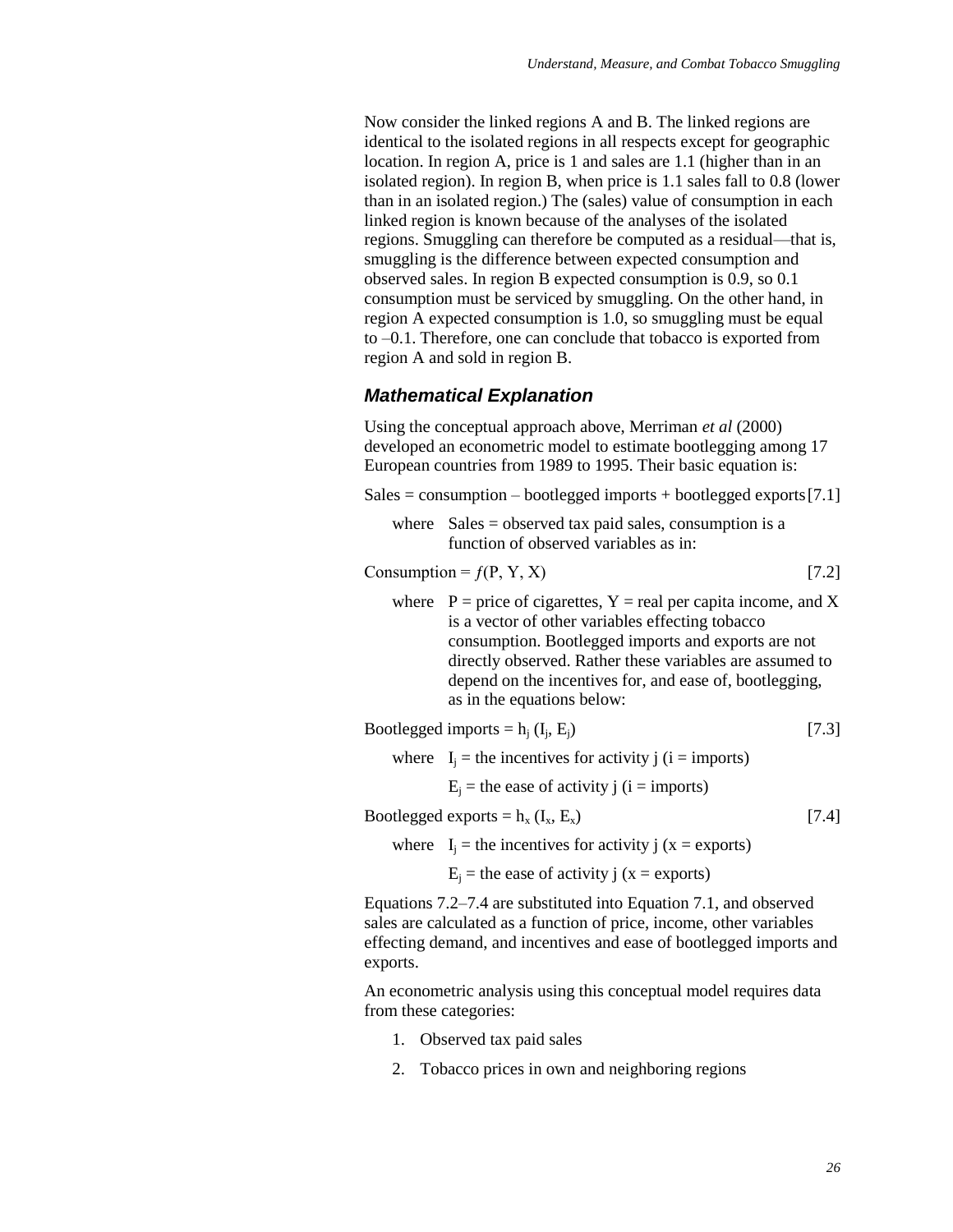Now consider the linked regions A and B. The linked regions are identical to the isolated regions in all respects except for geographic location. In region A, price is 1 and sales are 1.1 (higher than in an isolated region). In region B, when price is 1.1 sales fall to 0.8 (lower than in an isolated region.) The (sales) value of consumption in each linked region is known because of the analyses of the isolated regions. Smuggling can therefore be computed as a residual—that is, smuggling is the difference between expected consumption and observed sales. In region B expected consumption is 0.9, so 0.1 consumption must be serviced by smuggling. On the other hand, in region A expected consumption is 1.0, so smuggling must be equal to –0.1. Therefore, one can conclude that tobacco is exported from region A and sold in region B.

### *Mathematical Explanation*

Using the conceptual approach above, Merriman *et al* (2000) developed an econometric model to estimate bootlegging among 17 European countries from 1989 to 1995. Their basic equation is:

$$\text{Sales} = \text{consumption} - \text{bootlegged imports} + \text{bootlegged exports} \quad [7.1]$$

where Sales = observed tax paid sales, consumption is a function of observed variables as in:

$$\text{Consumption} = f(P, Y, X) \quad [7.2]$$

where P = price of cigarettes, Y = real per capita income, and X is a vector of other variables effecting tobacco consumption. Bootlegged imports and exports are not directly observed. Rather these variables are assumed to depend on the incentives for, and ease of, bootlegging, as in the equations below:

$$\text{Bootlegged imports} = h_j (I_j, E_j) \quad [7.3]$$

where $I_j$ = the incentives for activity j (i = imports)

$E_j$ = the ease of activity j (i = imports)

$$\text{Bootlegged exports} = h_x (I_x, E_x) \quad [7.4]$$

where $I_j$ = the incentives for activity j (x = exports)

$E_j$ = the ease of activity j (x = exports)

Equations 7.2–7.4 are substituted into Equation 7.1, and observed sales are calculated as a function of price, income, other variables effecting demand, and incentives and ease of bootlegged imports and exports.

An econometric analysis using this conceptual model requires data from these categories:

1. Observed tax paid sales
2. Tobacco prices in own and neighboring regions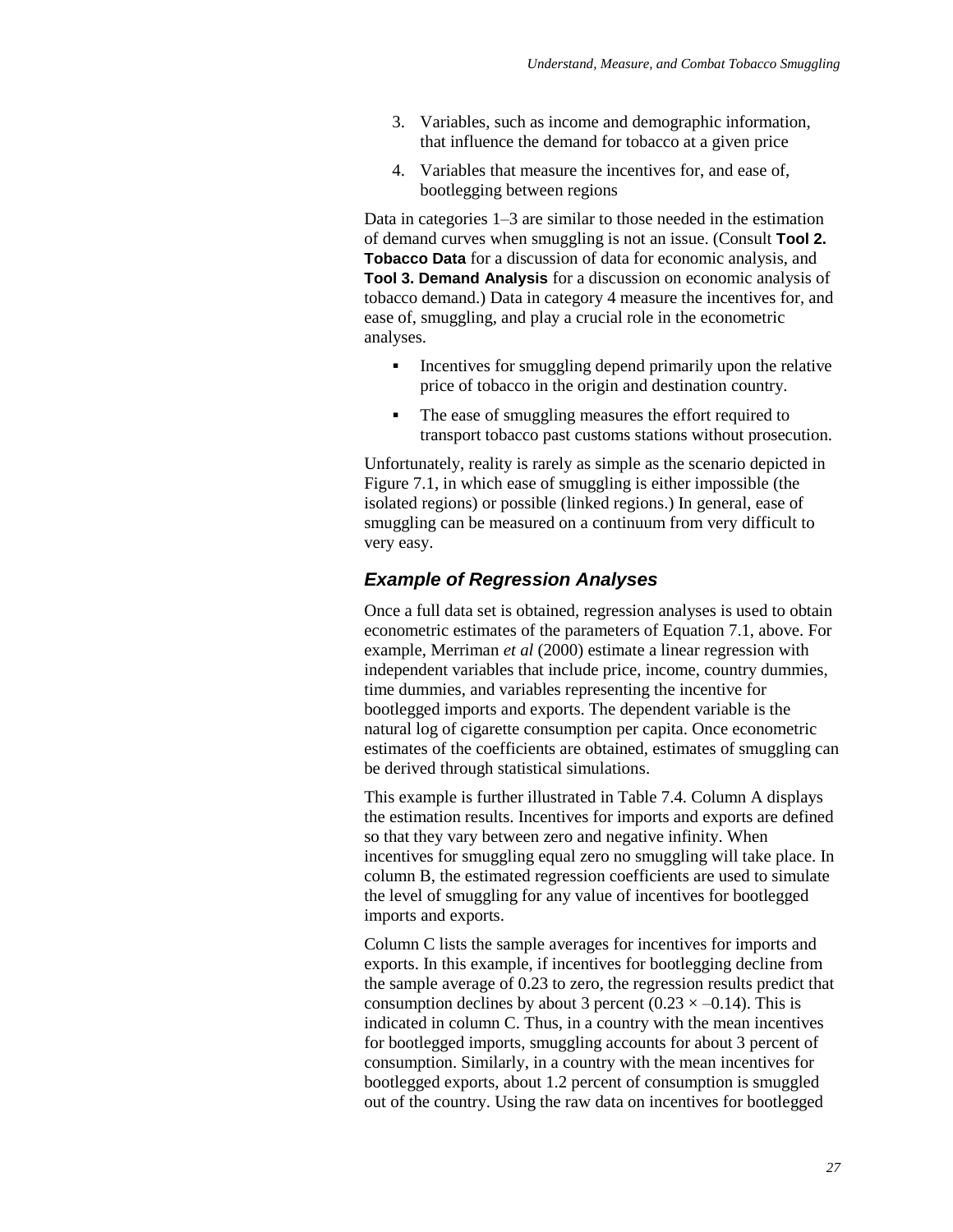3. Variables, such as income and demographic information, that influence the demand for tobacco at a given price
4. Variables that measure the incentives for, and ease of, bootlegging between regions

Data in categories 1–3 are similar to those needed in the estimation of demand curves when smuggling is not an issue. (Consult **Tool 2. Tobacco Data** for a discussion of data for economic analysis, and **Tool 3. Demand Analysis** for a discussion on economic analysis of tobacco demand.) Data in category 4 measure the incentives for, and ease of, smuggling, and play a crucial role in the econometric analyses.

- Incentives for smuggling depend primarily upon the relative price of tobacco in the origin and destination country.
- The ease of smuggling measures the effort required to transport tobacco past customs stations without prosecution.

Unfortunately, reality is rarely as simple as the scenario depicted in Figure 7.1, in which ease of smuggling is either impossible (the isolated regions) or possible (linked regions.) In general, ease of smuggling can be measured on a continuum from very difficult to very easy.

### *Example of Regression Analyses*

Once a full data set is obtained, regression analyses is used to obtain econometric estimates of the parameters of Equation 7.1, above. For example, Merriman *et al* (2000) estimate a linear regression with independent variables that include price, income, country dummies, time dummies, and variables representing the incentive for bootlegged imports and exports. The dependent variable is the natural log of cigarette consumption per capita. Once econometric estimates of the coefficients are obtained, estimates of smuggling can be derived through statistical simulations.

This example is further illustrated in Table 7.4. Column A displays the estimation results. Incentives for imports and exports are defined so that they vary between zero and negative infinity. When incentives for smuggling equal zero no smuggling will take place. In column B, the estimated regression coefficients are used to simulate the level of smuggling for any value of incentives for bootlegged imports and exports.

Column C lists the sample averages for incentives for imports and exports. In this example, if incentives for bootlegging decline from the sample average of 0.23 to zero, the regression results predict that consumption declines by about 3 percent ($0.23 \times -0.14$). This is indicated in column C. Thus, in a country with the mean incentives for bootlegged imports, smuggling accounts for about 3 percent of consumption. Similarly, in a country with the mean incentives for bootlegged exports, about 1.2 percent of consumption is smuggled out of the country. Using the raw data on incentives for bootlegged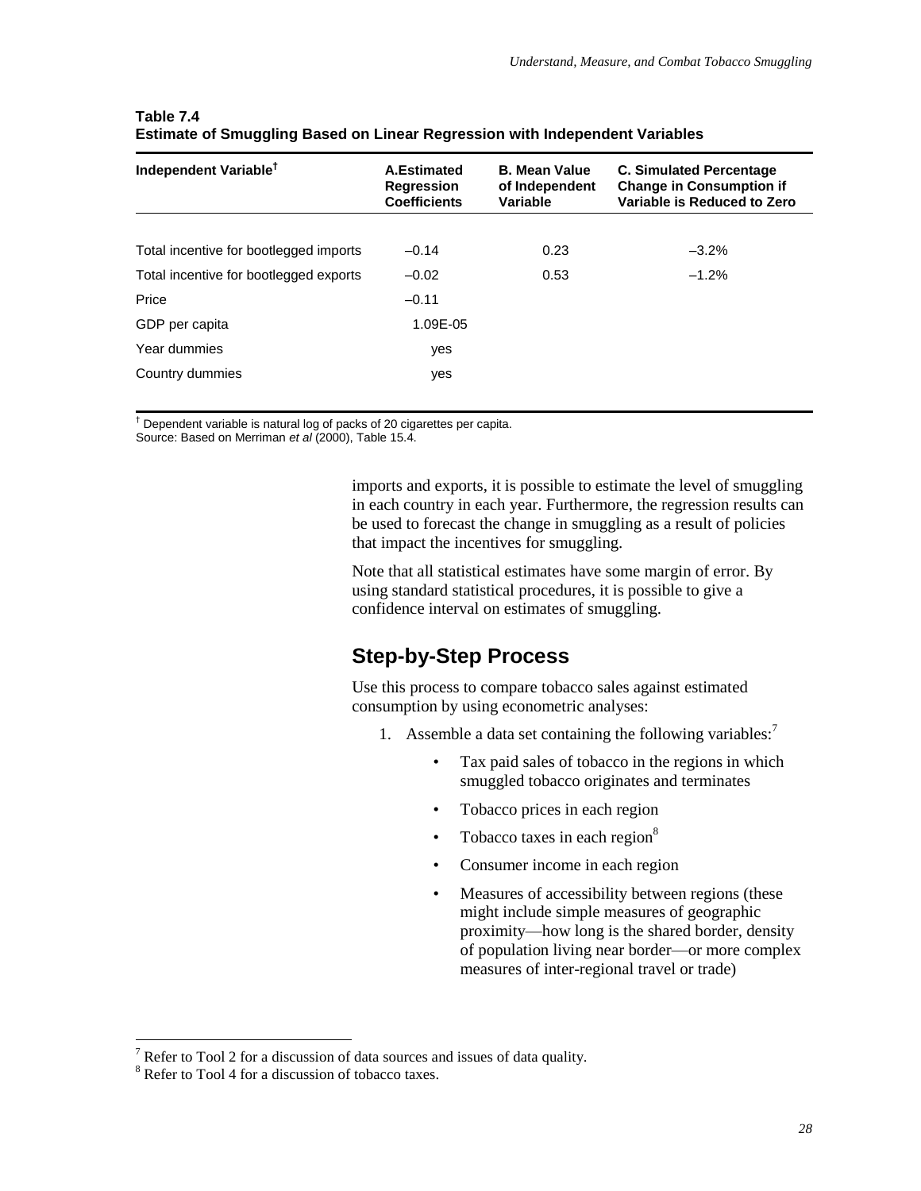**Table 7.4**
**Estimate of Smuggling Based on Linear Regression with Independent Variables**

| Independent Variable[†] | A. Estimated Regression Coefficients | B. Mean Value of Independent Variable | C. Simulated Percentage Change in Consumption if Variable is Reduced to Zero |
|---|---|---|---|
| Total incentive for bootlegged imports | –0.14 | 0.23 | –3.2% |
| Total incentive for bootlegged exports | –0.02 | 0.53 | –1.2% |
| Price | –0.11 | | |
| GDP per capita | 1.09E-05 | | |
| Year dummies | yes | | |
| Country dummies | yes | | |

[†] Dependent variable is natural log of packs of 20 cigarettes per capita.
Source: Based on Merriman *et al* (2000), Table 15.4.

imports and exports, it is possible to estimate the level of smuggling in each country in each year. Furthermore, the regression results can be used to forecast the change in smuggling as a result of policies that impact the incentives for smuggling.

Note that all statistical estimates have some margin of error. By using standard statistical procedures, it is possible to give a confidence interval on estimates of smuggling.

## Step-by-Step Process

Use this process to compare tobacco sales against estimated consumption by using econometric analyses:

1. Assemble a data set containing the following variables:[7]
    - Tax paid sales of tobacco in the regions in which smuggled tobacco originates and terminates
    - Tobacco prices in each region
    - Tobacco taxes in each region[8]
    - Consumer income in each region
    - Measures of accessibility between regions (these might include simple measures of geographic proximity—how long is the shared border, density of population living near border—or more complex measures of inter-regional travel or trade)

[7] Refer to Tool 2 for a discussion of data sources and issues of data quality.
[8] Refer to Tool 4 for a discussion of tobacco taxes.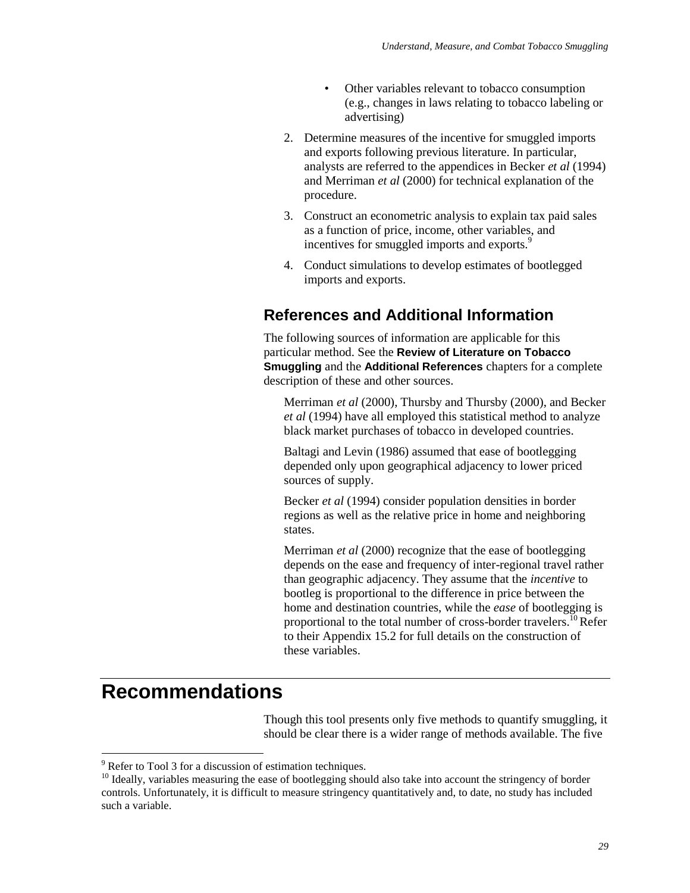- Other variables relevant to tobacco consumption (e.g., changes in laws relating to tobacco labeling or advertising)

2. Determine measures of the incentive for smuggled imports and exports following previous literature. In particular, analysts are referred to the appendices in Becker *et al* (1994) and Merriman *et al* (2000) for technical explanation of the procedure.
3. Construct an econometric analysis to explain tax paid sales as a function of price, income, other variables, and incentives for smuggled imports and exports.[9]
4. Conduct simulations to develop estimates of bootlegged imports and exports.

## References and Additional Information

The following sources of information are applicable for this particular method. See the **Review of Literature on Tobacco Smuggling** and the **Additional References** chapters for a complete description of these and other sources.

Merriman *et al* (2000), Thursby and Thursby (2000), and Becker *et al* (1994) have all employed this statistical method to analyze black market purchases of tobacco in developed countries.

Baltagi and Levin (1986) assumed that ease of bootlegging depended only upon geographical adjacency to lower priced sources of supply.

Becker *et al* (1994) consider population densities in border regions as well as the relative price in home and neighboring states.

Merriman *et al* (2000) recognize that the ease of bootlegging depends on the ease and frequency of inter-regional travel rather than geographic adjacency. They assume that the *incentive* to bootleg is proportional to the difference in price between the home and destination countries, while the *ease* of bootlegging is proportional to the total number of cross-border travelers.[10] Refer to their Appendix 15.2 for full details on the construction of these variables.

# Recommendations

Though this tool presents only five methods to quantify smuggling, it should be clear there is a wider range of methods available. The five

[9] Refer to Tool 3 for a discussion of estimation techniques.

[10] Ideally, variables measuring the ease of bootlegging should also take into account the stringency of border controls. Unfortunately, it is difficult to measure stringency quantitatively and, to date, no study has included such a variable.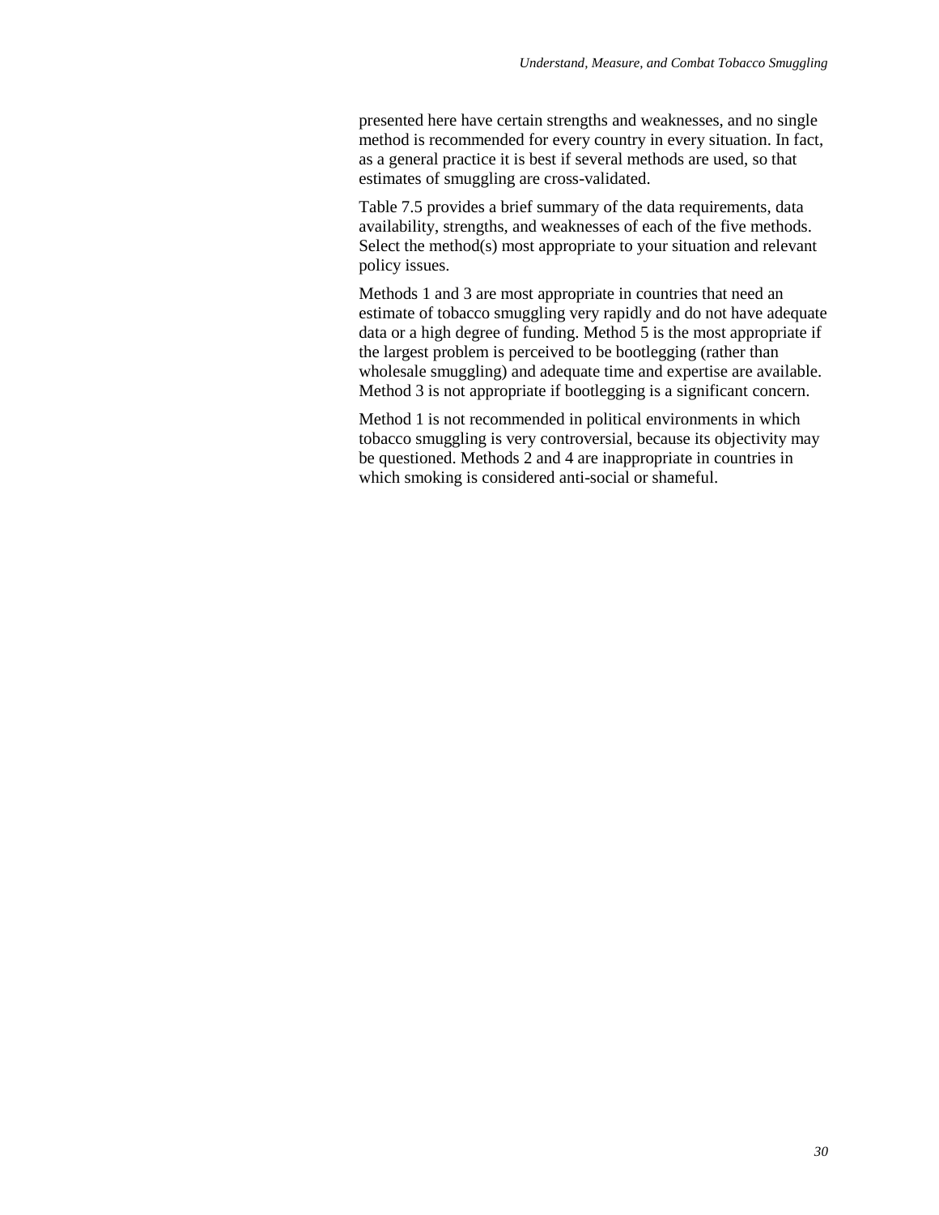presented here have certain strengths and weaknesses, and no single method is recommended for every country in every situation. In fact, as a general practice it is best if several methods are used, so that estimates of smuggling are cross-validated.

Table 7.5 provides a brief summary of the data requirements, data availability, strengths, and weaknesses of each of the five methods. Select the method(s) most appropriate to your situation and relevant policy issues.

Methods 1 and 3 are most appropriate in countries that need an estimate of tobacco smuggling very rapidly and do not have adequate data or a high degree of funding. Method 5 is the most appropriate if the largest problem is perceived to be bootlegging (rather than wholesale smuggling) and adequate time and expertise are available. Method 3 is not appropriate if bootlegging is a significant concern.

Method 1 is not recommended in political environments in which tobacco smuggling is very controversial, because its objectivity may be questioned. Methods 2 and 4 are inappropriate in countries in which smoking is considered anti-social or shameful.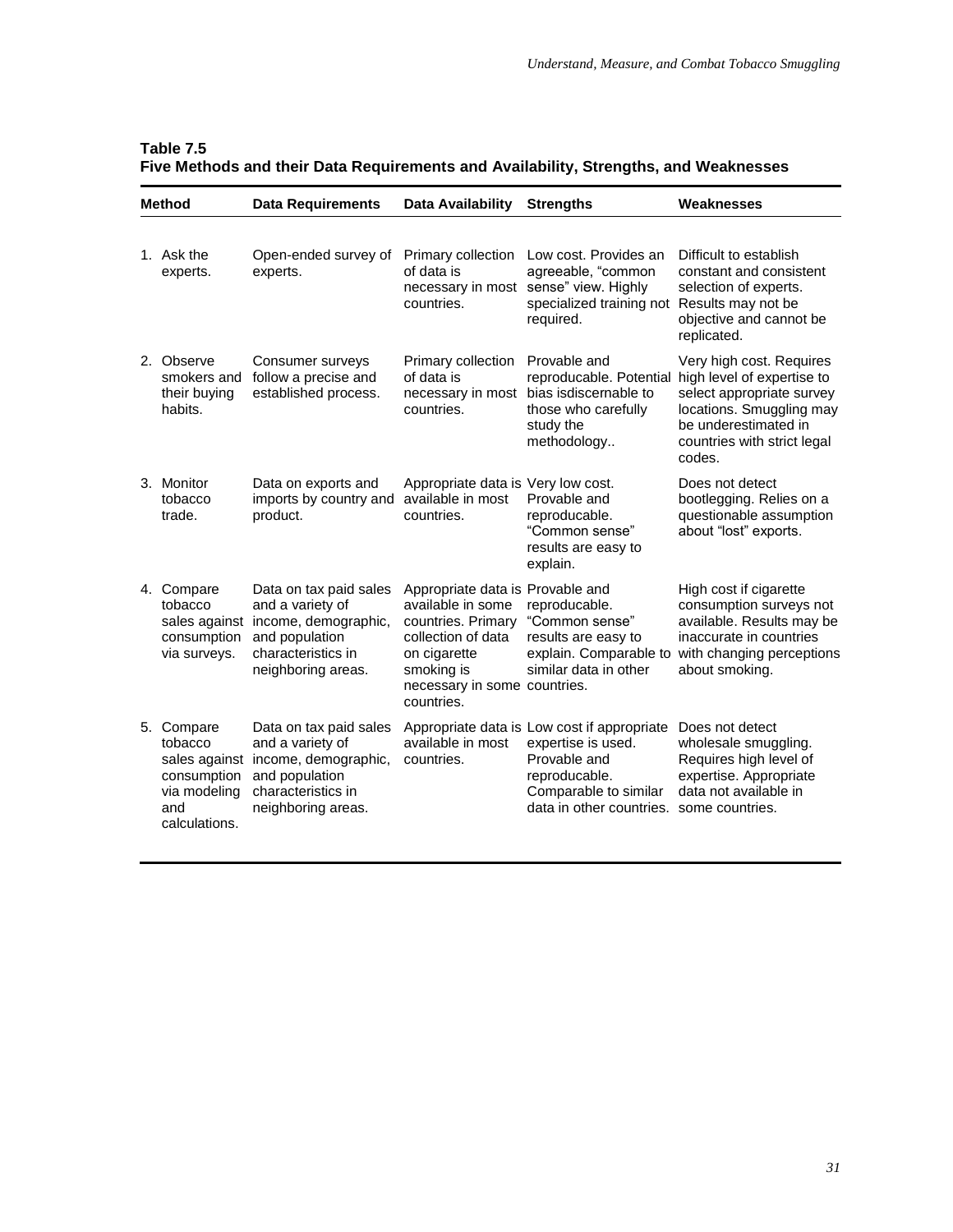**Table 7.5**
**Five Methods and their Data Requirements and Availability, Strengths, and Weaknesses**

| Method | Data Requirements | Data Availability | Strengths | Weaknesses |
|---|---|---|---|---|
| 1. Ask the experts. | Open-ended survey of experts. | Primary collection of data is necessary in most countries. | Low cost. Provides an agreeable, "common sense" view. Highly specialized training not required. | Difficult to establish constant and consistent selection of experts. Results may not be objective and cannot be replicated. |
| 2. Observe smokers and their buying habits. | Consumer surveys follow a precise and established process. | Primary collection of data is necessary in most countries. | Provable and reproducable. Potential bias isdiscernable to those who carefully study the methodology.. | Very high cost. Requires high level of expertise to select appropriate survey locations. Smuggling may be underestimated in countries with strict legal codes. |
| 3. Monitor tobacco trade. | Data on exports and imports by country and product. | Appropriate data is available in most countries. | Very low cost. Provable and reproducable. "Common sense" results are easy to explain. | Does not detect bootlegging. Relies on a questionable assumption about "lost" exports. |
| 4. Compare tobacco sales against consumption via surveys. | Data on tax paid sales and a variety of income, demographic, and population characteristics in neighboring areas. | Appropriate data is available in some countries. Primary collection of data on cigarette smoking is necessary in some countries. | Provable and reproducable. "Common sense" results are easy to explain. Comparable to similar data in other countries. | High cost if cigarette consumption surveys not available. Results may be inaccurate in countries with changing perceptions about smoking. |
| 5. Compare tobacco sales against consumption via modeling and calculations. | Data on tax paid sales and a variety of income, demographic, and population characteristics in neighboring areas. | Appropriate data is available in most countries. | Low cost if appropriate expertise is used. Provable and reproducable. Comparable to similar data in other countries. | Does not detect wholesale smuggling. Requires high level of expertise. Appropriate data not available in some countries. |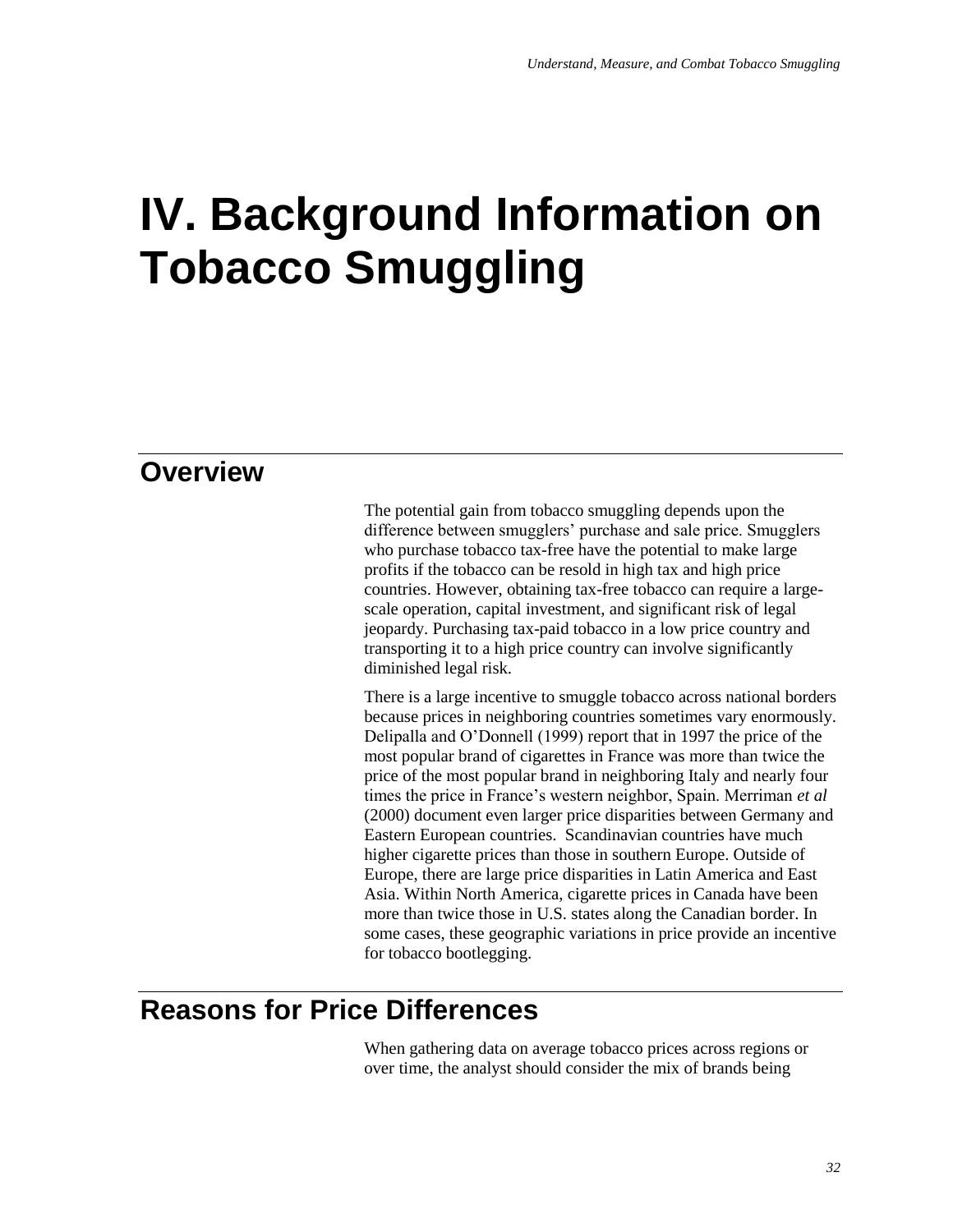# IV. Background Information on Tobacco Smuggling

## Overview

The potential gain from tobacco smuggling depends upon the difference between smugglers' purchase and sale price. Smugglers who purchase tobacco tax-free have the potential to make large profits if the tobacco can be resold in high tax and high price countries. However, obtaining tax-free tobacco can require a large-scale operation, capital investment, and significant risk of legal jeopardy. Purchasing tax-paid tobacco in a low price country and transporting it to a high price country can involve significantly diminished legal risk.

There is a large incentive to smuggle tobacco across national borders because prices in neighboring countries sometimes vary enormously. Delipalla and O'Donnell (1999) report that in 1997 the price of the most popular brand of cigarettes in France was more than twice the price of the most popular brand in neighboring Italy and nearly four times the price in France's western neighbor, Spain. Merriman *et al* (2000) document even larger price disparities between Germany and Eastern European countries. Scandinavian countries have much higher cigarette prices than those in southern Europe. Outside of Europe, there are large price disparities in Latin America and East Asia. Within North America, cigarette prices in Canada have been more than twice those in U.S. states along the Canadian border. In some cases, these geographic variations in price provide an incentive for tobacco bootlegging.

## Reasons for Price Differences

When gathering data on average tobacco prices across regions or over time, the analyst should consider the mix of brands being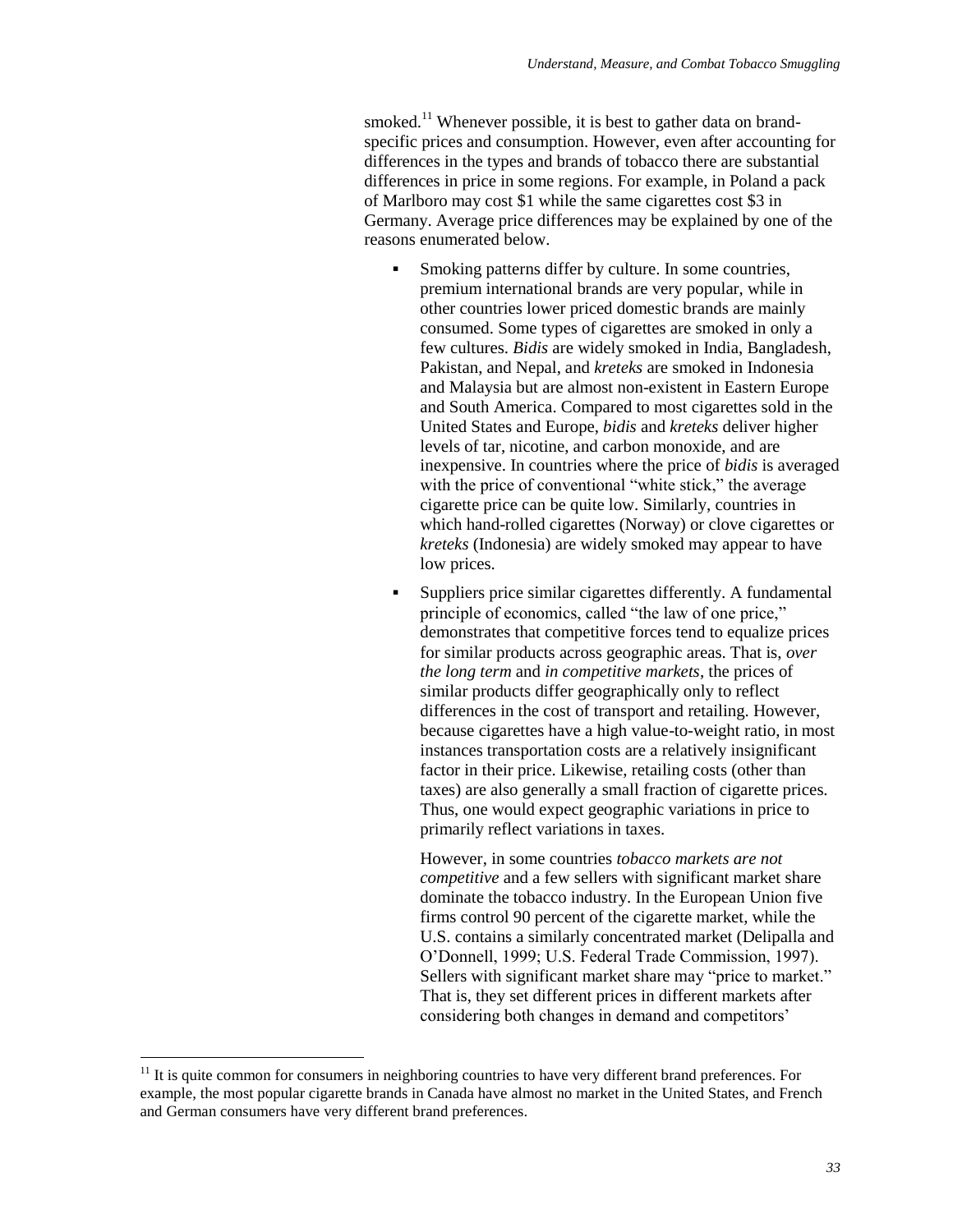smoked.[11] Whenever possible, it is best to gather data on brand-specific prices and consumption. However, even after accounting for differences in the types and brands of tobacco there are substantial differences in price in some regions. For example, in Poland a pack of Marlboro may cost $1 while the same cigarettes cost $3 in Germany. Average price differences may be explained by one of the reasons enumerated below.

- Smoking patterns differ by culture. In some countries, premium international brands are very popular, while in other countries lower priced domestic brands are mainly consumed. Some types of cigarettes are smoked in only a few cultures. *Bidis* are widely smoked in India, Bangladesh, Pakistan, and Nepal, and *kreteks* are smoked in Indonesia and Malaysia but are almost non-existent in Eastern Europe and South America. Compared to most cigarettes sold in the United States and Europe, *bidis* and *kreteks* deliver higher levels of tar, nicotine, and carbon monoxide, and are inexpensive. In countries where the price of *bidis* is averaged with the price of conventional "white stick," the average cigarette price can be quite low. Similarly, countries in which hand-rolled cigarettes (Norway) or clove cigarettes or *kreteks* (Indonesia) are widely smoked may appear to have low prices.

- Suppliers price similar cigarettes differently. A fundamental principle of economics, called "the law of one price," demonstrates that competitive forces tend to equalize prices for similar products across geographic areas. That is, *over the long term* and *in competitive markets*, the prices of similar products differ geographically only to reflect differences in the cost of transport and retailing. However, because cigarettes have a high value-to-weight ratio, in most instances transportation costs are a relatively insignificant factor in their price. Likewise, retailing costs (other than taxes) are also generally a small fraction of cigarette prices. Thus, one would expect geographic variations in price to primarily reflect variations in taxes.

  However, in some countries *tobacco markets are not competitive* and a few sellers with significant market share dominate the tobacco industry. In the European Union five firms control 90 percent of the cigarette market, while the U.S. contains a similarly concentrated market (Delipalla and O'Donnell, 1999; U.S. Federal Trade Commission, 1997). Sellers with significant market share may "price to market." That is, they set different prices in different markets after considering both changes in demand and competitors'

[11] It is quite common for consumers in neighboring countries to have very different brand preferences. For example, the most popular cigarette brands in Canada have almost no market in the United States, and French and German consumers have very different brand preferences.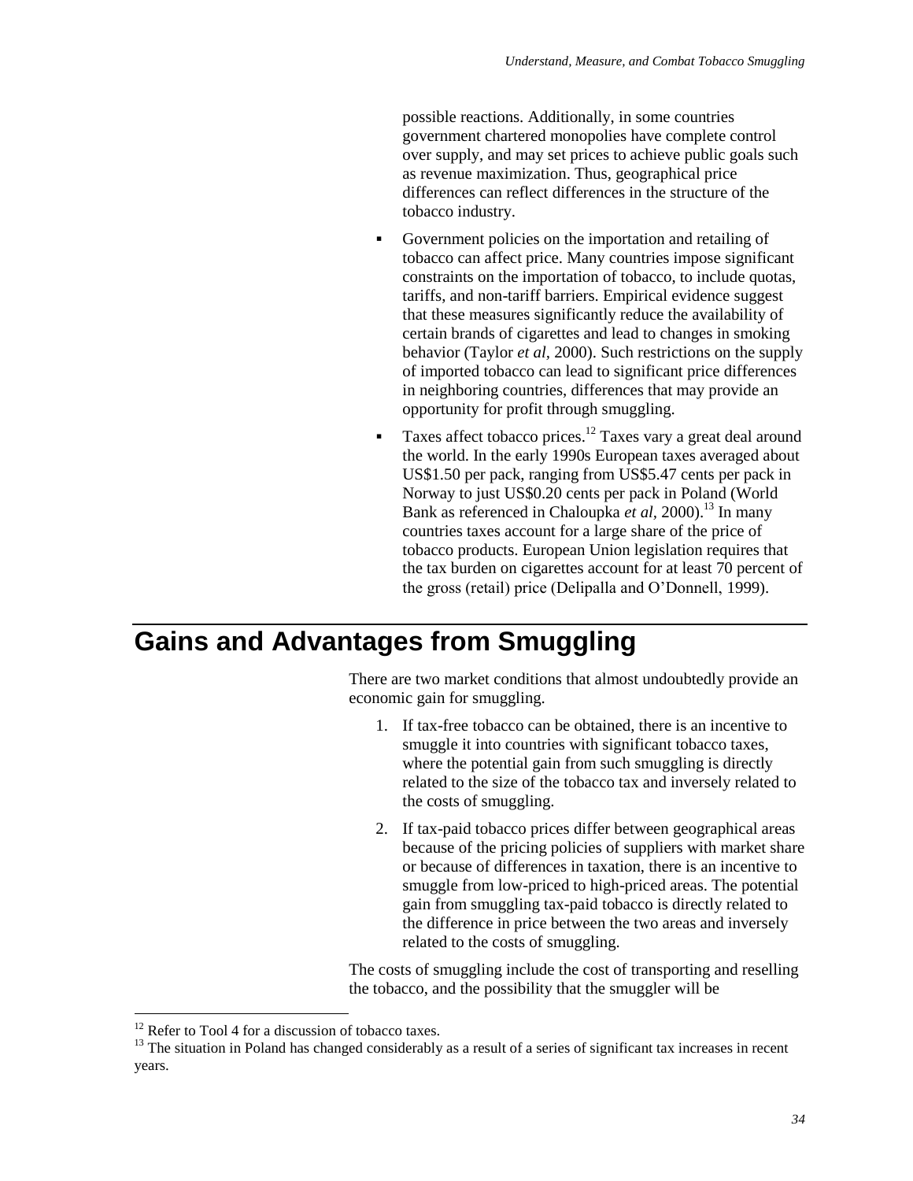possible reactions. Additionally, in some countries government chartered monopolies have complete control over supply, and may set prices to achieve public goals such as revenue maximization. Thus, geographical price differences can reflect differences in the structure of the tobacco industry.

- Government policies on the importation and retailing of tobacco can affect price. Many countries impose significant constraints on the importation of tobacco, to include quotas, tariffs, and non-tariff barriers. Empirical evidence suggest that these measures significantly reduce the availability of certain brands of cigarettes and lead to changes in smoking behavior (Taylor *et al*, 2000). Such restrictions on the supply of imported tobacco can lead to significant price differences in neighboring countries, differences that may provide an opportunity for profit through smuggling.
- Taxes affect tobacco prices.[12] Taxes vary a great deal around the world. In the early 1990s European taxes averaged about US$1.50 per pack, ranging from US$5.47 cents per pack in Norway to just US$0.20 cents per pack in Poland (World Bank as referenced in Chaloupka *et al*, 2000).[13] In many countries taxes account for a large share of the price of tobacco products. European Union legislation requires that the tax burden on cigarettes account for at least 70 percent of the gross (retail) price (Delipalla and O'Donnell, 1999).

# Gains and Advantages from Smuggling

There are two market conditions that almost undoubtedly provide an economic gain for smuggling.

1. If tax-free tobacco can be obtained, there is an incentive to smuggle it into countries with significant tobacco taxes, where the potential gain from such smuggling is directly related to the size of the tobacco tax and inversely related to the costs of smuggling.
2. If tax-paid tobacco prices differ between geographical areas because of the pricing policies of suppliers with market share or because of differences in taxation, there is an incentive to smuggle from low-priced to high-priced areas. The potential gain from smuggling tax-paid tobacco is directly related to the difference in price between the two areas and inversely related to the costs of smuggling.

The costs of smuggling include the cost of transporting and reselling the tobacco, and the possibility that the smuggler will be

[12] Refer to Tool 4 for a discussion of tobacco taxes.

[13] The situation in Poland has changed considerably as a result of a series of significant tax increases in recent years.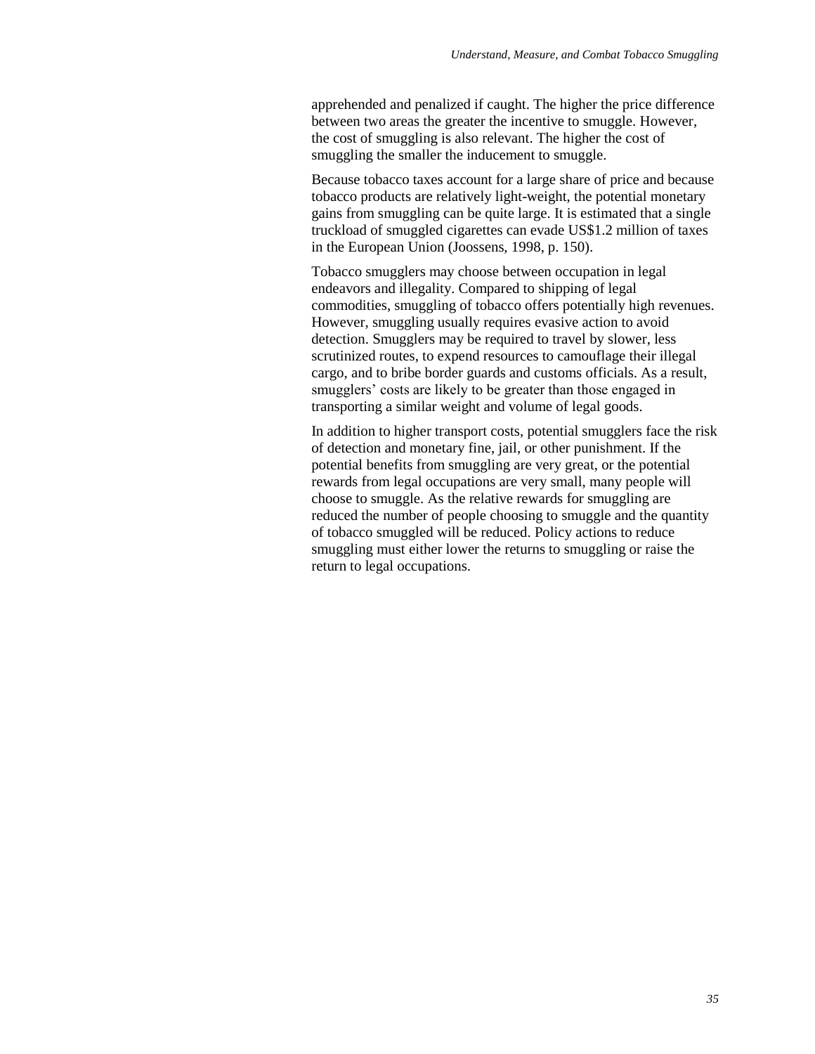apprehended and penalized if caught. The higher the price difference between two areas the greater the incentive to smuggle. However, the cost of smuggling is also relevant. The higher the cost of smuggling the smaller the inducement to smuggle.

Because tobacco taxes account for a large share of price and because tobacco products are relatively light-weight, the potential monetary gains from smuggling can be quite large. It is estimated that a single truckload of smuggled cigarettes can evade US$1.2 million of taxes in the European Union (Joossens, 1998, p. 150).

Tobacco smugglers may choose between occupation in legal endeavors and illegality. Compared to shipping of legal commodities, smuggling of tobacco offers potentially high revenues. However, smuggling usually requires evasive action to avoid detection. Smugglers may be required to travel by slower, less scrutinized routes, to expend resources to camouflage their illegal cargo, and to bribe border guards and customs officials. As a result, smugglers' costs are likely to be greater than those engaged in transporting a similar weight and volume of legal goods.

In addition to higher transport costs, potential smugglers face the risk of detection and monetary fine, jail, or other punishment. If the potential benefits from smuggling are very great, or the potential rewards from legal occupations are very small, many people will choose to smuggle. As the relative rewards for smuggling are reduced the number of people choosing to smuggle and the quantity of tobacco smuggled will be reduced. Policy actions to reduce smuggling must either lower the returns to smuggling or raise the return to legal occupations.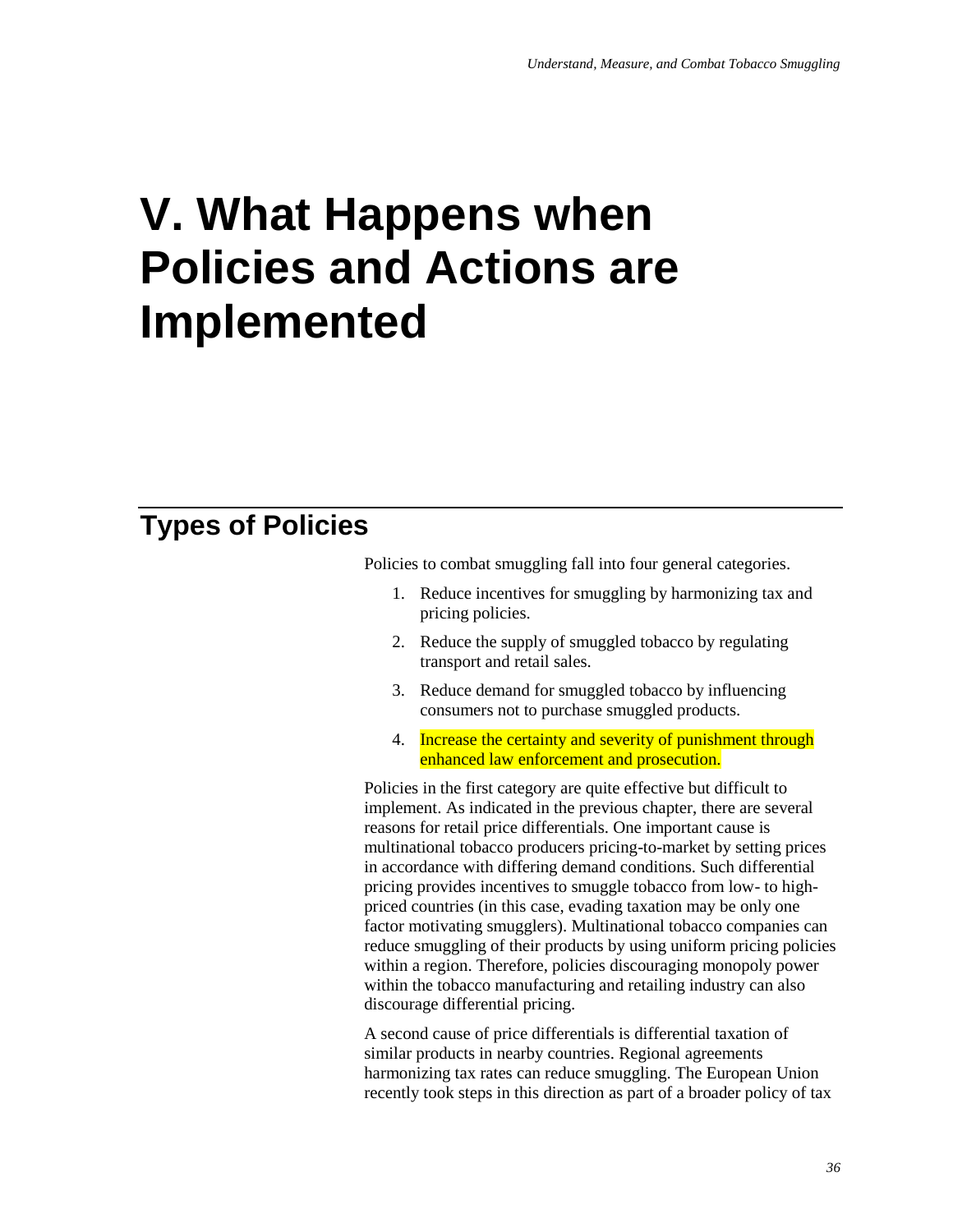# V. What Happens when Policies and Actions are Implemented

## Types of Policies

Policies to combat smuggling fall into four general categories.

1. Reduce incentives for smuggling by harmonizing tax and pricing policies.
2. Reduce the supply of smuggled tobacco by regulating transport and retail sales.
3. Reduce demand for smuggled tobacco by influencing consumers not to purchase smuggled products.
4. Increase the certainty and severity of punishment through enhanced law enforcement and prosecution.

Policies in the first category are quite effective but difficult to implement. As indicated in the previous chapter, there are several reasons for retail price differentials. One important cause is multinational tobacco producers pricing-to-market by setting prices in accordance with differing demand conditions. Such differential pricing provides incentives to smuggle tobacco from low- to high-priced countries (in this case, evading taxation may be only one factor motivating smugglers). Multinational tobacco companies can reduce smuggling of their products by using uniform pricing policies within a region. Therefore, policies discouraging monopoly power within the tobacco manufacturing and retailing industry can also discourage differential pricing.

A second cause of price differentials is differential taxation of similar products in nearby countries. Regional agreements harmonizing tax rates can reduce smuggling. The European Union recently took steps in this direction as part of a broader policy of tax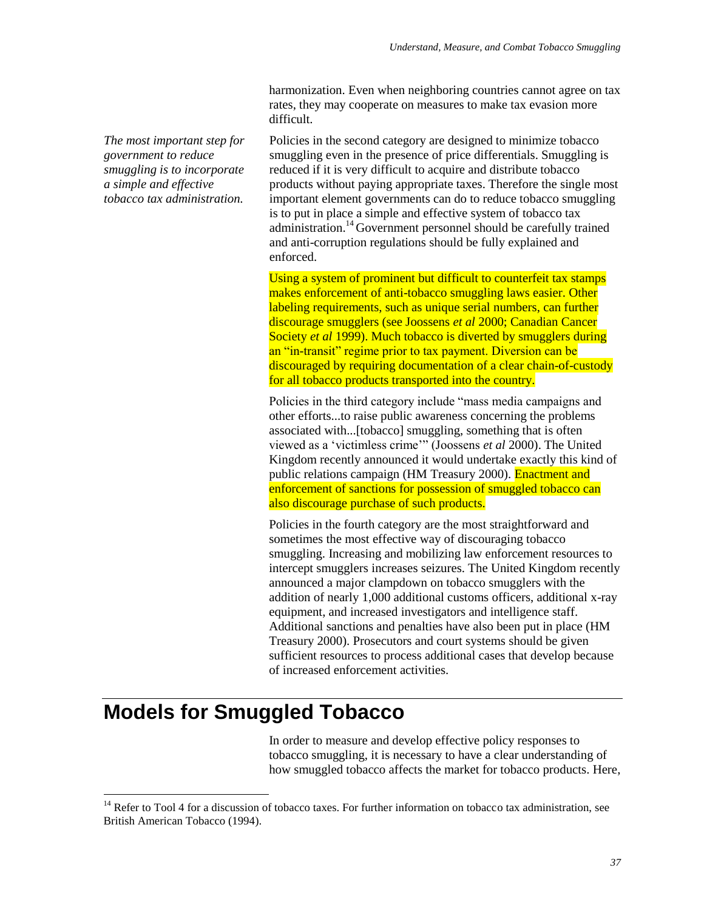harmonization. Even when neighboring countries cannot agree on tax rates, they may cooperate on measures to make tax evasion more difficult.

*The most important step for government to reduce smuggling is to incorporate a simple and effective tobacco tax administration.*

Policies in the second category are designed to minimize tobacco smuggling even in the presence of price differentials. Smuggling is reduced if it is very difficult to acquire and distribute tobacco products without paying appropriate taxes. Therefore the single most important element governments can do to reduce tobacco smuggling is to put in place a simple and effective system of tobacco tax administration.[14] Government personnel should be carefully trained and anti-corruption regulations should be fully explained and enforced.

Using a system of prominent but difficult to counterfeit tax stamps makes enforcement of anti-tobacco smuggling laws easier. Other labeling requirements, such as unique serial numbers, can further discourage smugglers (see Joossens *et al* 2000; Canadian Cancer Society *et al* 1999). Much tobacco is diverted by smugglers during an "in-transit" regime prior to tax payment. Diversion can be discouraged by requiring documentation of a clear chain-of-custody for all tobacco products transported into the country.

Policies in the third category include "mass media campaigns and other efforts...to raise public awareness concerning the problems associated with...[tobacco] smuggling, something that is often viewed as a 'victimless crime'" (Joossens *et al* 2000). The United Kingdom recently announced it would undertake exactly this kind of public relations campaign (HM Treasury 2000). Enactment and enforcement of sanctions for possession of smuggled tobacco can also discourage purchase of such products.

Policies in the fourth category are the most straightforward and sometimes the most effective way of discouraging tobacco smuggling. Increasing and mobilizing law enforcement resources to intercept smugglers increases seizures. The United Kingdom recently announced a major clampdown on tobacco smugglers with the addition of nearly 1,000 additional customs officers, additional x-ray equipment, and increased investigators and intelligence staff. Additional sanctions and penalties have also been put in place (HM Treasury 2000). Prosecutors and court systems should be given sufficient resources to process additional cases that develop because of increased enforcement activities.

# Models for Smuggled Tobacco

In order to measure and develop effective policy responses to tobacco smuggling, it is necessary to have a clear understanding of how smuggled tobacco affects the market for tobacco products. Here,

[14] Refer to Tool 4 for a discussion of tobacco taxes. For further information on tobacco tax administration, see British American Tobacco (1994).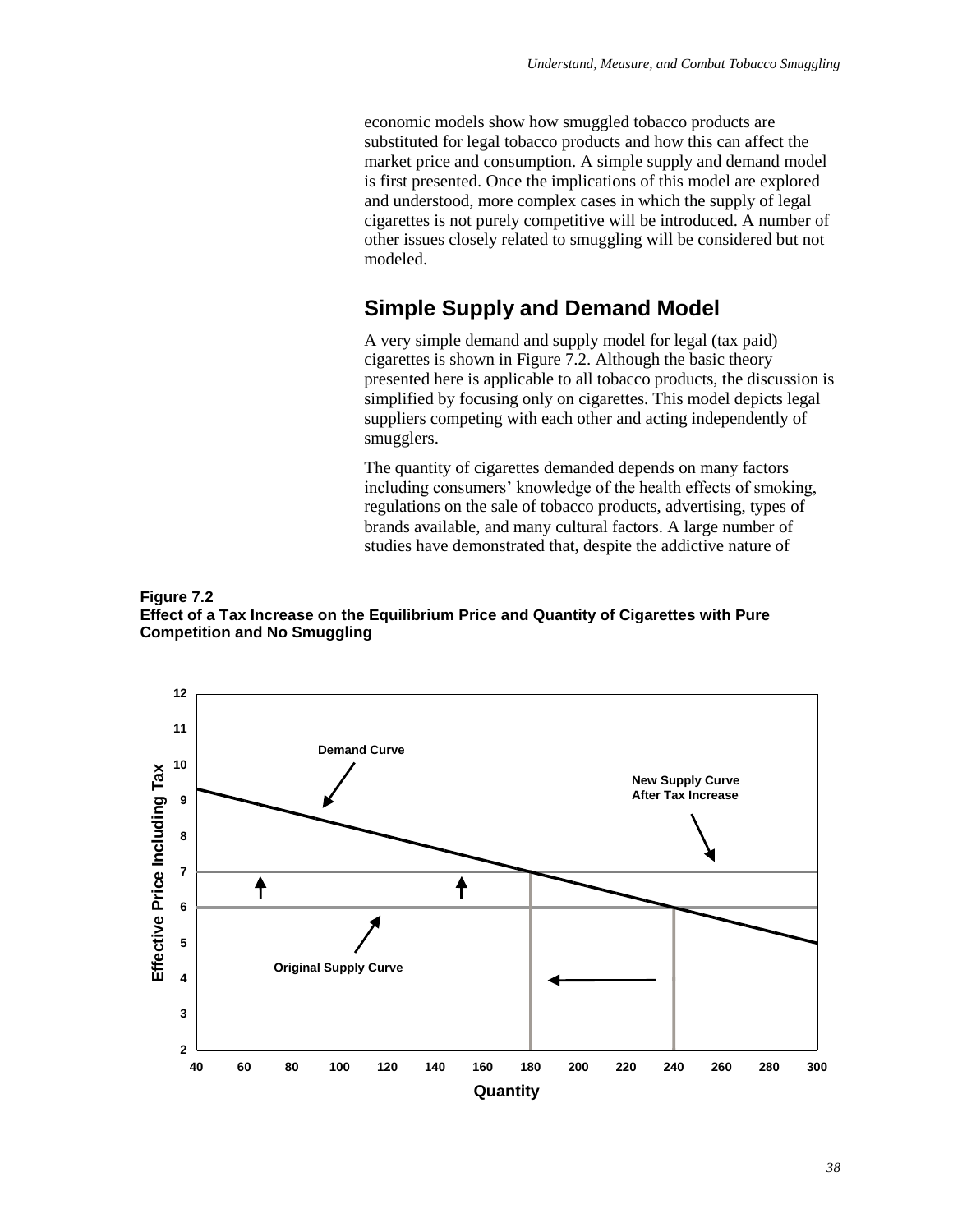economic models show how smuggled tobacco products are substituted for legal tobacco products and how this can affect the market price and consumption. A simple supply and demand model is first presented. Once the implications of this model are explored and understood, more complex cases in which the supply of legal cigarettes is not purely competitive will be introduced. A number of other issues closely related to smuggling will be considered but not modeled.

## Simple Supply and Demand Model

A very simple demand and supply model for legal (tax paid) cigarettes is shown in Figure 7.2. Although the basic theory presented here is applicable to all tobacco products, the discussion is simplified by focusing only on cigarettes. This model depicts legal suppliers competing with each other and acting independently of smugglers.

The quantity of cigarettes demanded depends on many factors including consumers' knowledge of the health effects of smoking, regulations on the sale of tobacco products, advertising, types of brands available, and many cultural factors. A large number of studies have demonstrated that, despite the addictive nature of

**Figure 7.2**
**Effect of a Tax Increase on the Equilibrium Price and Quantity of Cigarettes with Pure Competition and No Smuggling**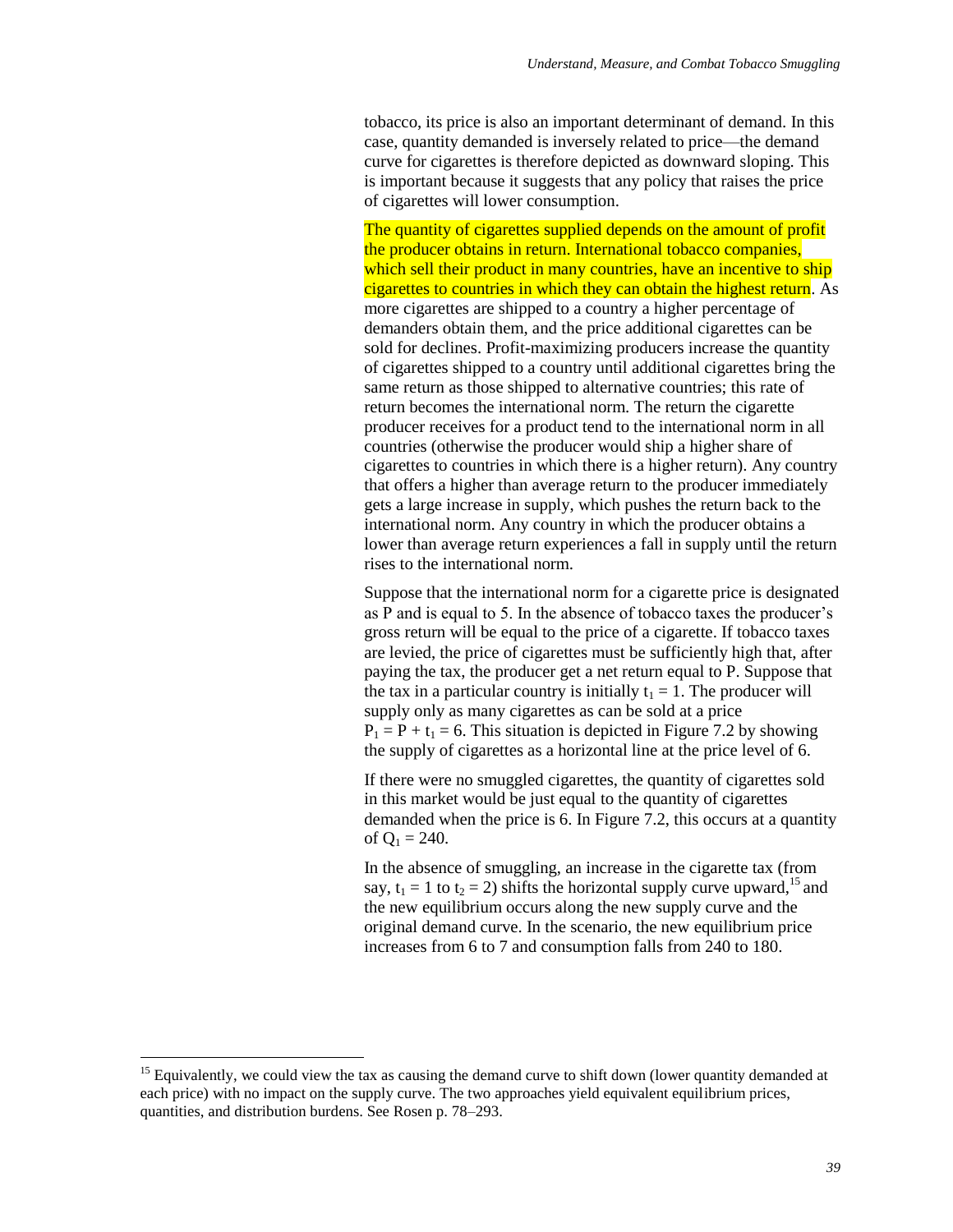tobacco, its price is also an important determinant of demand. In this case, quantity demanded is inversely related to price—the demand curve for cigarettes is therefore depicted as downward sloping. This is important because it suggests that any policy that raises the price of cigarettes will lower consumption.

The quantity of cigarettes supplied depends on the amount of profit the producer obtains in return. International tobacco companies, which sell their product in many countries, have an incentive to ship cigarettes to countries in which they can obtain the highest return. As more cigarettes are shipped to a country a higher percentage of demanders obtain them, and the price additional cigarettes can be sold for declines. Profit-maximizing producers increase the quantity of cigarettes shipped to a country until additional cigarettes bring the same return as those shipped to alternative countries; this rate of return becomes the international norm. The return the cigarette producer receives for a product tend to the international norm in all countries (otherwise the producer would ship a higher share of cigarettes to countries in which there is a higher return). Any country that offers a higher than average return to the producer immediately gets a large increase in supply, which pushes the return back to the international norm. Any country in which the producer obtains a lower than average return experiences a fall in supply until the return rises to the international norm.

Suppose that the international norm for a cigarette price is designated as P and is equal to 5. In the absence of tobacco taxes the producer's gross return will be equal to the price of a cigarette. If tobacco taxes are levied, the price of cigarettes must be sufficiently high that, after paying the tax, the producer get a net return equal to P. Suppose that the tax in a particular country is initially $t_1 = 1$. The producer will supply only as many cigarettes as can be sold at a price $P_1 = P + t_1 = 6$. This situation is depicted in Figure 7.2 by showing the supply of cigarettes as a horizontal line at the price level of 6.

If there were no smuggled cigarettes, the quantity of cigarettes sold in this market would be just equal to the quantity of cigarettes demanded when the price is 6. In Figure 7.2, this occurs at a quantity of $Q_1 = 240$.

In the absence of smuggling, an increase in the cigarette tax (from say, $t_1 = 1$ to $t_2 = 2$) shifts the horizontal supply curve upward,[15] and the new equilibrium occurs along the new supply curve and the original demand curve. In the scenario, the new equilibrium price increases from 6 to 7 and consumption falls from 240 to 180.

[15] Equivalently, we could view the tax as causing the demand curve to shift down (lower quantity demanded at each price) with no impact on the supply curve. The two approaches yield equivalent equilibrium prices, quantities, and distribution burdens. See Rosen p. 78–293.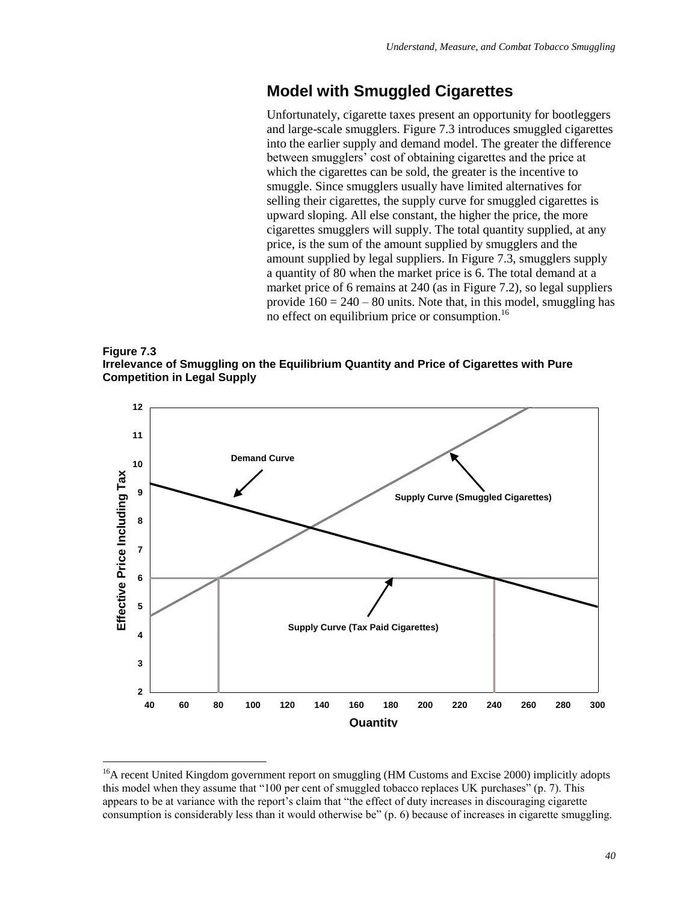## Model with Smuggled Cigarettes

Unfortunately, cigarette taxes present an opportunity for bootleggers and large-scale smugglers. Figure 7.3 introduces smuggled cigarettes into the earlier supply and demand model. The greater the difference between smugglers' cost of obtaining cigarettes and the price at which the cigarettes can be sold, the greater is the incentive to smuggle. Since smugglers usually have limited alternatives for selling their cigarettes, the supply curve for smuggled cigarettes is upward sloping. All else constant, the higher the price, the more cigarettes smugglers will supply. The total quantity supplied, at any price, is the sum of the amount supplied by smugglers and the amount supplied by legal suppliers. In Figure 7.3, smugglers supply a quantity of 80 when the market price is 6. The total demand at a market price of 6 remains at 240 (as in Figure 7.2), so legal suppliers provide 160 = 240 – 80 units. Note that, in this model, smuggling has no effect on equilibrium price or consumption.[16]

**Figure 7.3**
**Irrelevance of Smuggling on the Equilibrium Quantity and Price of Cigarettes with Pure Competition in Legal Supply**

[16]A recent United Kingdom government report on smuggling (HM Customs and Excise 2000) implicitly adopts this model when they assume that "100 per cent of smuggled tobacco replaces UK purchases" (p. 7). This appears to be at variance with the report's claim that "the effect of duty increases in discouraging cigarette consumption is considerably less than it would otherwise be" (p. 6) because of increases in cigarette smuggling.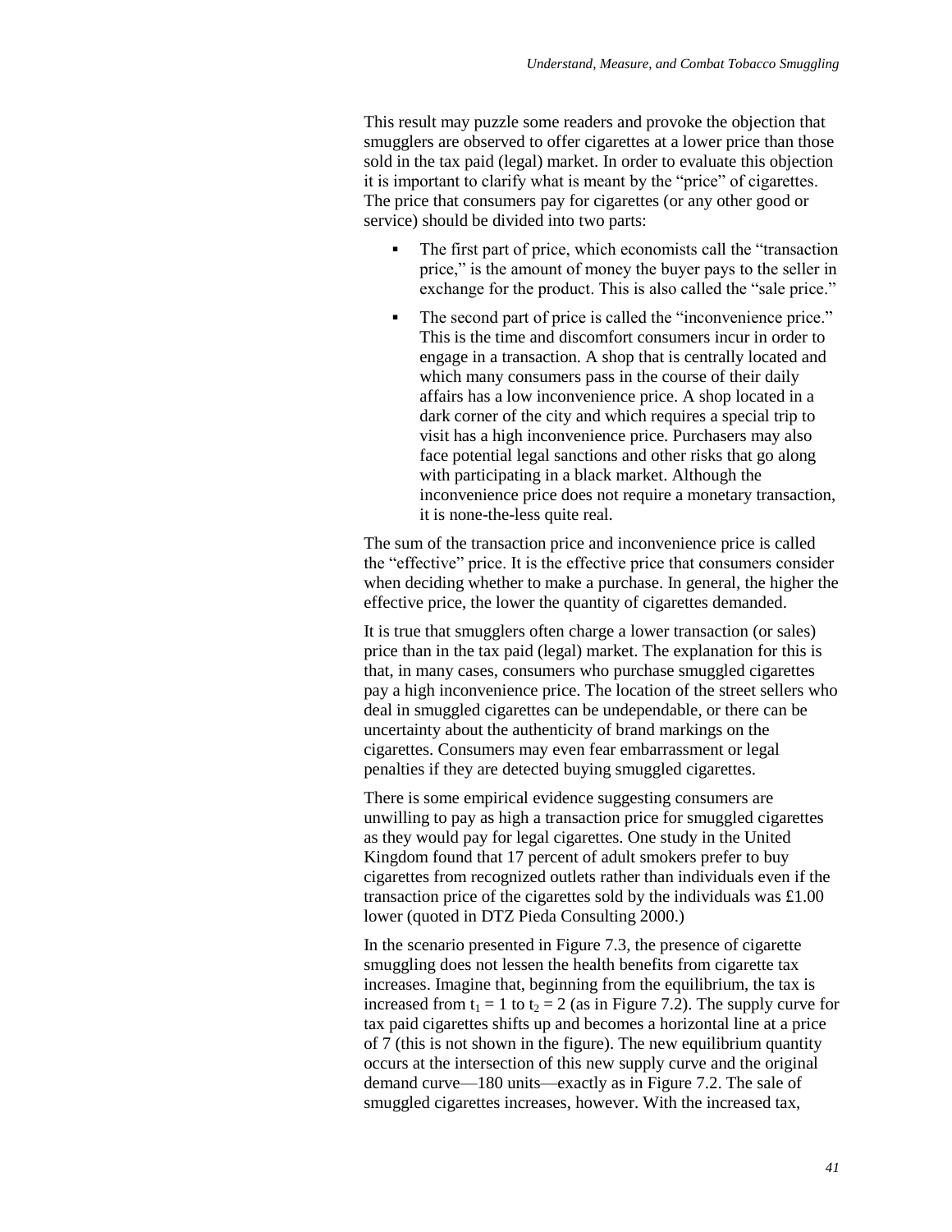This result may puzzle some readers and provoke the objection that smugglers are observed to offer cigarettes at a lower price than those sold in the tax paid (legal) market. In order to evaluate this objection it is important to clarify what is meant by the "price" of cigarettes. The price that consumers pay for cigarettes (or any other good or service) should be divided into two parts:

- The first part of price, which economists call the "transaction price," is the amount of money the buyer pays to the seller in exchange for the product. This is also called the "sale price."
- The second part of price is called the "inconvenience price." This is the time and discomfort consumers incur in order to engage in a transaction. A shop that is centrally located and which many consumers pass in the course of their daily affairs has a low inconvenience price. A shop located in a dark corner of the city and which requires a special trip to visit has a high inconvenience price. Purchasers may also face potential legal sanctions and other risks that go along with participating in a black market. Although the inconvenience price does not require a monetary transaction, it is none-the-less quite real.

The sum of the transaction price and inconvenience price is called the "effective" price. It is the effective price that consumers consider when deciding whether to make a purchase. In general, the higher the effective price, the lower the quantity of cigarettes demanded.

It is true that smugglers often charge a lower transaction (or sales) price than in the tax paid (legal) market. The explanation for this is that, in many cases, consumers who purchase smuggled cigarettes pay a high inconvenience price. The location of the street sellers who deal in smuggled cigarettes can be undependable, or there can be uncertainty about the authenticity of brand markings on the cigarettes. Consumers may even fear embarrassment or legal penalties if they are detected buying smuggled cigarettes.

There is some empirical evidence suggesting consumers are unwilling to pay as high a transaction price for smuggled cigarettes as they would pay for legal cigarettes. One study in the United Kingdom found that 17 percent of adult smokers prefer to buy cigarettes from recognized outlets rather than individuals even if the transaction price of the cigarettes sold by the individuals was £1.00 lower (quoted in DTZ Pieda Consulting 2000.)

In the scenario presented in Figure 7.3, the presence of cigarette smuggling does not lessen the health benefits from cigarette tax increases. Imagine that, beginning from the equilibrium, the tax is increased from $t_1 = 1$ to $t_2 = 2$ (as in Figure 7.2). The supply curve for tax paid cigarettes shifts up and becomes a horizontal line at a price of 7 (this is not shown in the figure). The new equilibrium quantity occurs at the intersection of this new supply curve and the original demand curve—180 units—exactly as in Figure 7.2. The sale of smuggled cigarettes increases, however. With the increased tax,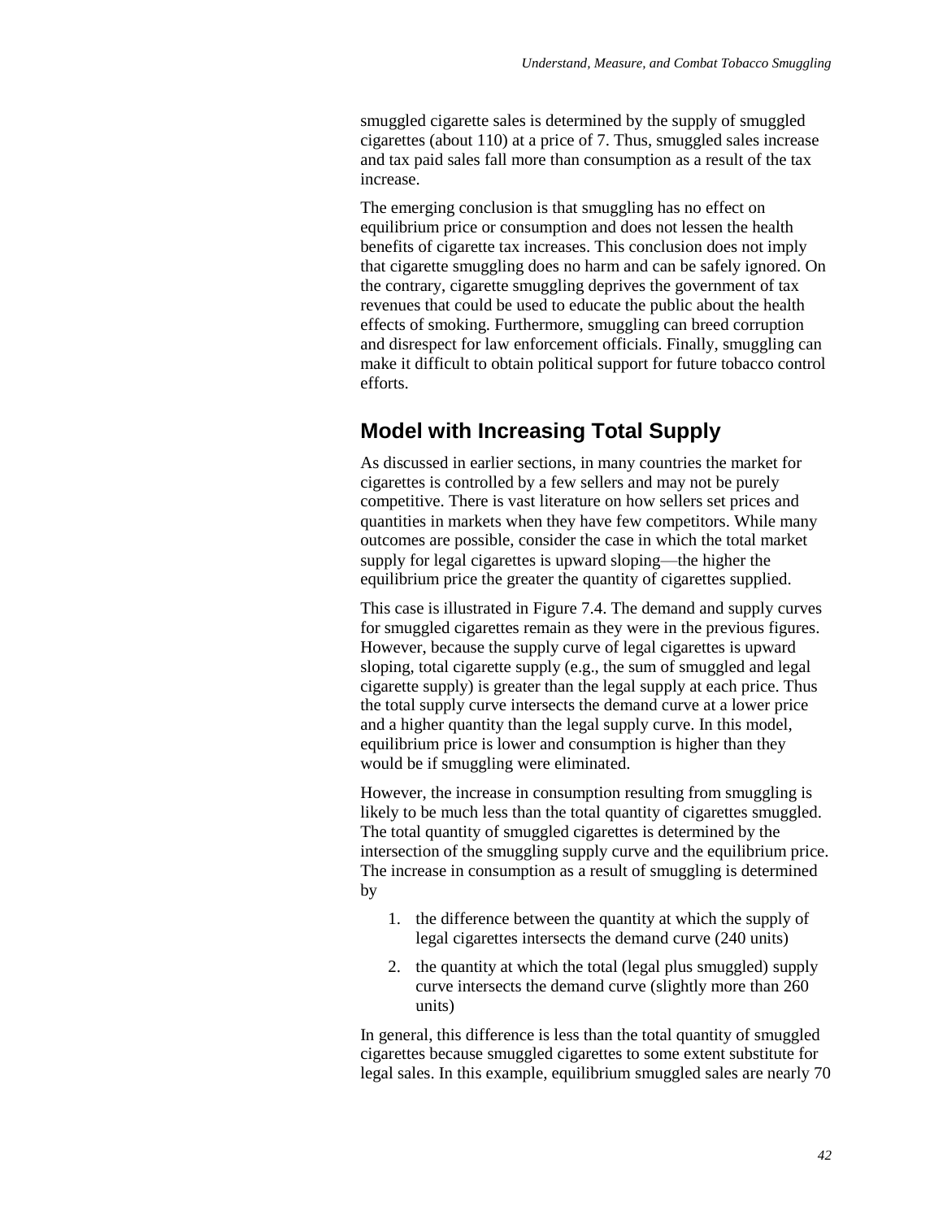smuggled cigarette sales is determined by the supply of smuggled cigarettes (about 110) at a price of 7. Thus, smuggled sales increase and tax paid sales fall more than consumption as a result of the tax increase.

The emerging conclusion is that smuggling has no effect on equilibrium price or consumption and does not lessen the health benefits of cigarette tax increases. This conclusion does not imply that cigarette smuggling does no harm and can be safely ignored. On the contrary, cigarette smuggling deprives the government of tax revenues that could be used to educate the public about the health effects of smoking. Furthermore, smuggling can breed corruption and disrespect for law enforcement officials. Finally, smuggling can make it difficult to obtain political support for future tobacco control efforts.

## Model with Increasing Total Supply

As discussed in earlier sections, in many countries the market for cigarettes is controlled by a few sellers and may not be purely competitive. There is vast literature on how sellers set prices and quantities in markets when they have few competitors. While many outcomes are possible, consider the case in which the total market supply for legal cigarettes is upward sloping—the higher the equilibrium price the greater the quantity of cigarettes supplied.

This case is illustrated in Figure 7.4. The demand and supply curves for smuggled cigarettes remain as they were in the previous figures. However, because the supply curve of legal cigarettes is upward sloping, total cigarette supply (e.g., the sum of smuggled and legal cigarette supply) is greater than the legal supply at each price. Thus the total supply curve intersects the demand curve at a lower price and a higher quantity than the legal supply curve. In this model, equilibrium price is lower and consumption is higher than they would be if smuggling were eliminated.

However, the increase in consumption resulting from smuggling is likely to be much less than the total quantity of cigarettes smuggled. The total quantity of smuggled cigarettes is determined by the intersection of the smuggling supply curve and the equilibrium price. The increase in consumption as a result of smuggling is determined by

1. the difference between the quantity at which the supply of legal cigarettes intersects the demand curve (240 units)
2. the quantity at which the total (legal plus smuggled) supply curve intersects the demand curve (slightly more than 260 units)

In general, this difference is less than the total quantity of smuggled cigarettes because smuggled cigarettes to some extent substitute for legal sales. In this example, equilibrium smuggled sales are nearly 70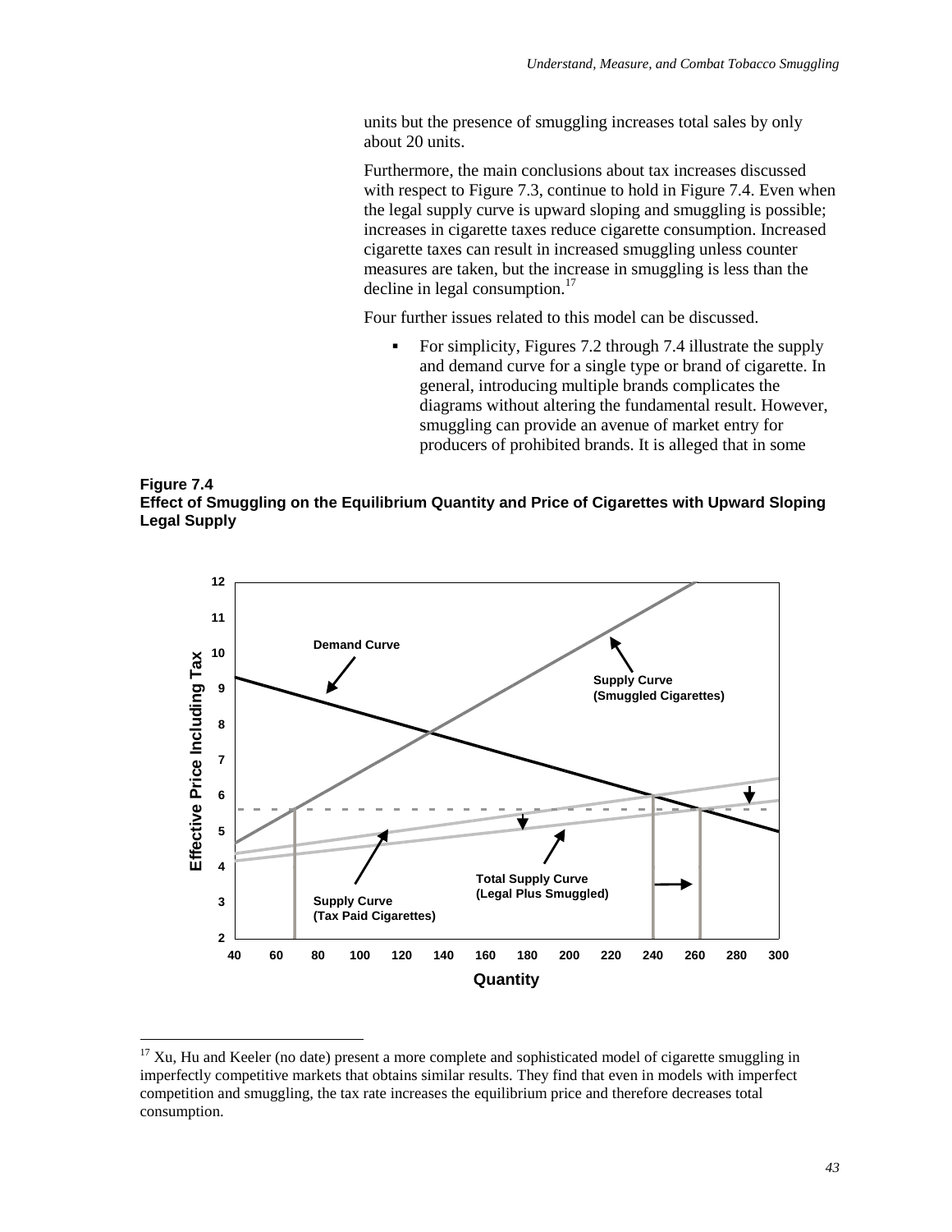units but the presence of smuggling increases total sales by only about 20 units.

Furthermore, the main conclusions about tax increases discussed with respect to Figure 7.3, continue to hold in Figure 7.4. Even when the legal supply curve is upward sloping and smuggling is possible; increases in cigarette taxes reduce cigarette consumption. Increased cigarette taxes can result in increased smuggling unless counter measures are taken, but the increase in smuggling is less than the decline in legal consumption.[17]

Four further issues related to this model can be discussed.

- For simplicity, Figures 7.2 through 7.4 illustrate the supply and demand curve for a single type or brand of cigarette. In general, introducing multiple brands complicates the diagrams without altering the fundamental result. However, smuggling can provide an avenue of market entry for producers of prohibited brands. It is alleged that in some

**Figure 7.4**
**Effect of Smuggling on the Equilibrium Quantity and Price of Cigarettes with Upward Sloping Legal Supply**

[17] Xu, Hu and Keeler (no date) present a more complete and sophisticated model of cigarette smuggling in imperfectly competitive markets that obtains similar results. They find that even in models with imperfect competition and smuggling, the tax rate increases the equilibrium price and therefore decreases total consumption.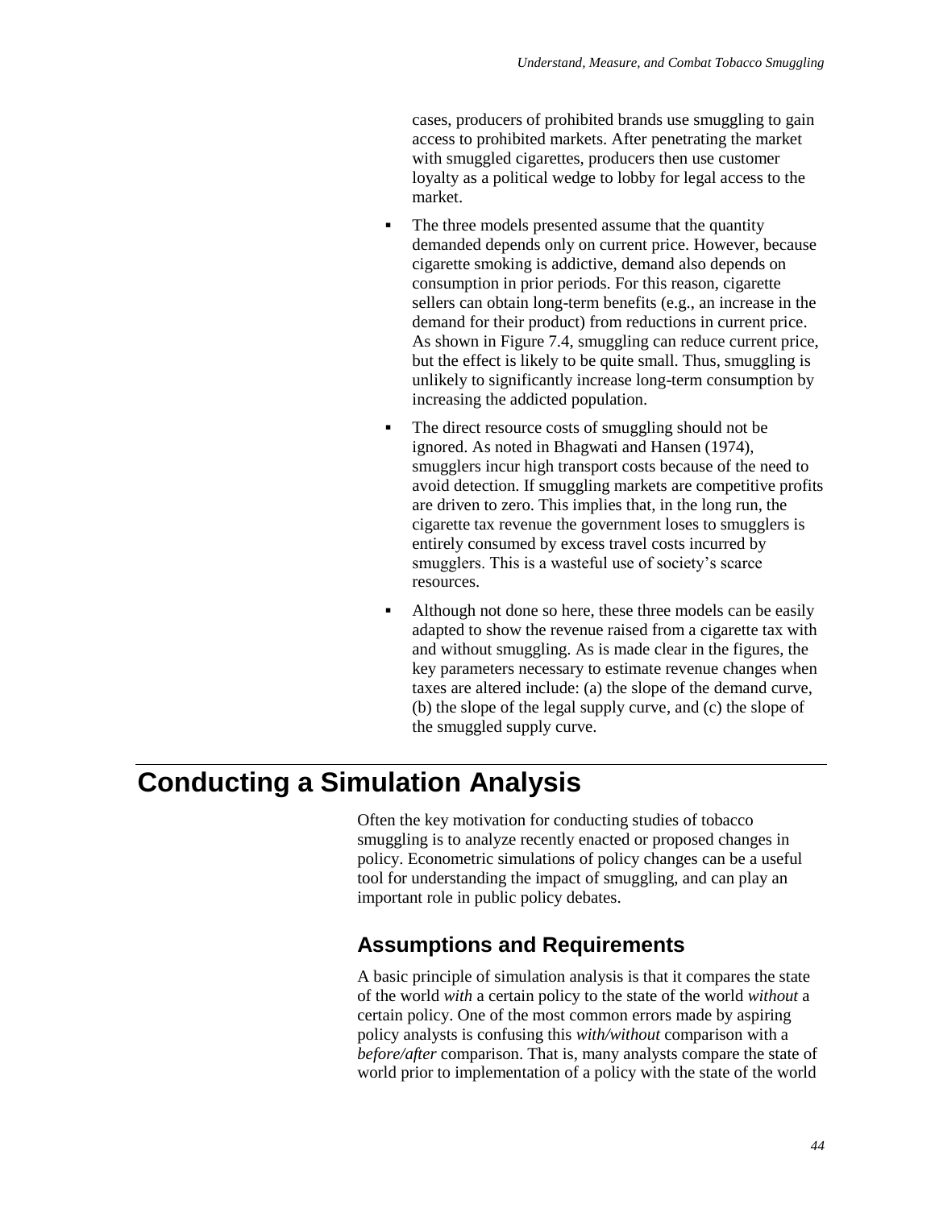cases, producers of prohibited brands use smuggling to gain access to prohibited markets. After penetrating the market with smuggled cigarettes, producers then use customer loyalty as a political wedge to lobby for legal access to the market.

- The three models presented assume that the quantity demanded depends only on current price. However, because cigarette smoking is addictive, demand also depends on consumption in prior periods. For this reason, cigarette sellers can obtain long-term benefits (e.g., an increase in the demand for their product) from reductions in current price. As shown in Figure 7.4, smuggling can reduce current price, but the effect is likely to be quite small. Thus, smuggling is unlikely to significantly increase long-term consumption by increasing the addicted population.
- The direct resource costs of smuggling should not be ignored. As noted in Bhagwati and Hansen (1974), smugglers incur high transport costs because of the need to avoid detection. If smuggling markets are competitive profits are driven to zero. This implies that, in the long run, the cigarette tax revenue the government loses to smugglers is entirely consumed by excess travel costs incurred by smugglers. This is a wasteful use of society's scarce resources.
- Although not done so here, these three models can be easily adapted to show the revenue raised from a cigarette tax with and without smuggling. As is made clear in the figures, the key parameters necessary to estimate revenue changes when taxes are altered include: (a) the slope of the demand curve, (b) the slope of the legal supply curve, and (c) the slope of the smuggled supply curve.

# Conducting a Simulation Analysis

Often the key motivation for conducting studies of tobacco smuggling is to analyze recently enacted or proposed changes in policy. Econometric simulations of policy changes can be a useful tool for understanding the impact of smuggling, and can play an important role in public policy debates.

## Assumptions and Requirements

A basic principle of simulation analysis is that it compares the state of the world *with* a certain policy to the state of the world *without* a certain policy. One of the most common errors made by aspiring policy analysts is confusing this *with/without* comparison with a *before/after* comparison. That is, many analysts compare the state of world prior to implementation of a policy with the state of the world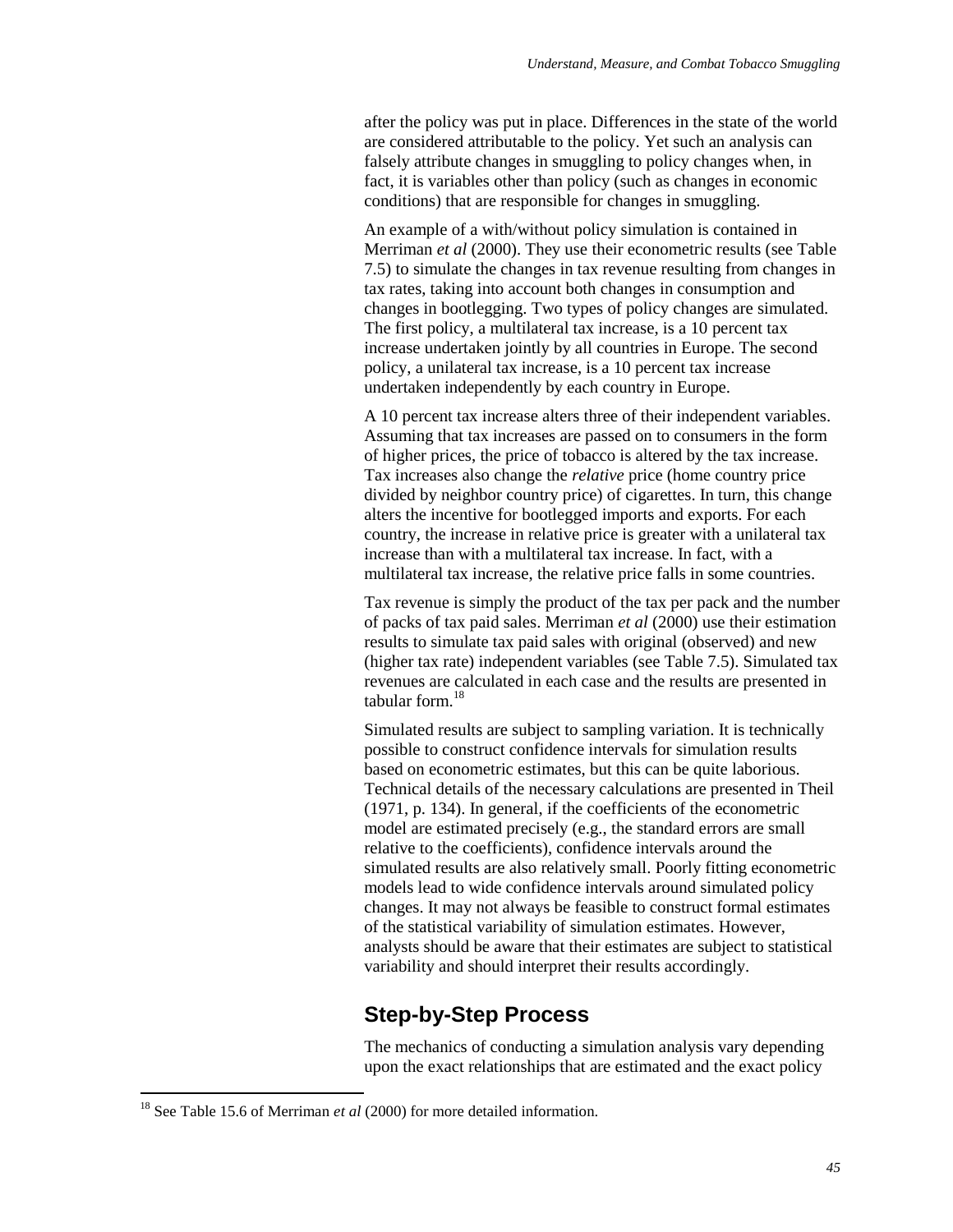after the policy was put in place. Differences in the state of the world are considered attributable to the policy. Yet such an analysis can falsely attribute changes in smuggling to policy changes when, in fact, it is variables other than policy (such as changes in economic conditions) that are responsible for changes in smuggling.

An example of a with/without policy simulation is contained in Merriman *et al* (2000). They use their econometric results (see Table 7.5) to simulate the changes in tax revenue resulting from changes in tax rates, taking into account both changes in consumption and changes in bootlegging. Two types of policy changes are simulated. The first policy, a multilateral tax increase, is a 10 percent tax increase undertaken jointly by all countries in Europe. The second policy, a unilateral tax increase, is a 10 percent tax increase undertaken independently by each country in Europe.

A 10 percent tax increase alters three of their independent variables. Assuming that tax increases are passed on to consumers in the form of higher prices, the price of tobacco is altered by the tax increase. Tax increases also change the *relative* price (home country price divided by neighbor country price) of cigarettes. In turn, this change alters the incentive for bootlegged imports and exports. For each country, the increase in relative price is greater with a unilateral tax increase than with a multilateral tax increase. In fact, with a multilateral tax increase, the relative price falls in some countries.

Tax revenue is simply the product of the tax per pack and the number of packs of tax paid sales. Merriman *et al* (2000) use their estimation results to simulate tax paid sales with original (observed) and new (higher tax rate) independent variables (see Table 7.5). Simulated tax revenues are calculated in each case and the results are presented in tabular form.[18]

Simulated results are subject to sampling variation. It is technically possible to construct confidence intervals for simulation results based on econometric estimates, but this can be quite laborious. Technical details of the necessary calculations are presented in Theil (1971, p. 134). In general, if the coefficients of the econometric model are estimated precisely (e.g., the standard errors are small relative to the coefficients), confidence intervals around the simulated results are also relatively small. Poorly fitting econometric models lead to wide confidence intervals around simulated policy changes. It may not always be feasible to construct formal estimates of the statistical variability of simulation estimates. However, analysts should be aware that their estimates are subject to statistical variability and should interpret their results accordingly.

## Step-by-Step Process

The mechanics of conducting a simulation analysis vary depending upon the exact relationships that are estimated and the exact policy

[18] See Table 15.6 of Merriman *et al* (2000) for more detailed information.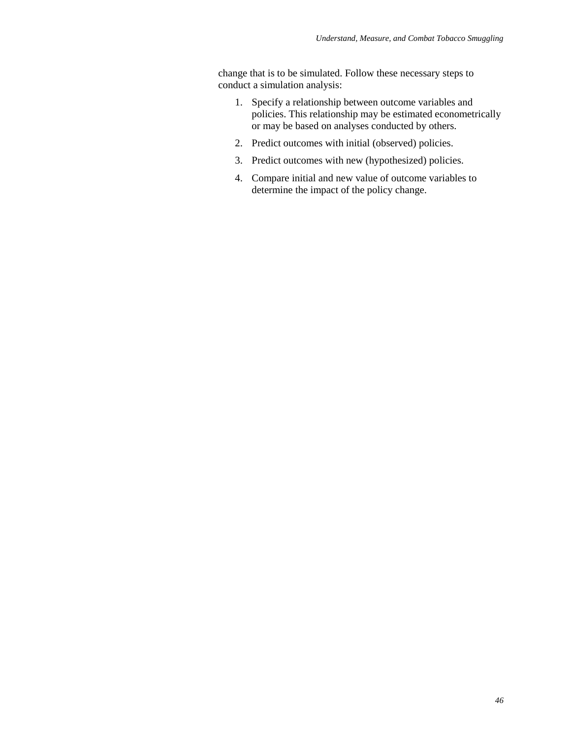change that is to be simulated. Follow these necessary steps to conduct a simulation analysis:

1. Specify a relationship between outcome variables and policies. This relationship may be estimated econometrically or may be based on analyses conducted by others.
2. Predict outcomes with initial (observed) policies.
3. Predict outcomes with new (hypothesized) policies.
4. Compare initial and new value of outcome variables to determine the impact of the policy change.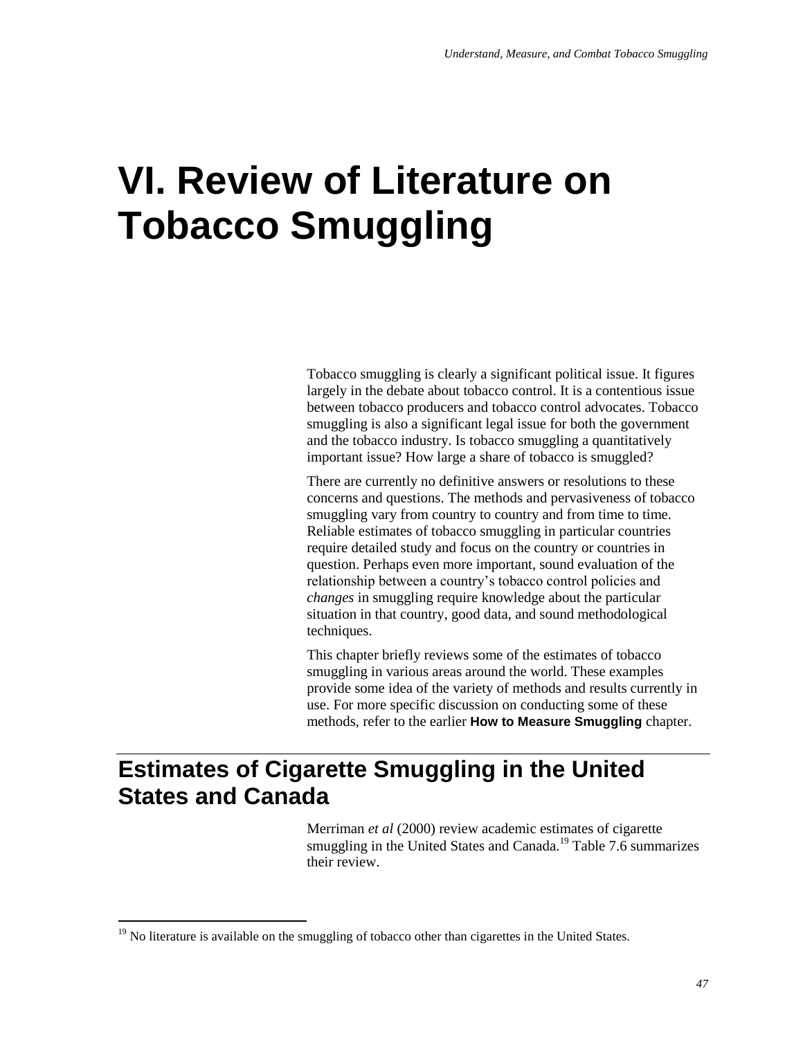# VI. Review of Literature on Tobacco Smuggling

Tobacco smuggling is clearly a significant political issue. It figures largely in the debate about tobacco control. It is a contentious issue between tobacco producers and tobacco control advocates. Tobacco smuggling is also a significant legal issue for both the government and the tobacco industry. Is tobacco smuggling a quantitatively important issue? How large a share of tobacco is smuggled?

There are currently no definitive answers or resolutions to these concerns and questions. The methods and pervasiveness of tobacco smuggling vary from country to country and from time to time. Reliable estimates of tobacco smuggling in particular countries require detailed study and focus on the country or countries in question. Perhaps even more important, sound evaluation of the relationship between a country's tobacco control policies and *changes* in smuggling require knowledge about the particular situation in that country, good data, and sound methodological techniques.

This chapter briefly reviews some of the estimates of tobacco smuggling in various areas around the world. These examples provide some idea of the variety of methods and results currently in use. For more specific discussion on conducting some of these methods, refer to the earlier **How to Measure Smuggling** chapter.

## Estimates of Cigarette Smuggling in the United States and Canada

Merriman *et al* (2000) review academic estimates of cigarette smuggling in the United States and Canada.[19] Table 7.6 summarizes their review.

[19] No literature is available on the smuggling of tobacco other than cigarettes in the United States.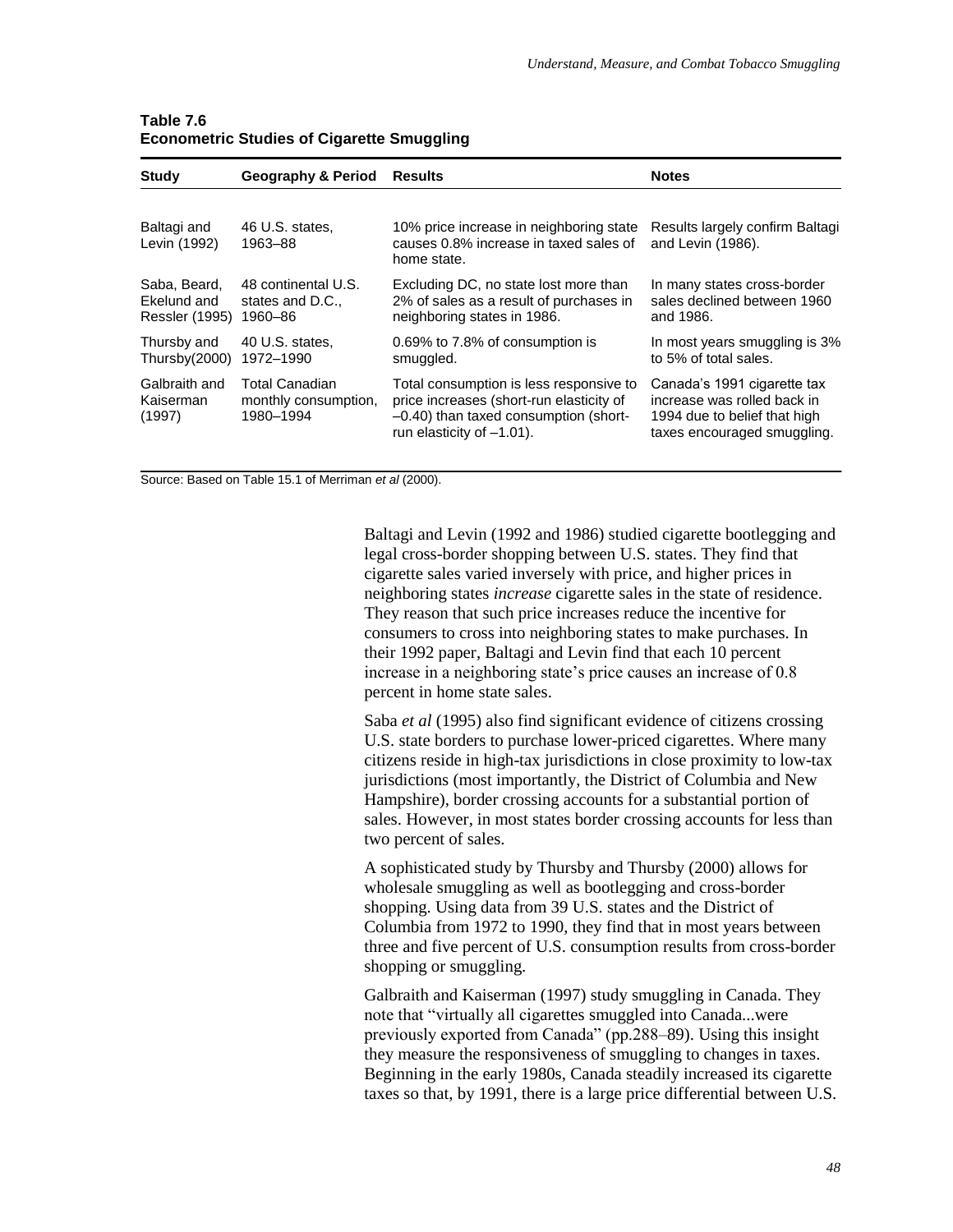**Table 7.6**
**Econometric Studies of Cigarette Smuggling**

| Study | Geography & Period | Results | Notes |
|---|---|---|---|
| Baltagi and Levin (1992) | 46 U.S. states, 1963–88 | 10% price increase in neighboring state causes 0.8% increase in taxed sales of home state. | Results largely confirm Baltagi and Levin (1986). |
| Saba, Beard, Ekelund and Ressler (1995) | 48 continental U.S. states and D.C., 1960–86 | Excluding DC, no state lost more than 2% of sales as a result of purchases in neighboring states in 1986. | In many states cross-border sales declined between 1960 and 1986. |
| Thursby and Thursby(2000) | 40 U.S. states, 1972–1990 | 0.69% to 7.8% of consumption is smuggled. | In most years smuggling is 3% to 5% of total sales. |
| Galbraith and Kaiserman (1997) | Total Canadian monthly consumption, 1980–1994 | Total consumption is less responsive to price increases (short-run elasticity of –0.40) than taxed consumption (short-run elasticity of –1.01). | Canada's 1991 cigarette tax increase was rolled back in 1994 due to belief that high taxes encouraged smuggling. |

Source: Based on Table 15.1 of Merriman *et al* (2000).

Baltagi and Levin (1992 and 1986) studied cigarette bootlegging and legal cross-border shopping between U.S. states. They find that cigarette sales varied inversely with price, and higher prices in neighboring states *increase* cigarette sales in the state of residence. They reason that such price increases reduce the incentive for consumers to cross into neighboring states to make purchases. In their 1992 paper, Baltagi and Levin find that each 10 percent increase in a neighboring state's price causes an increase of 0.8 percent in home state sales.

Saba *et al* (1995) also find significant evidence of citizens crossing U.S. state borders to purchase lower-priced cigarettes. Where many citizens reside in high-tax jurisdictions in close proximity to low-tax jurisdictions (most importantly, the District of Columbia and New Hampshire), border crossing accounts for a substantial portion of sales. However, in most states border crossing accounts for less than two percent of sales.

A sophisticated study by Thursby and Thursby (2000) allows for wholesale smuggling as well as bootlegging and cross-border shopping. Using data from 39 U.S. states and the District of Columbia from 1972 to 1990, they find that in most years between three and five percent of U.S. consumption results from cross-border shopping or smuggling.

Galbraith and Kaiserman (1997) study smuggling in Canada. They note that "virtually all cigarettes smuggled into Canada...were previously exported from Canada" (pp.288–89). Using this insight they measure the responsiveness of smuggling to changes in taxes. Beginning in the early 1980s, Canada steadily increased its cigarette taxes so that, by 1991, there is a large price differential between U.S.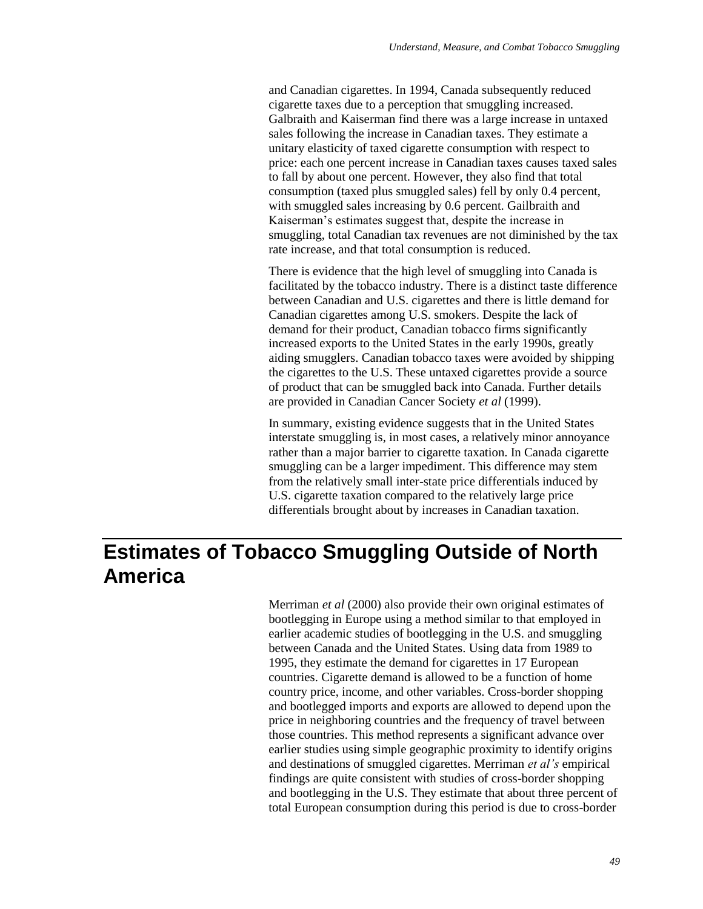and Canadian cigarettes. In 1994, Canada subsequently reduced cigarette taxes due to a perception that smuggling increased. Galbraith and Kaiserman find there was a large increase in untaxed sales following the increase in Canadian taxes. They estimate a unitary elasticity of taxed cigarette consumption with respect to price: each one percent increase in Canadian taxes causes taxed sales to fall by about one percent. However, they also find that total consumption (taxed plus smuggled sales) fell by only 0.4 percent, with smuggled sales increasing by 0.6 percent. Gailbraith and Kaiserman's estimates suggest that, despite the increase in smuggling, total Canadian tax revenues are not diminished by the tax rate increase, and that total consumption is reduced.

There is evidence that the high level of smuggling into Canada is facilitated by the tobacco industry. There is a distinct taste difference between Canadian and U.S. cigarettes and there is little demand for Canadian cigarettes among U.S. smokers. Despite the lack of demand for their product, Canadian tobacco firms significantly increased exports to the United States in the early 1990s, greatly aiding smugglers. Canadian tobacco taxes were avoided by shipping the cigarettes to the U.S. These untaxed cigarettes provide a source of product that can be smuggled back into Canada. Further details are provided in Canadian Cancer Society *et al* (1999).

In summary, existing evidence suggests that in the United States interstate smuggling is, in most cases, a relatively minor annoyance rather than a major barrier to cigarette taxation. In Canada cigarette smuggling can be a larger impediment. This difference may stem from the relatively small inter-state price differentials induced by U.S. cigarette taxation compared to the relatively large price differentials brought about by increases in Canadian taxation.

## Estimates of Tobacco Smuggling Outside of North America

Merriman *et al* (2000) also provide their own original estimates of bootlegging in Europe using a method similar to that employed in earlier academic studies of bootlegging in the U.S. and smuggling between Canada and the United States. Using data from 1989 to 1995, they estimate the demand for cigarettes in 17 European countries. Cigarette demand is allowed to be a function of home country price, income, and other variables. Cross-border shopping and bootlegged imports and exports are allowed to depend upon the price in neighboring countries and the frequency of travel between those countries. This method represents a significant advance over earlier studies using simple geographic proximity to identify origins and destinations of smuggled cigarettes. Merriman *et al's* empirical findings are quite consistent with studies of cross-border shopping and bootlegging in the U.S. They estimate that about three percent of total European consumption during this period is due to cross-border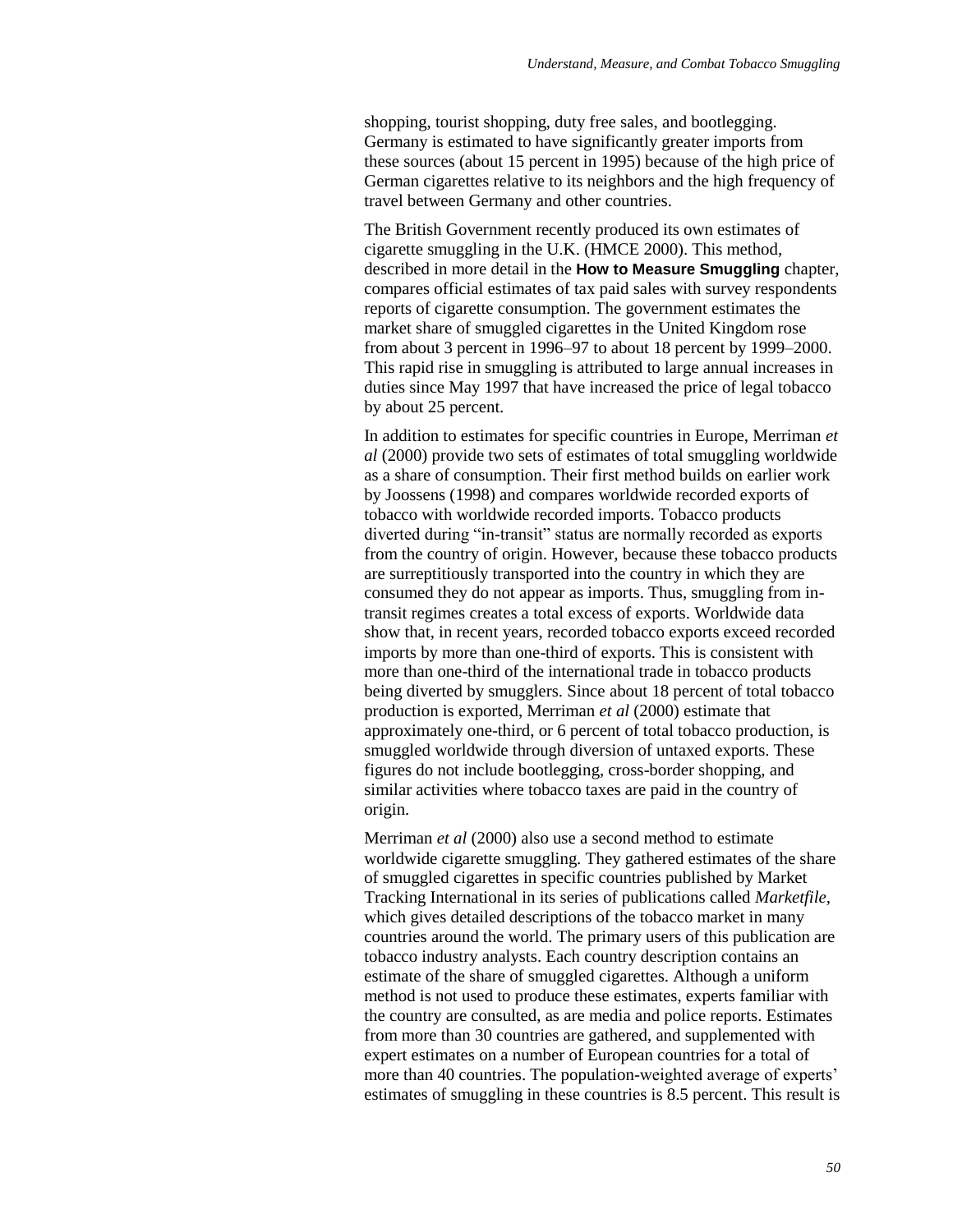shopping, tourist shopping, duty free sales, and bootlegging. Germany is estimated to have significantly greater imports from these sources (about 15 percent in 1995) because of the high price of German cigarettes relative to its neighbors and the high frequency of travel between Germany and other countries.

The British Government recently produced its own estimates of cigarette smuggling in the U.K. (HMCE 2000). This method, described in more detail in the **How to Measure Smuggling** chapter, compares official estimates of tax paid sales with survey respondents reports of cigarette consumption. The government estimates the market share of smuggled cigarettes in the United Kingdom rose from about 3 percent in 1996–97 to about 18 percent by 1999–2000. This rapid rise in smuggling is attributed to large annual increases in duties since May 1997 that have increased the price of legal tobacco by about 25 percent.

In addition to estimates for specific countries in Europe, Merriman *et al* (2000) provide two sets of estimates of total smuggling worldwide as a share of consumption. Their first method builds on earlier work by Joossens (1998) and compares worldwide recorded exports of tobacco with worldwide recorded imports. Tobacco products diverted during "in-transit" status are normally recorded as exports from the country of origin. However, because these tobacco products are surreptitiously transported into the country in which they are consumed they do not appear as imports. Thus, smuggling from in-transit regimes creates a total excess of exports. Worldwide data show that, in recent years, recorded tobacco exports exceed recorded imports by more than one-third of exports. This is consistent with more than one-third of the international trade in tobacco products being diverted by smugglers. Since about 18 percent of total tobacco production is exported, Merriman *et al* (2000) estimate that approximately one-third, or 6 percent of total tobacco production, is smuggled worldwide through diversion of untaxed exports. These figures do not include bootlegging, cross-border shopping, and similar activities where tobacco taxes are paid in the country of origin.

Merriman *et al* (2000) also use a second method to estimate worldwide cigarette smuggling. They gathered estimates of the share of smuggled cigarettes in specific countries published by Market Tracking International in its series of publications called *Marketfile*, which gives detailed descriptions of the tobacco market in many countries around the world. The primary users of this publication are tobacco industry analysts. Each country description contains an estimate of the share of smuggled cigarettes. Although a uniform method is not used to produce these estimates, experts familiar with the country are consulted, as are media and police reports. Estimates from more than 30 countries are gathered, and supplemented with expert estimates on a number of European countries for a total of more than 40 countries. The population-weighted average of experts' estimates of smuggling in these countries is 8.5 percent. This result is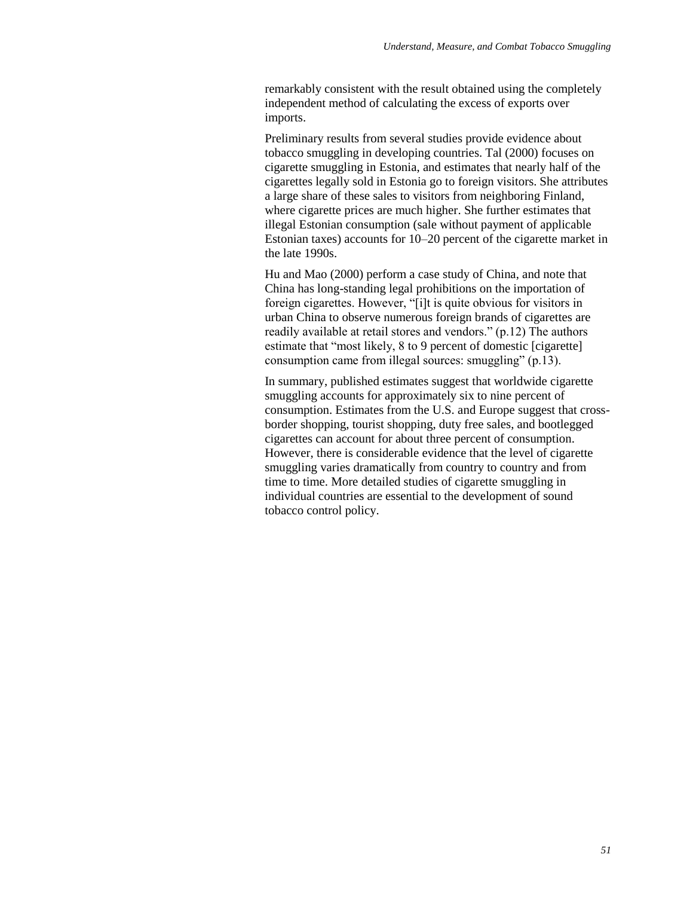remarkably consistent with the result obtained using the completely independent method of calculating the excess of exports over imports.

Preliminary results from several studies provide evidence about tobacco smuggling in developing countries. Tal (2000) focuses on cigarette smuggling in Estonia, and estimates that nearly half of the cigarettes legally sold in Estonia go to foreign visitors. She attributes a large share of these sales to visitors from neighboring Finland, where cigarette prices are much higher. She further estimates that illegal Estonian consumption (sale without payment of applicable Estonian taxes) accounts for 10–20 percent of the cigarette market in the late 1990s.

Hu and Mao (2000) perform a case study of China, and note that China has long-standing legal prohibitions on the importation of foreign cigarettes. However, "[i]t is quite obvious for visitors in urban China to observe numerous foreign brands of cigarettes are readily available at retail stores and vendors." (p.12) The authors estimate that "most likely, 8 to 9 percent of domestic [cigarette] consumption came from illegal sources: smuggling" (p.13).

In summary, published estimates suggest that worldwide cigarette smuggling accounts for approximately six to nine percent of consumption. Estimates from the U.S. and Europe suggest that cross-border shopping, tourist shopping, duty free sales, and bootlegged cigarettes can account for about three percent of consumption. However, there is considerable evidence that the level of cigarette smuggling varies dramatically from country to country and from time to time. More detailed studies of cigarette smuggling in individual countries are essential to the development of sound tobacco control policy.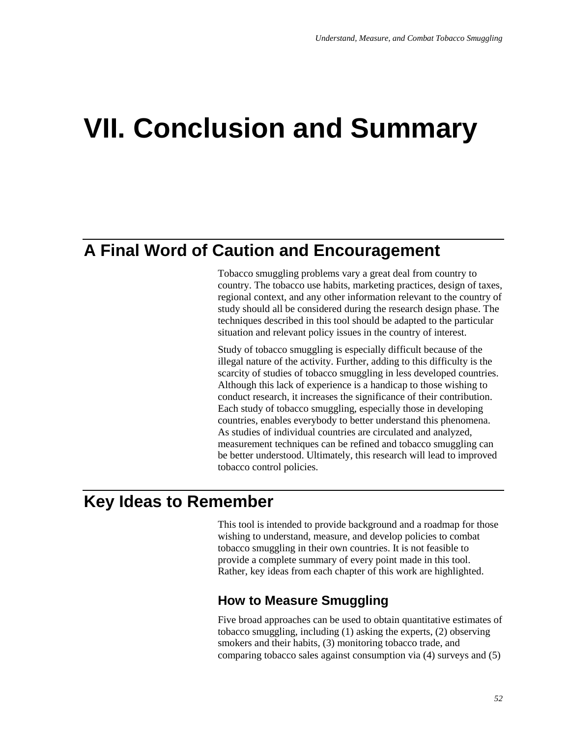# VII. Conclusion and Summary

## A Final Word of Caution and Encouragement

Tobacco smuggling problems vary a great deal from country to country. The tobacco use habits, marketing practices, design of taxes, regional context, and any other information relevant to the country of study should all be considered during the research design phase. The techniques described in this tool should be adapted to the particular situation and relevant policy issues in the country of interest.

Study of tobacco smuggling is especially difficult because of the illegal nature of the activity. Further, adding to this difficulty is the scarcity of studies of tobacco smuggling in less developed countries. Although this lack of experience is a handicap to those wishing to conduct research, it increases the significance of their contribution. Each study of tobacco smuggling, especially those in developing countries, enables everybody to better understand this phenomena. As studies of individual countries are circulated and analyzed, measurement techniques can be refined and tobacco smuggling can be better understood. Ultimately, this research will lead to improved tobacco control policies.

## Key Ideas to Remember

This tool is intended to provide background and a roadmap for those wishing to understand, measure, and develop policies to combat tobacco smuggling in their own countries. It is not feasible to provide a complete summary of every point made in this tool. Rather, key ideas from each chapter of this work are highlighted.

### How to Measure Smuggling

Five broad approaches can be used to obtain quantitative estimates of tobacco smuggling, including (1) asking the experts, (2) observing smokers and their habits, (3) monitoring tobacco trade, and comparing tobacco sales against consumption via (4) surveys and (5)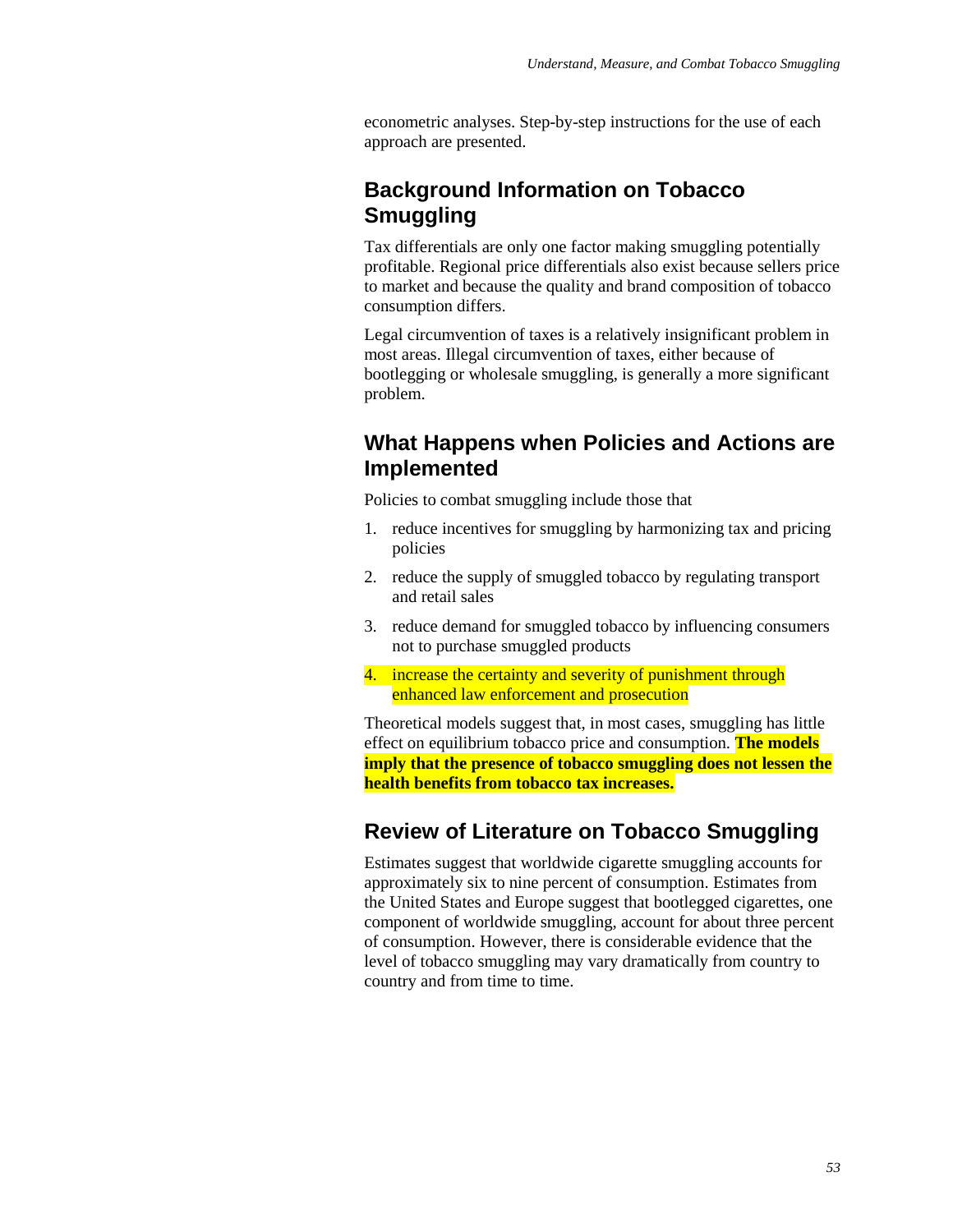econometric analyses. Step-by-step instructions for the use of each approach are presented.

## Background Information on Tobacco Smuggling

Tax differentials are only one factor making smuggling potentially profitable. Regional price differentials also exist because sellers price to market and because the quality and brand composition of tobacco consumption differs.

Legal circumvention of taxes is a relatively insignificant problem in most areas. Illegal circumvention of taxes, either because of bootlegging or wholesale smuggling, is generally a more significant problem.

## What Happens when Policies and Actions are Implemented

Policies to combat smuggling include those that

1. reduce incentives for smuggling by harmonizing tax and pricing policies
2. reduce the supply of smuggled tobacco by regulating transport and retail sales
3. reduce demand for smuggled tobacco by influencing consumers not to purchase smuggled products
4. increase the certainty and severity of punishment through enhanced law enforcement and prosecution

Theoretical models suggest that, in most cases, smuggling has little effect on equilibrium tobacco price and consumption. **The models imply that the presence of tobacco smuggling does not lessen the health benefits from tobacco tax increases.**

## Review of Literature on Tobacco Smuggling

Estimates suggest that worldwide cigarette smuggling accounts for approximately six to nine percent of consumption. Estimates from the United States and Europe suggest that bootlegged cigarettes, one component of worldwide smuggling, account for about three percent of consumption. However, there is considerable evidence that the level of tobacco smuggling may vary dramatically from country to country and from time to time.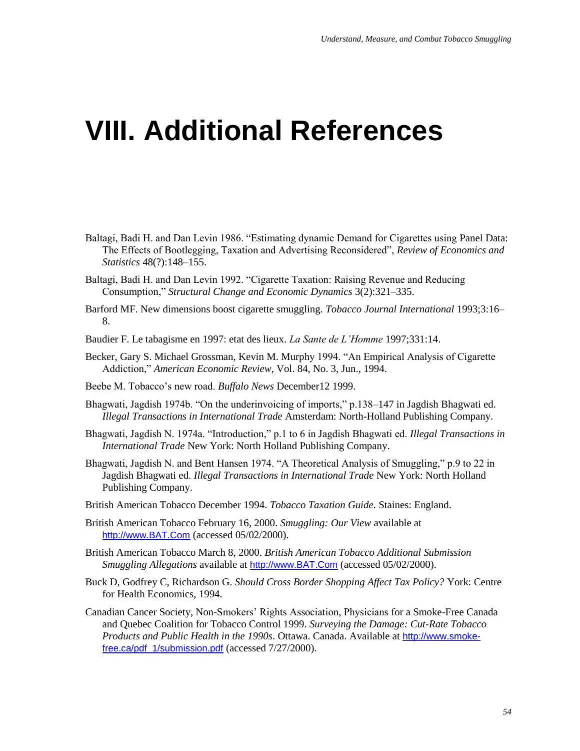# VIII. Additional References

Baltagi, Badi H. and Dan Levin 1986. "Estimating dynamic Demand for Cigarettes using Panel Data: The Effects of Bootlegging, Taxation and Advertising Reconsidered", *Review of Economics and Statistics* 48(?):148–155.

Baltagi, Badi H. and Dan Levin 1992. "Cigarette Taxation: Raising Revenue and Reducing Consumption," *Structural Change and Economic Dynamics* 3(2):321–335.

Barford MF. New dimensions boost cigarette smuggling. *Tobacco Journal International* 1993;3:16–8.

Baudier F. Le tabagisme en 1997: etat des lieux. *La Sante de L'Homme* 1997;331:14.

Becker, Gary S. Michael Grossman, Kevin M. Murphy 1994. "An Empirical Analysis of Cigarette Addiction," *American Economic Review*, Vol. 84, No. 3, Jun., 1994.

Beebe M. Tobacco's new road. *Buffalo News* December12 1999.

Bhagwati, Jagdish 1974b. "On the underinvoicing of imports," p.138–147 in Jagdish Bhagwati ed. *Illegal Transactions in International Trade* Amsterdam: North-Holland Publishing Company.

Bhagwati, Jagdish N. 1974a. "Introduction," p.1 to 6 in Jagdish Bhagwati ed. *Illegal Transactions in International Trade* New York: North Holland Publishing Company.

Bhagwati, Jagdish N. and Bent Hansen 1974. "A Theoretical Analysis of Smuggling," p.9 to 22 in Jagdish Bhagwati ed. *Illegal Transactions in International Trade* New York: North Holland Publishing Company.

British American Tobacco December 1994. *Tobacco Taxation Guide*. Staines: England.

British American Tobacco February 16, 2000. *Smuggling: Our View* available at http://www.BAT.Com (accessed 05/02/2000).

British American Tobacco March 8, 2000. *British American Tobacco Additional Submission Smuggling Allegations* available at http://www.BAT.Com (accessed 05/02/2000).

Buck D, Godfrey C, Richardson G. *Should Cross Border Shopping Affect Tax Policy?* York: Centre for Health Economics, 1994.

Canadian Cancer Society, Non-Smokers' Rights Association, Physicians for a Smoke-Free Canada and Quebec Coalition for Tobacco Control 1999. *Surveying the Damage: Cut-Rate Tobacco Products and Public Health in the 1990s*. Ottawa. Canada. Available at http://www.smoke-free.ca/pdf_1/submission.pdf (accessed 7/27/2000).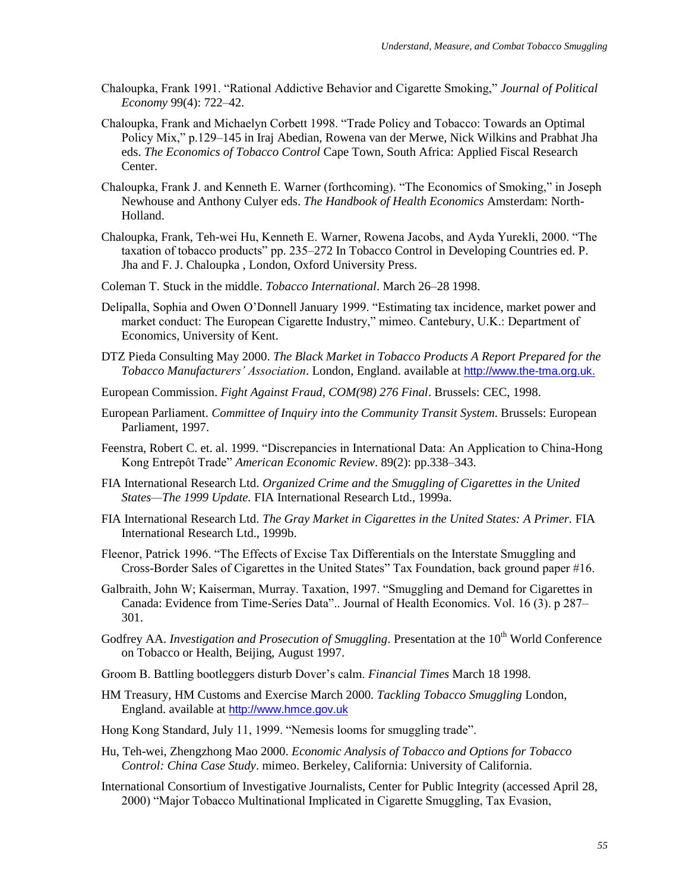Chaloupka, Frank 1991. "Rational Addictive Behavior and Cigarette Smoking," *Journal of Political Economy* 99(4): 722–42.

Chaloupka, Frank and Michaelyn Corbett 1998. "Trade Policy and Tobacco: Towards an Optimal Policy Mix," p.129–145 in Iraj Abedian, Rowena van der Merwe, Nick Wilkins and Prabhat Jha eds. *The Economics of Tobacco Control* Cape Town, South Africa: Applied Fiscal Research Center.

Chaloupka, Frank J. and Kenneth E. Warner (forthcoming). "The Economics of Smoking," in Joseph Newhouse and Anthony Culyer eds. *The Handbook of Health Economics* Amsterdam: North-Holland.

Chaloupka, Frank, Teh-wei Hu, Kenneth E. Warner, Rowena Jacobs, and Ayda Yurekli, 2000. "The taxation of tobacco products" pp. 235–272 In Tobacco Control in Developing Countries ed. P. Jha and F. J. Chaloupka , London, Oxford University Press.

Coleman T. Stuck in the middle. *Tobacco International*. March 26–28 1998.

Delipalla, Sophia and Owen O'Donnell January 1999. "Estimating tax incidence, market power and market conduct: The European Cigarette Industry," mimeo. Cantebury, U.K.: Department of Economics, University of Kent.

DTZ Pieda Consulting May 2000. *The Black Market in Tobacco Products A Report Prepared for the Tobacco Manufacturers' Association*. London, England. available at http://www.the-tma.org.uk.

European Commission. *Fight Against Fraud, COM(98) 276 Final*. Brussels: CEC, 1998.

European Parliament. *Committee of Inquiry into the Community Transit System*. Brussels: European Parliament, 1997.

Feenstra, Robert C. et. al. 1999. "Discrepancies in International Data: An Application to China-Hong Kong Entrepôt Trade" *American Economic Review*. 89(2): pp.338–343.

FIA International Research Ltd. *Organized Crime and the Smuggling of Cigarettes in the United States—The 1999 Update.* FIA International Research Ltd., 1999a.

FIA International Research Ltd. *The Gray Market in Cigarettes in the United States: A Primer.* FIA International Research Ltd., 1999b.

Fleenor, Patrick 1996. "The Effects of Excise Tax Differentials on the Interstate Smuggling and Cross-Border Sales of Cigarettes in the United States" Tax Foundation, back ground paper #16.

Galbraith, John W; Kaiserman, Murray. Taxation, 1997. "Smuggling and Demand for Cigarettes in Canada: Evidence from Time-Series Data".. Journal of Health Economics. Vol. 16 (3). p 287–301.

Godfrey AA. *Investigation and Prosecution of Smuggling*. Presentation at the 10th World Conference on Tobacco or Health, Beijing, August 1997.

Groom B. Battling bootleggers disturb Dover's calm. *Financial Times* March 18 1998.

HM Treasury, HM Customs and Exercise March 2000. *Tackling Tobacco Smuggling* London, England. available at http://www.hmce.gov.uk

Hong Kong Standard, July 11, 1999. "Nemesis looms for smuggling trade".

Hu, Teh-wei, Zhengzhong Mao 2000. *Economic Analysis of Tobacco and Options for Tobacco Control: China Case Study*. mimeo. Berkeley, California: University of California.

International Consortium of Investigative Journalists, Center for Public Integrity (accessed April 28, 2000) "Major Tobacco Multinational Implicated in Cigarette Smuggling, Tax Evasion,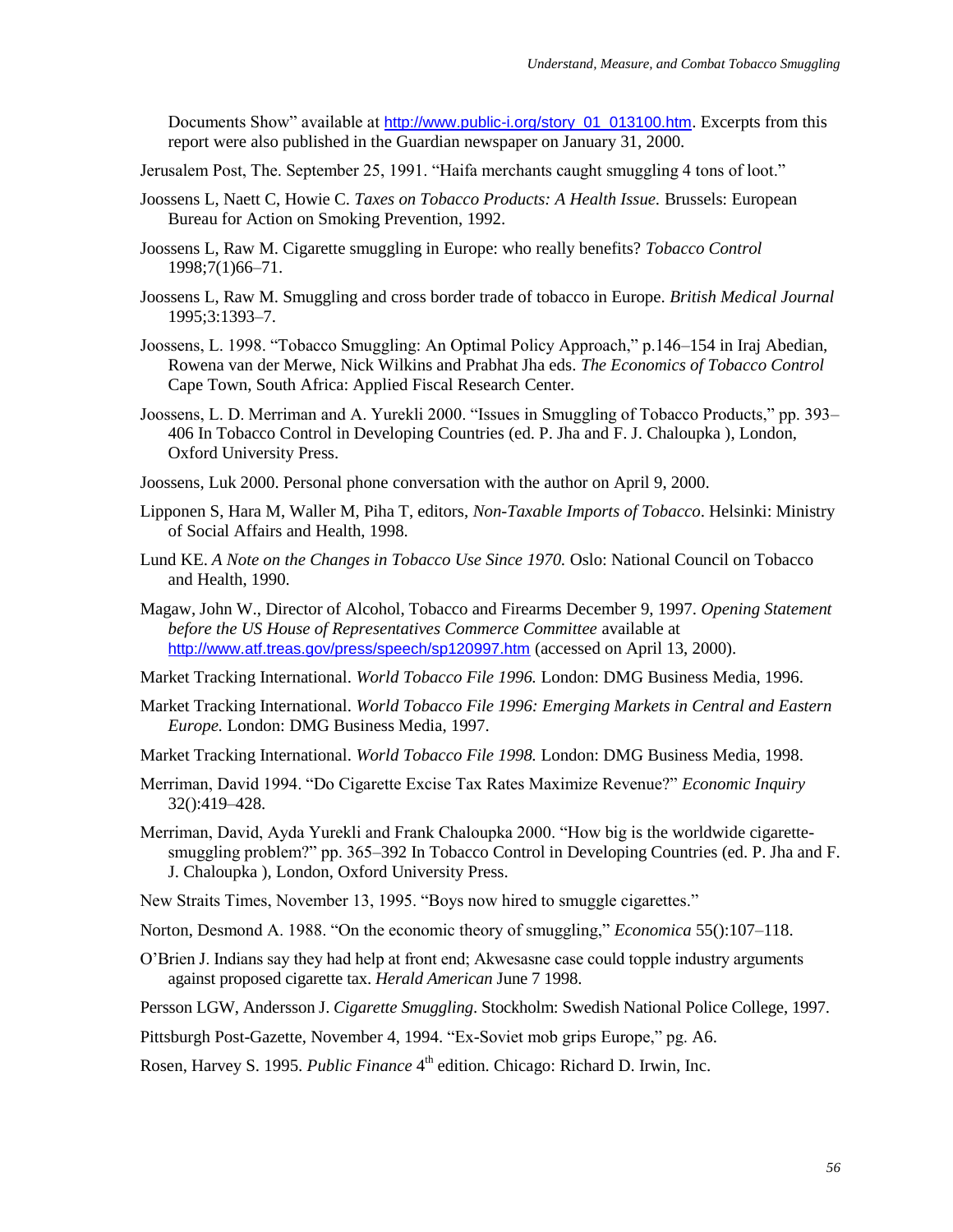Documents Show" available at http://www.public-i.org/story_01_013100.htm. Excerpts from this report were also published in the Guardian newspaper on January 31, 2000.

Jerusalem Post, The. September 25, 1991. "Haifa merchants caught smuggling 4 tons of loot."

Joossens L, Naett C, Howie C. *Taxes on Tobacco Products: A Health Issue.* Brussels: European Bureau for Action on Smoking Prevention, 1992.

Joossens L, Raw M. Cigarette smuggling in Europe: who really benefits? *Tobacco Control* 1998;7(1)66–71.

Joossens L, Raw M. Smuggling and cross border trade of tobacco in Europe. *British Medical Journal* 1995;3:1393–7.

Joossens, L. 1998. "Tobacco Smuggling: An Optimal Policy Approach," p.146–154 in Iraj Abedian, Rowena van der Merwe, Nick Wilkins and Prabhat Jha eds. *The Economics of Tobacco Control* Cape Town, South Africa: Applied Fiscal Research Center.

Joossens, L. D. Merriman and A. Yurekli 2000. "Issues in Smuggling of Tobacco Products," pp. 393–406 In Tobacco Control in Developing Countries (ed. P. Jha and F. J. Chaloupka ), London, Oxford University Press.

Joossens, Luk 2000. Personal phone conversation with the author on April 9, 2000.

Lipponen S, Hara M, Waller M, Piha T, editors, *Non-Taxable Imports of Tobacco*. Helsinki: Ministry of Social Affairs and Health, 1998.

Lund KE. *A Note on the Changes in Tobacco Use Since 1970.* Oslo: National Council on Tobacco and Health, 1990.

Magaw, John W., Director of Alcohol, Tobacco and Firearms December 9, 1997. *Opening Statement before the US House of Representatives Commerce Committee* available at http://www.atf.treas.gov/press/speech/sp120997.htm (accessed on April 13, 2000).

Market Tracking International. *World Tobacco File 1996.* London: DMG Business Media, 1996.

Market Tracking International. *World Tobacco File 1996: Emerging Markets in Central and Eastern Europe.* London: DMG Business Media, 1997.

Market Tracking International. *World Tobacco File 1998.* London: DMG Business Media, 1998.

Merriman, David 1994. "Do Cigarette Excise Tax Rates Maximize Revenue?" *Economic Inquiry* 32():419–428.

Merriman, David, Ayda Yurekli and Frank Chaloupka 2000. "How big is the worldwide cigarette-smuggling problem?" pp. 365–392 In Tobacco Control in Developing Countries (ed. P. Jha and F. J. Chaloupka ), London, Oxford University Press.

New Straits Times, November 13, 1995. "Boys now hired to smuggle cigarettes."

Norton, Desmond A. 1988. "On the economic theory of smuggling," *Economica* 55():107–118.

O'Brien J. Indians say they had help at front end; Akwesasne case could topple industry arguments against proposed cigarette tax. *Herald American* June 7 1998.

Persson LGW, Andersson J. *Cigarette Smuggling.* Stockholm: Swedish National Police College, 1997.

Pittsburgh Post-Gazette, November 4, 1994. "Ex-Soviet mob grips Europe," pg. A6.

Rosen, Harvey S. 1995. *Public Finance* 4th edition. Chicago: Richard D. Irwin, Inc.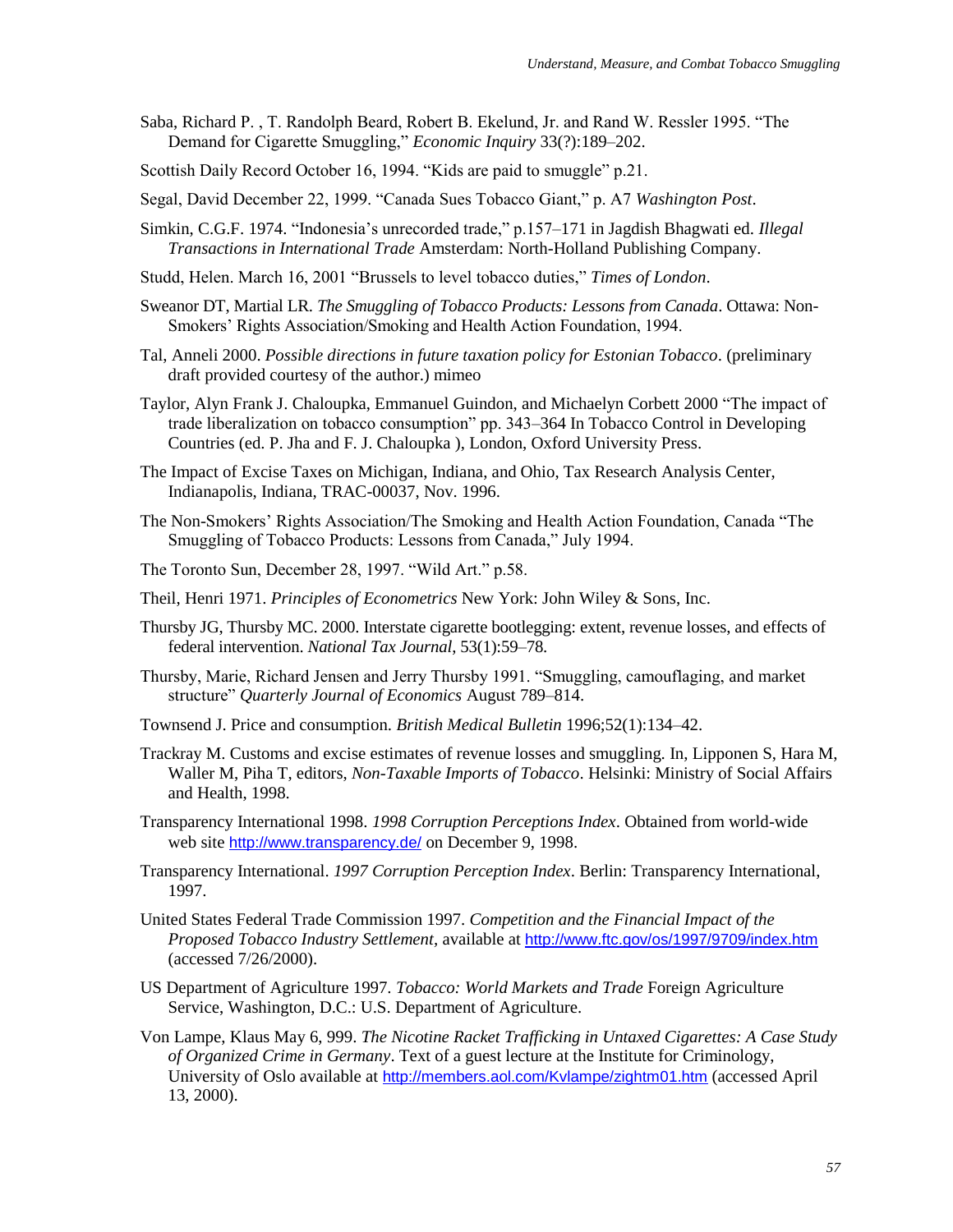Saba, Richard P. , T. Randolph Beard, Robert B. Ekelund, Jr. and Rand W. Ressler 1995. "The Demand for Cigarette Smuggling," *Economic Inquiry* 33(?):189–202.

Scottish Daily Record October 16, 1994. "Kids are paid to smuggle" p.21.

Segal, David December 22, 1999. "Canada Sues Tobacco Giant," p. A7 *Washington Post*.

Simkin, C.G.F. 1974. "Indonesia's unrecorded trade," p.157–171 in Jagdish Bhagwati ed. *Illegal Transactions in International Trade* Amsterdam: North-Holland Publishing Company.

Studd, Helen. March 16, 2001 "Brussels to level tobacco duties," *Times of London*.

Sweanor DT, Martial LR. *The Smuggling of Tobacco Products: Lessons from Canada*. Ottawa: Non-Smokers' Rights Association/Smoking and Health Action Foundation, 1994.

Tal, Anneli 2000. *Possible directions in future taxation policy for Estonian Tobacco*. (preliminary draft provided courtesy of the author.) mimeo

Taylor, Alyn Frank J. Chaloupka, Emmanuel Guindon, and Michaelyn Corbett 2000 "The impact of trade liberalization on tobacco consumption" pp. 343–364 In Tobacco Control in Developing Countries (ed. P. Jha and F. J. Chaloupka ), London, Oxford University Press.

The Impact of Excise Taxes on Michigan, Indiana, and Ohio, Tax Research Analysis Center, Indianapolis, Indiana, TRAC-00037, Nov. 1996.

The Non-Smokers' Rights Association/The Smoking and Health Action Foundation, Canada "The Smuggling of Tobacco Products: Lessons from Canada," July 1994.

The Toronto Sun, December 28, 1997. "Wild Art." p.58.

Theil, Henri 1971. *Principles of Econometrics* New York: John Wiley & Sons, Inc.

Thursby JG, Thursby MC. 2000. Interstate cigarette bootlegging: extent, revenue losses, and effects of federal intervention. *National Tax Journal*, 53(1):59–78.

Thursby, Marie, Richard Jensen and Jerry Thursby 1991. "Smuggling, camouflaging, and market structure" *Quarterly Journal of Economics* August 789–814.

Townsend J. Price and consumption. *British Medical Bulletin* 1996;52(1):134–42.

Trackray M. Customs and excise estimates of revenue losses and smuggling. In, Lipponen S, Hara M, Waller M, Piha T, editors, *Non-Taxable Imports of Tobacco*. Helsinki: Ministry of Social Affairs and Health, 1998.

Transparency International 1998. *1998 Corruption Perceptions Index*. Obtained from world-wide web site http://www.transparency.de/ on December 9, 1998.

Transparency International. *1997 Corruption Perception Index*. Berlin: Transparency International, 1997.

United States Federal Trade Commission 1997. *Competition and the Financial Impact of the Proposed Tobacco Industry Settlement*, available at http://www.ftc.gov/os/1997/9709/index.htm (accessed 7/26/2000).

US Department of Agriculture 1997. *Tobacco: World Markets and Trade* Foreign Agriculture Service, Washington, D.C.: U.S. Department of Agriculture.

Von Lampe, Klaus May 6, 999. *The Nicotine Racket Trafficking in Untaxed Cigarettes: A Case Study of Organized Crime in Germany*. Text of a guest lecture at the Institute for Criminology, University of Oslo available at http://members.aol.com/Kvlampe/zightm01.htm (accessed April 13, 2000).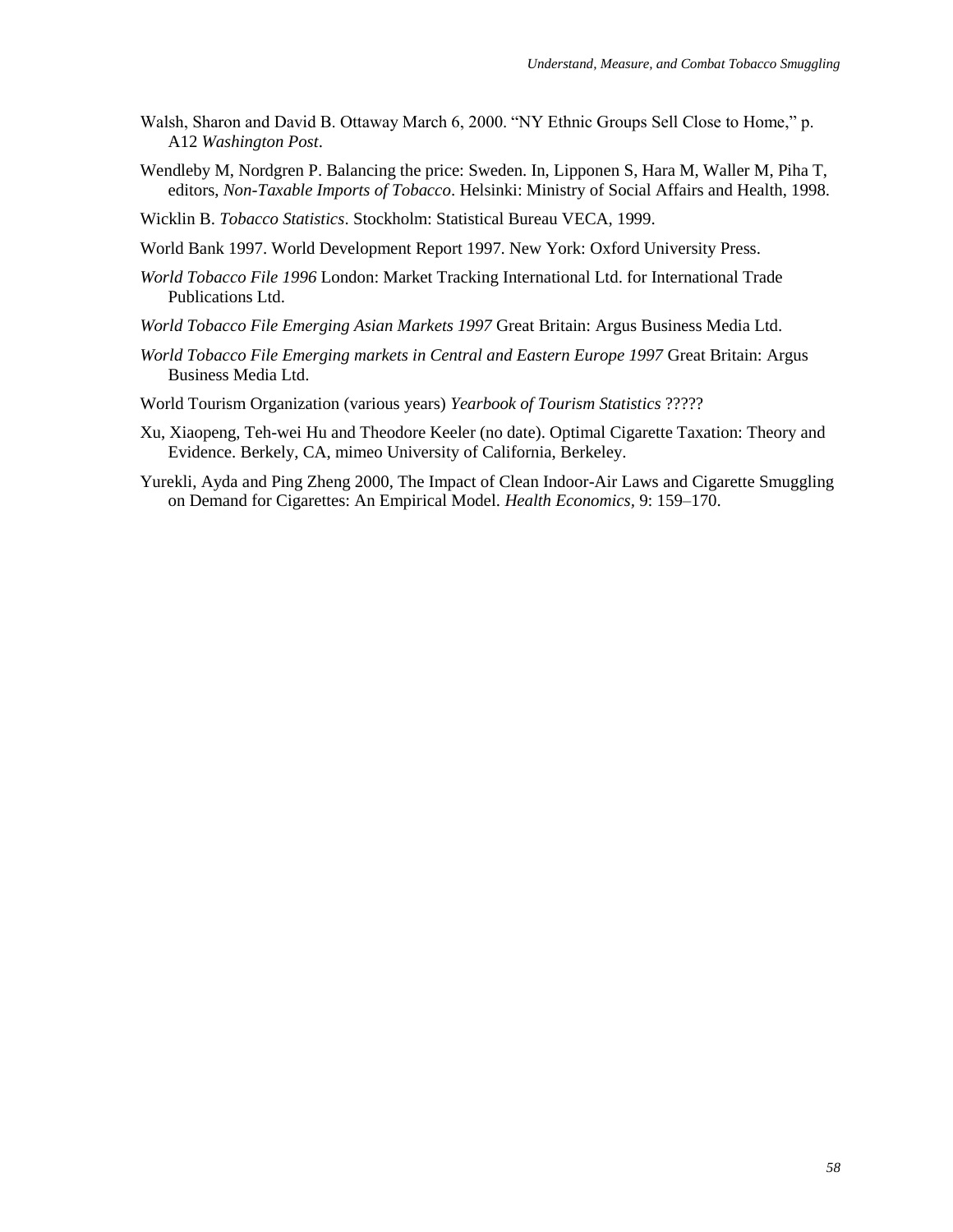Walsh, Sharon and David B. Ottaway March 6, 2000. "NY Ethnic Groups Sell Close to Home," p. A12 *Washington Post*.

Wendleby M, Nordgren P. Balancing the price: Sweden. In, Lipponen S, Hara M, Waller M, Piha T, editors, *Non-Taxable Imports of Tobacco*. Helsinki: Ministry of Social Affairs and Health, 1998.

Wicklin B. *Tobacco Statistics*. Stockholm: Statistical Bureau VECA, 1999.

World Bank 1997. World Development Report 1997. New York: Oxford University Press.

*World Tobacco File 1996* London: Market Tracking International Ltd. for International Trade Publications Ltd.

*World Tobacco File Emerging Asian Markets 1997* Great Britain: Argus Business Media Ltd.

*World Tobacco File Emerging markets in Central and Eastern Europe 1997* Great Britain: Argus Business Media Ltd.

World Tourism Organization (various years) *Yearbook of Tourism Statistics* ?????

Xu, Xiaopeng, Teh-wei Hu and Theodore Keeler (no date). Optimal Cigarette Taxation: Theory and Evidence. Berkely, CA, mimeo University of California, Berkeley.

Yurekli, Ayda and Ping Zheng 2000, The Impact of Clean Indoor-Air Laws and Cigarette Smuggling on Demand for Cigarettes: An Empirical Model. *Health Economics*, 9: 159–170.